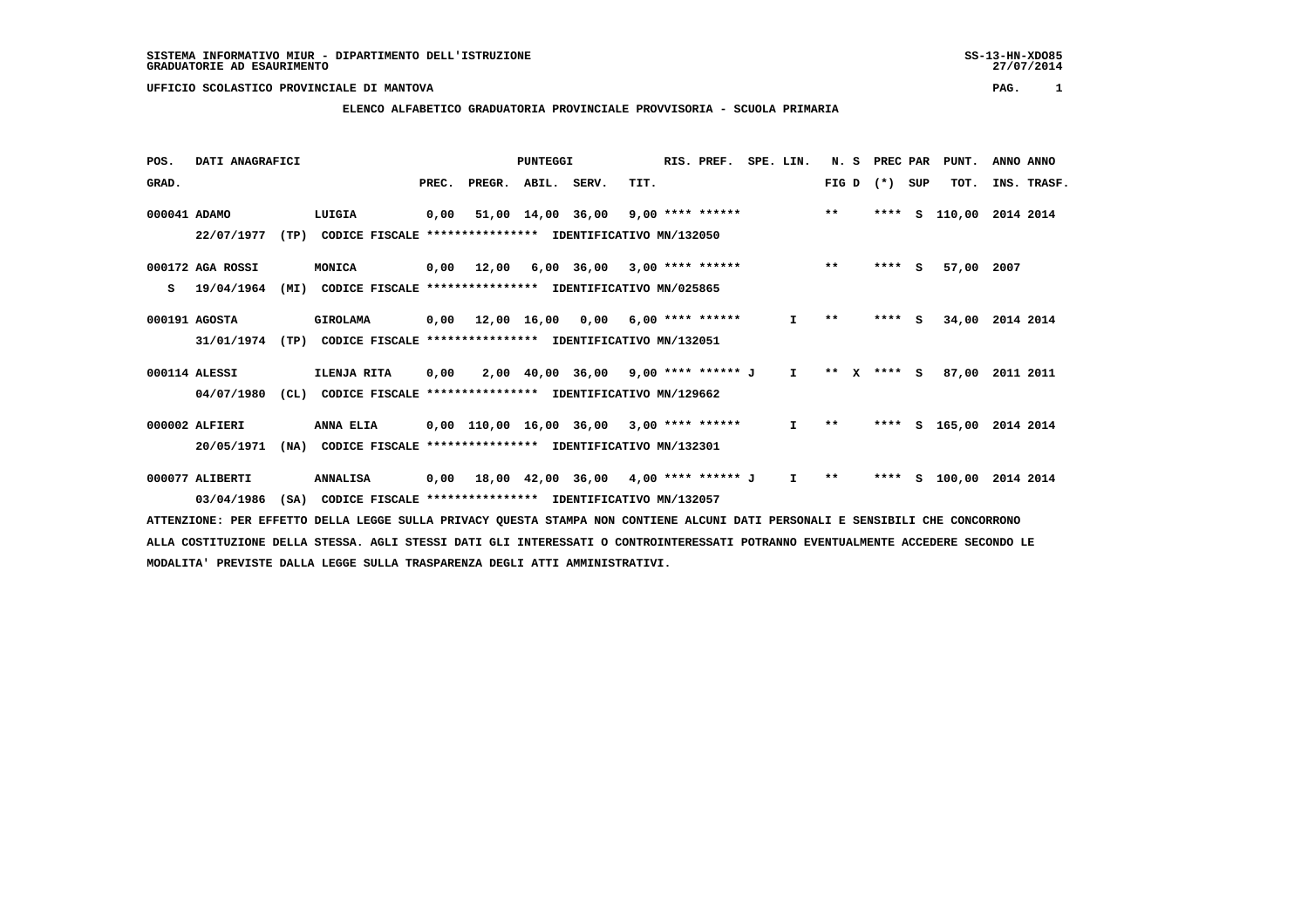SISTEMA INFORMATIVO MIUR - DIPARTIMENTO DELL'ISTRUZIONE
GRADUATORIE AD ESAURIMENTO

UFFICIO SCOLASTICO PROVINCIALE DI MANTOVA

## ELENCO ALFABETICO GRADUATORIA PROVINCIALE PROVVISORIA - SCUOLA PRIMARIA

| POS. GRAD. | DATI ANAGRAFICI | | PUNTEGGI PREC. | PREGR. | ABIL. | SERV. | TIT. | RIS. PREF. | SPE. LIN. | N. S FIG D | PREC PAR (*) | SUP | PUNT. TOT. | ANNO INS. | ANNO TRASF. |
|---|---|---|---|---|---|---|---|---|---|---|---|---|---|---|---|
| 000041 | ADAMO | LUIGIA | 0,00 | 51,00 | 14,00 | 36,00 | 9,00 | **** ****** | | ** | **** | S | 110,00 | 2014 | 2014 |
| | 22/07/1977 (TP) | CODICE FISCALE **************** IDENTIFICATIVO MN/132050 | | | | | | | | | | | | | |
| 000172 | AGA ROSSI | MONICA | 0,00 | 12,00 | 6,00 | 36,00 | 3,00 | **** ****** | | ** | **** | S | 57,00 | 2007 | |
| S | 19/04/1964 (MI) | CODICE FISCALE **************** IDENTIFICATIVO MN/025865 | | | | | | | | | | | | | |
| 000191 | AGOSTA | GIROLAMA | 0,00 | 12,00 | 16,00 | 0,00 | 6,00 | **** ****** | I | ** | **** | S | 34,00 | 2014 | 2014 |
| | 31/01/1974 (TP) | CODICE FISCALE **************** IDENTIFICATIVO MN/132051 | | | | | | | | | | | | | |
| 000114 | ALESSI | ILENJA RITA | 0,00 | 2,00 | 40,00 | 36,00 | 9,00 | **** ****** J | I | ** X | **** | S | 87,00 | 2011 | 2011 |
| | 04/07/1980 (CL) | CODICE FISCALE **************** IDENTIFICATIVO MN/129662 | | | | | | | | | | | | | |
| 000002 | ALFIERI | ANNA ELIA | 0,00 | 110,00 | 16,00 | 36,00 | 3,00 | **** ****** | I | ** | **** | S | 165,00 | 2014 | 2014 |
| | 20/05/1971 (NA) | CODICE FISCALE **************** IDENTIFICATIVO MN/132301 | | | | | | | | | | | | | |
| 000077 | ALIBERTI | ANNALISA | 0,00 | 18,00 | 42,00 | 36,00 | 4,00 | **** ****** J | I | ** | **** | S | 100,00 | 2014 | 2014 |
| | 03/04/1986 (SA) | CODICE FISCALE **************** IDENTIFICATIVO MN/132057 | | | | | | | | | | | | | |

ATTENZIONE: PER EFFETTO DELLA LEGGE SULLA PRIVACY QUESTA STAMPA NON CONTIENE ALCUNI DATI PERSONALI E SENSIBILI CHE CONCORRONO ALLA COSTITUZIONE DELLA STESSA. AGLI STESSI DATI GLI INTERESSATI O CONTROINTERESSATI POTRANNO EVENTUALMENTE ACCEDERE SECONDO LE MODALITA' PREVISTE DALLA LEGGE SULLA TRASPARENZA DEGLI ATTI AMMINISTRATIVI.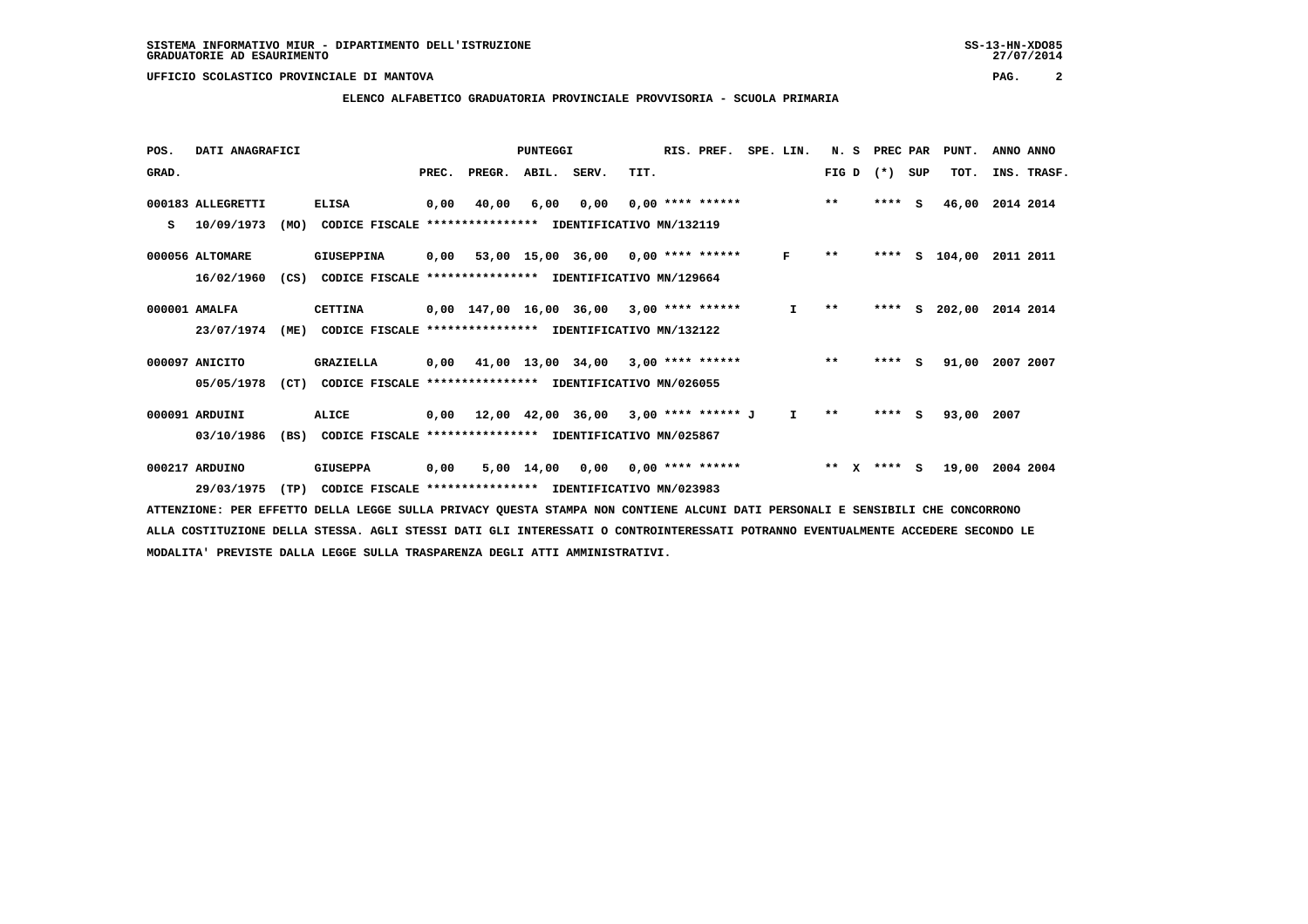SISTEMA INFORMATIVO MIUR - DIPARTIMENTO DELL'ISTRUZIONE
GRADUATORIE AD ESAURIMENTO

UFFICIO SCOLASTICO PROVINCIALE DI MANTOVA

## ELENCO ALFABETICO GRADUATORIA PROVINCIALE PROVVISORIA - SCUOLA PRIMARIA

| POS. GRAD. | DATI ANAGRAFICI | | PREC. | PREGR. | ABIL. | SERV. | TIT. | RIS. PREF. | SPE. LIN. | N. S FIG D | PREC PAR (*) SUP | PUNT. TOT. | ANNO INS. | ANNO TRASF. |
|---|---|---|---|---|---|---|---|---|---|---|---|---|---|---|
| 000183 | ALLEGRETTI | ELISA | 0,00 | 40,00 | 6,00 | 0,00 | 0,00 | **** ****** | | ** | **** S | 46,00 | 2014 | 2014 |
| S | 10/09/1973 (MO) | CODICE FISCALE **************** IDENTIFICATIVO MN/132119 | | | | | | | | | | | | |
| 000056 | ALTOMARE | GIUSEPPINA | 0,00 | 53,00 | 15,00 | 36,00 | 0,00 | **** ****** | F | ** | **** S | 104,00 | 2011 | 2011 |
| | 16/02/1960 (CS) | CODICE FISCALE **************** IDENTIFICATIVO MN/129664 | | | | | | | | | | | | |
| 000001 | AMALFA | CETTINA | 0,00 | 147,00 | 16,00 | 36,00 | 3,00 | **** ****** | I | ** | **** S | 202,00 | 2014 | 2014 |
| | 23/07/1974 (ME) | CODICE FISCALE **************** IDENTIFICATIVO MN/132122 | | | | | | | | | | | | |
| 000097 | ANICITO | GRAZIELLA | 0,00 | 41,00 | 13,00 | 34,00 | 3,00 | **** ****** | | ** | **** S | 91,00 | 2007 | 2007 |
| | 05/05/1978 (CT) | CODICE FISCALE **************** IDENTIFICATIVO MN/026055 | | | | | | | | | | | | |
| 000091 | ARDUINI | ALICE | 0,00 | 12,00 | 42,00 | 36,00 | 3,00 | **** ****** J | I | ** | **** S | 93,00 | 2007 | |
| | 03/10/1986 (BS) | CODICE FISCALE **************** IDENTIFICATIVO MN/025867 | | | | | | | | | | | | |
| 000217 | ARDUINO | GIUSEPPA | 0,00 | 5,00 | 14,00 | 0,00 | 0,00 | **** ****** | | ** X | **** S | 19,00 | 2004 | 2004 |
| | 29/03/1975 (TP) | CODICE FISCALE **************** IDENTIFICATIVO MN/023983 | | | | | | | | | | | | |

ATTENZIONE: PER EFFETTO DELLA LEGGE SULLA PRIVACY QUESTA STAMPA NON CONTIENE ALCUNI DATI PERSONALI E SENSIBILI CHE CONCORRONO ALLA COSTITUZIONE DELLA STESSA. AGLI STESSI DATI GLI INTERESSATI O CONTROINTERESSATI POTRANNO EVENTUALMENTE ACCEDERE SECONDO LE MODALITA' PREVISTE DALLA LEGGE SULLA TRASPARENZA DEGLI ATTI AMMINISTRATIVI.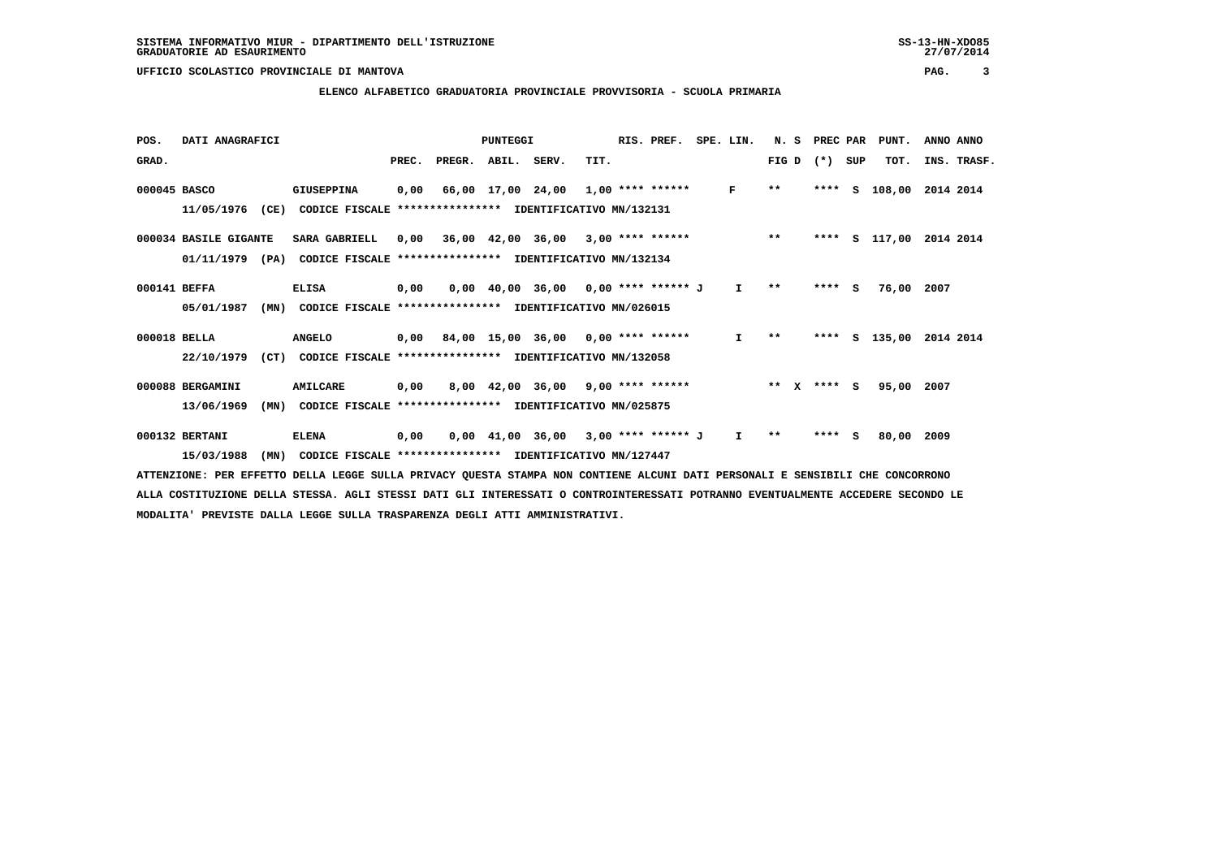SISTEMA INFORMATIVO MIUR - DIPARTIMENTO DELL'ISTRUZIONE
GRADUATORIE AD ESAURIMENTO

UFFICIO SCOLASTICO PROVINCIALE DI MANTOVA

## ELENCO ALFABETICO GRADUATORIA PROVINCIALE PROVVISORIA - SCUOLA PRIMARIA

| POS. GRAD. | DATI ANAGRAFICI | | PREC. | PREGR. | ABIL. | SERV. | TIT. | RIS. PREF. | SPE. LIN. | N. S FIG D | PREC PAR (*) SUP | PUNT. TOT. | ANNO INS. | ANNO TRASF. |
|---|---|---|---|---|---|---|---|---|---|---|---|---|---|---|
| 000045 | BASCO | GIUSEPPINA | 0,00 | 66,00 | 17,00 | 24,00 | 1,00 | **** ****** | F | ** | **** S | 108,00 | 2014 | 2014 |
| | 11/05/1976 (CE) | CODICE FISCALE **************** IDENTIFICATIVO MN/132131 | | | | | | | | | | | | |
| 000034 | BASILE GIGANTE | SARA GABRIELL | 0,00 | 36,00 | 42,00 | 36,00 | 3,00 | **** ****** | | ** | **** S | 117,00 | 2014 | 2014 |
| | 01/11/1979 (PA) | CODICE FISCALE **************** IDENTIFICATIVO MN/132134 | | | | | | | | | | | | |
| 000141 | BEFFA | ELISA | 0,00 | 0,00 | 40,00 | 36,00 | 0,00 | **** ****** J | I | ** | **** S | 76,00 | 2007 | |
| | 05/01/1987 (MN) | CODICE FISCALE **************** IDENTIFICATIVO MN/026015 | | | | | | | | | | | | |
| 000018 | BELLA | ANGELO | 0,00 | 84,00 | 15,00 | 36,00 | 0,00 | **** ****** | I | ** | **** S | 135,00 | 2014 | 2014 |
| | 22/10/1979 (CT) | CODICE FISCALE **************** IDENTIFICATIVO MN/132058 | | | | | | | | | | | | |
| 000088 | BERGAMINI | AMILCARE | 0,00 | 8,00 | 42,00 | 36,00 | 9,00 | **** ****** | | ** X | **** S | 95,00 | 2007 | |
| | 13/06/1969 (MN) | CODICE FISCALE **************** IDENTIFICATIVO MN/025875 | | | | | | | | | | | | |
| 000132 | BERTANI | ELENA | 0,00 | 0,00 | 41,00 | 36,00 | 3,00 | **** ****** J | I | ** | **** S | 80,00 | 2009 | |
| | 15/03/1988 (MN) | CODICE FISCALE **************** IDENTIFICATIVO MN/127447 | | | | | | | | | | | | |

ATTENZIONE: PER EFFETTO DELLA LEGGE SULLA PRIVACY QUESTA STAMPA NON CONTIENE ALCUNI DATI PERSONALI E SENSIBILI CHE CONCORRONO ALLA COSTITUZIONE DELLA STESSA. AGLI STESSI DATI GLI INTERESSATI O CONTROINTERESSATI POTRANNO EVENTUALMENTE ACCEDERE SECONDO LE MODALITA' PREVISTE DALLA LEGGE SULLA TRASPARENZA DEGLI ATTI AMMINISTRATIVI.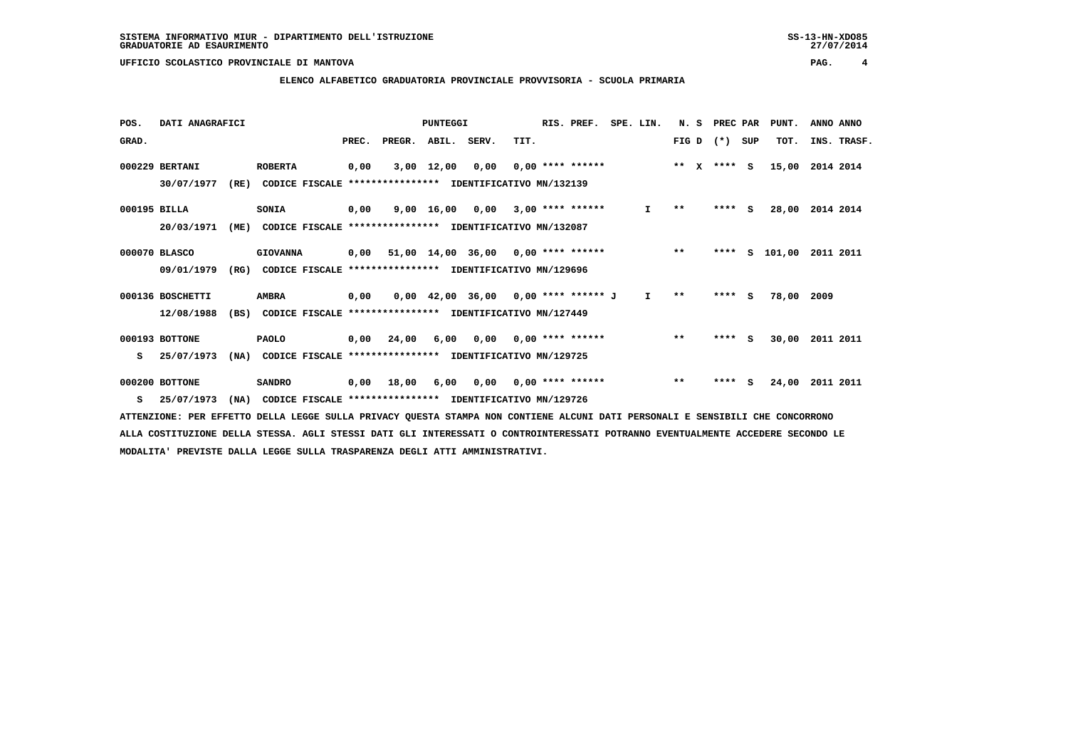SISTEMA INFORMATIVO MIUR - DIPARTIMENTO DELL'ISTRUZIONE
GRADUATORIE AD ESAURIMENTO

UFFICIO SCOLASTICO PROVINCIALE DI MANTOVA

ELENCO ALFABETICO GRADUATORIA PROVINCIALE PROVVISORIA - SCUOLA PRIMARIA

| POS. GRAD. | DATI ANAGRAFICI | | PREC. | PREGR. | ABIL. | SERV. | TIT. | RIS. PREF. | SPE. LIN. | N. S FIG D | PREC PAR (*) SUP | PUNT. TOT. | ANNO INS. | ANNO TRASF. |
|---|---|---|---|---|---|---|---|---|---|---|---|---|---|---|
| 000229 | BERTANI 30/07/1977 (RE) CODICE FISCALE **************** IDENTIFICATIVO MN/132139 | ROBERTA | 0,00 | 3,00 | 12,00 | 0,00 | 0,00 | **** ****** | | ** X | **** S | 15,00 | 2014 | 2014 |
| 000195 | BILLA 20/03/1971 (ME) CODICE FISCALE **************** IDENTIFICATIVO MN/132087 | SONIA | 0,00 | 9,00 | 16,00 | 0,00 | 3,00 | **** ****** | I | ** | **** S | 28,00 | 2014 | 2014 |
| 000070 | BLASCO 09/01/1979 (RG) CODICE FISCALE **************** IDENTIFICATIVO MN/129696 | GIOVANNA | 0,00 | 51,00 | 14,00 | 36,00 | 0,00 | **** ****** | | ** | **** S | 101,00 | 2011 | 2011 |
| 000136 | BOSCHETTI 12/08/1988 (BS) CODICE FISCALE **************** IDENTIFICATIVO MN/127449 | AMBRA | 0,00 | 0,00 | 42,00 | 36,00 | 0,00 | **** ****** J | I | ** | **** S | 78,00 | 2009 | |
| 000193 S | BOTTONE 25/07/1973 (NA) CODICE FISCALE **************** IDENTIFICATIVO MN/129725 | PAOLO | 0,00 | 24,00 | 6,00 | 0,00 | 0,00 | **** ****** | | ** | **** S | 30,00 | 2011 | 2011 |
| 000200 S | BOTTONE 25/07/1973 (NA) CODICE FISCALE **************** IDENTIFICATIVO MN/129726 | SANDRO | 0,00 | 18,00 | 6,00 | 0,00 | 0,00 | **** ****** | | ** | **** S | 24,00 | 2011 | 2011 |

ATTENZIONE: PER EFFETTO DELLA LEGGE SULLA PRIVACY QUESTA STAMPA NON CONTIENE ALCUNI DATI PERSONALI E SENSIBILI CHE CONCORRONO ALLA COSTITUZIONE DELLA STESSA. AGLI STESSI DATI GLI INTERESSATI O CONTROINTERESSATI POTRANNO EVENTUALMENTE ACCEDERE SECONDO LE MODALITA' PREVISTE DALLA LEGGE SULLA TRASPARENZA DEGLI ATTI AMMINISTRATIVI.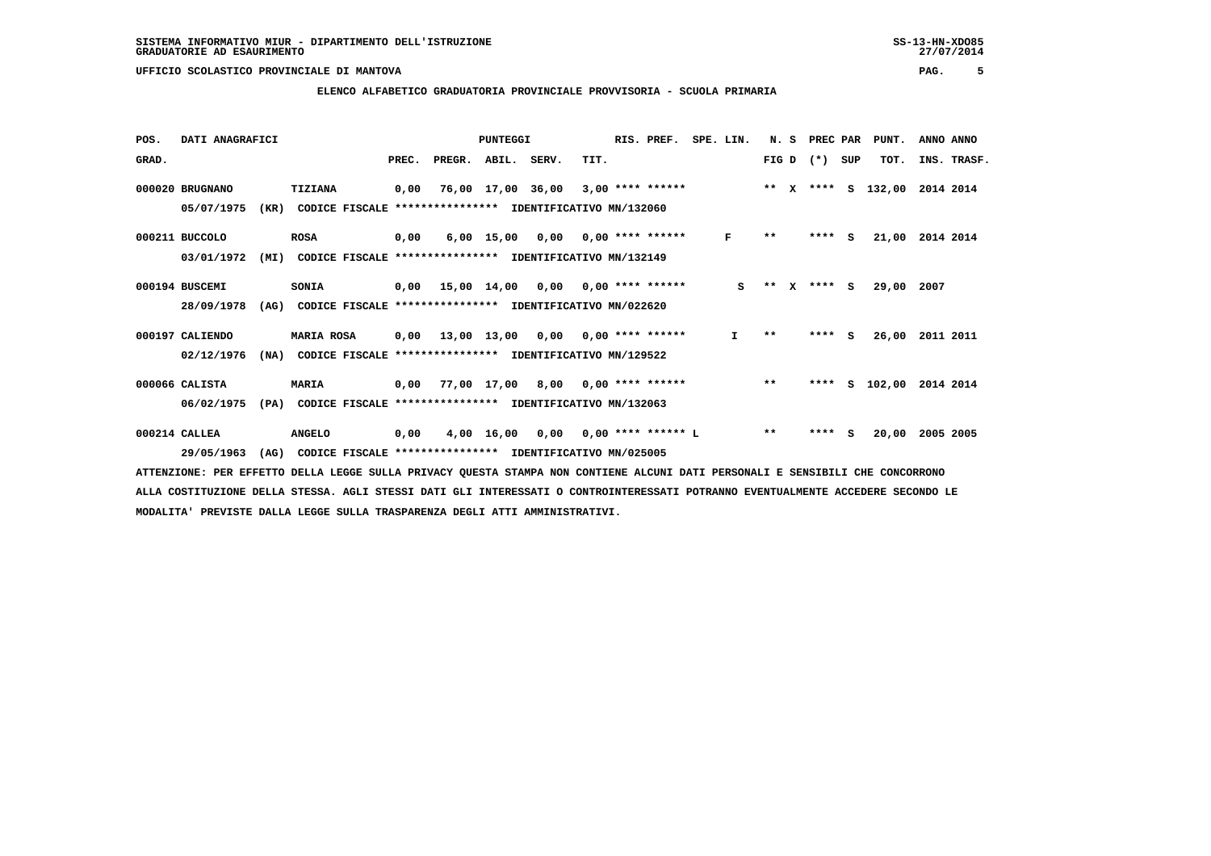SISTEMA INFORMATIVO MIUR - DIPARTIMENTO DELL'ISTRUZIONE
GRADUATORIE AD ESAURIMENTO

UFFICIO SCOLASTICO PROVINCIALE DI MANTOVA

**ELENCO ALFABETICO GRADUATORIA PROVINCIALE PROVVISORIA - SCUOLA PRIMARIA**

| POS. GRAD. | DATI ANAGRAFICI | | | PREC. | PREGR. | ABIL. | SERV. | TIT. | RIS. PREF. | SPE. LIN. | N. S FIG D | PREC PAR (*) SUP | PUNT. TOT. | ANNO INS. | ANNO TRASF. |
|---|---|---|---|---|---|---|---|---|---|---|---|---|---|---|---|
| 000020 | BRUGNANO | | TIZIANA | 0,00 | 76,00 | 17,00 | 36,00 | 3,00 | **** ****** | | ** X | **** S | 132,00 | 2014 | 2014 |
| | 05/07/1975 | (KR) | CODICE FISCALE **************** IDENTIFICATIVO MN/132060 | | | | | | | | | | | | |
| 000211 | BUCCOLO | | ROSA | 0,00 | 6,00 | 15,00 | 0,00 | 0,00 | **** ****** | F | ** | **** S | 21,00 | 2014 | 2014 |
| | 03/01/1972 | (MI) | CODICE FISCALE **************** IDENTIFICATIVO MN/132149 | | | | | | | | | | | | |
| 000194 | BUSCEMI | | SONIA | 0,00 | 15,00 | 14,00 | 0,00 | 0,00 | **** ****** | S | ** X | **** S | 29,00 | 2007 | |
| | 28/09/1978 | (AG) | CODICE FISCALE **************** IDENTIFICATIVO MN/022620 | | | | | | | | | | | | |
| 000197 | CALIENDO | | MARIA ROSA | 0,00 | 13,00 | 13,00 | 0,00 | 0,00 | **** ****** | I | ** | **** S | 26,00 | 2011 | 2011 |
| | 02/12/1976 | (NA) | CODICE FISCALE **************** IDENTIFICATIVO MN/129522 | | | | | | | | | | | | |
| 000066 | CALISTA | | MARIA | 0,00 | 77,00 | 17,00 | 8,00 | 0,00 | **** ****** | | ** | **** S | 102,00 | 2014 | 2014 |
| | 06/02/1975 | (PA) | CODICE FISCALE **************** IDENTIFICATIVO MN/132063 | | | | | | | | | | | | |
| 000214 | CALLEA | | ANGELO | 0,00 | 4,00 | 16,00 | 0,00 | 0,00 | **** ****** L | | ** | **** S | 20,00 | 2005 | 2005 |
| | 29/05/1963 | (AG) | CODICE FISCALE **************** IDENTIFICATIVO MN/025005 | | | | | | | | | | | | |

ATTENZIONE: PER EFFETTO DELLA LEGGE SULLA PRIVACY QUESTA STAMPA NON CONTIENE ALCUNI DATI PERSONALI E SENSIBILI CHE CONCORRONO ALLA COSTITUZIONE DELLA STESSA. AGLI STESSI DATI GLI INTERESSATI O CONTROINTERESSATI POTRANNO EVENTUALMENTE ACCEDERE SECONDO LE MODALITA' PREVISTE DALLA LEGGE SULLA TRASPARENZA DEGLI ATTI AMMINISTRATIVI.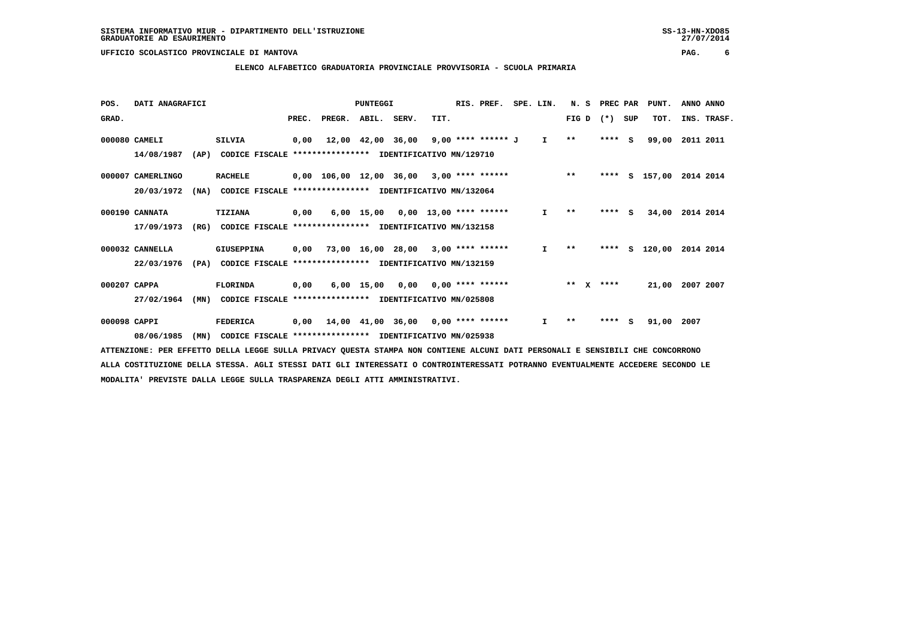ELENCO ALFABETICO GRADUATORIA PROVINCIALE PROVVISORIA - SCUOLA PRIMARIA

| POS. GRAD. | DATI ANAGRAFICI | | | PREC. | PREGR. | ABIL. | SERV. | TIT. | RIS. PREF. | SPE. LIN. | N. S FIG D | PREC PAR (*) SUP | PUNT. TOT. | ANNO INS. | ANNO TRASF. |
|---|---|---|---|---|---|---|---|---|---|---|---|---|---|---|---|
| 000080 | CAMELI | SILVIA | | 0,00 | 12,00 | 42,00 | 36,00 | 9,00 | **** ****** J | I | ** | **** S | 99,00 | 2011 | 2011 |
| | 14/08/1987 (AP) | CODICE FISCALE **************** | IDENTIFICATIVO MN/129710 | | | | | | | | | | | | |
| 000007 | CAMERLINGO | RACHELE | | 0,00 | 106,00 | 12,00 | 36,00 | 3,00 | **** ****** | | ** | **** S | 157,00 | 2014 | 2014 |
| | 20/03/1972 (NA) | CODICE FISCALE **************** | IDENTIFICATIVO MN/132064 | | | | | | | | | | | | |
| 000190 | CANNATA | TIZIANA | | 0,00 | 6,00 | 15,00 | 0,00 | 13,00 | **** ****** | I | ** | **** S | 34,00 | 2014 | 2014 |
| | 17/09/1973 (RG) | CODICE FISCALE **************** | IDENTIFICATIVO MN/132158 | | | | | | | | | | | | |
| 000032 | CANNELLA | GIUSEPPINA | | 0,00 | 73,00 | 16,00 | 28,00 | 3,00 | **** ****** | I | ** | **** S | 120,00 | 2014 | 2014 |
| | 22/03/1976 (PA) | CODICE FISCALE **************** | IDENTIFICATIVO MN/132159 | | | | | | | | | | | | |
| 000207 | CAPPA | FLORINDA | | 0,00 | 6,00 | 15,00 | 0,00 | 0,00 | **** ****** | | ** X | **** | 21,00 | 2007 | 2007 |
| | 27/02/1964 (MN) | CODICE FISCALE **************** | IDENTIFICATIVO MN/025808 | | | | | | | | | | | | |
| 000098 | CAPPI | FEDERICA | | 0,00 | 14,00 | 41,00 | 36,00 | 0,00 | **** ****** | I | ** | **** S | 91,00 | 2007 | |
| | 08/06/1985 (MN) | CODICE FISCALE **************** | IDENTIFICATIVO MN/025938 | | | | | | | | | | | | |

ATTENZIONE: PER EFFETTO DELLA LEGGE SULLA PRIVACY QUESTA STAMPA NON CONTIENE ALCUNI DATI PERSONALI E SENSIBILI CHE CONCORRONO ALLA COSTITUZIONE DELLA STESSA. AGLI STESSI DATI GLI INTERESSATI O CONTROINTERESSATI POTRANNO EVENTUALMENTE ACCEDERE SECONDO LE MODALITA' PREVISTE DALLA LEGGE SULLA TRASPARENZA DEGLI ATTI AMMINISTRATIVI.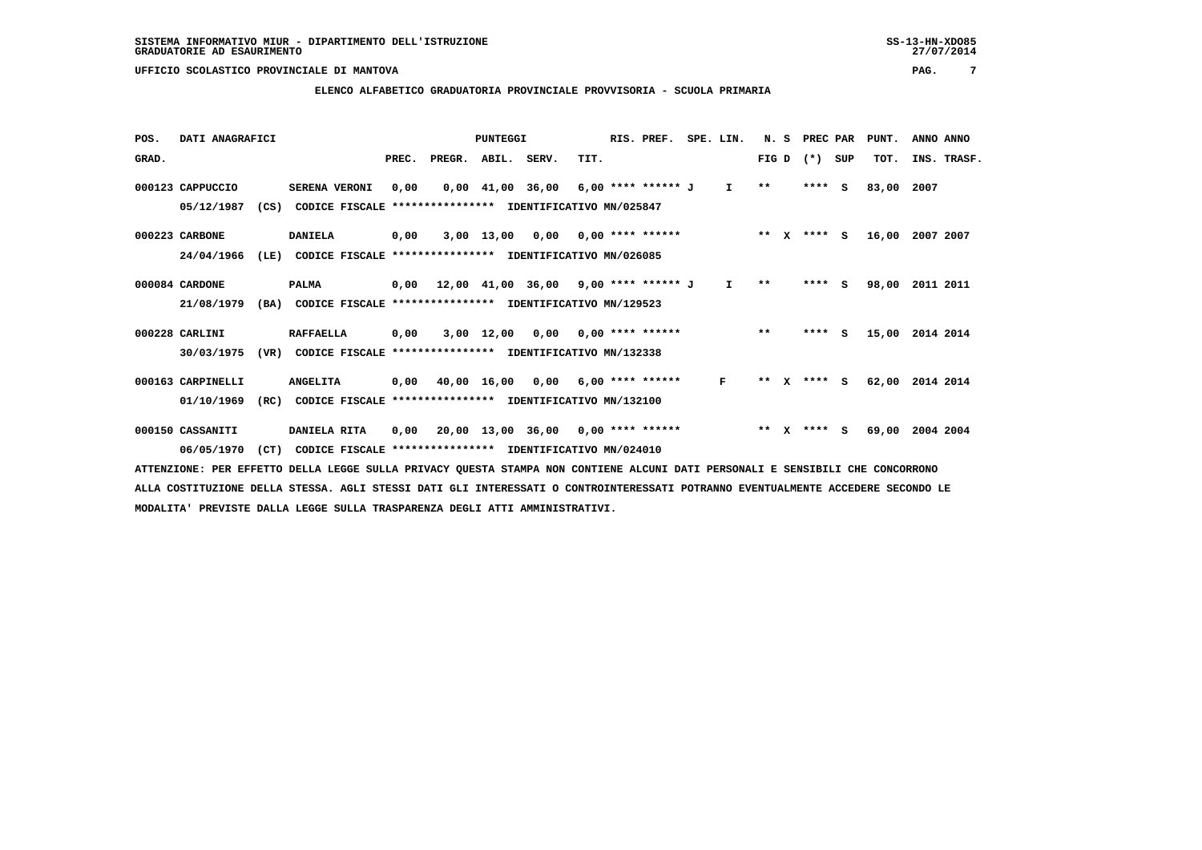SISTEMA INFORMATIVO MIUR - DIPARTIMENTO DELL'ISTRUZIONE
GRADUATORIE AD ESAURIMENTO

UFFICIO SCOLASTICO PROVINCIALE DI MANTOVA

**ELENCO ALFABETICO GRADUATORIA PROVINCIALE PROVVISORIA - SCUOLA PRIMARIA**

| POS. GRAD. | DATI ANAGRAFICI | | PREC. | PREGR. | ABIL. | SERV. | TIT. | RIS. PREF. | SPE. LIN. | N. S FIG D | PREC PAR (*) SUP | PUNT. TOT. | ANNO INS. | ANNO TRASF. |
|---|---|---|---|---|---|---|---|---|---|---|---|---|---|---|
| 000123 | CAPPUCCIO | SERENA VERONI | 0,00 | 0,00 | 41,00 | 36,00 | 6,00 | **** ****** J | I | ** | **** S | 83,00 | 2007 | |
| | 05/12/1987 (CS) | CODICE FISCALE **************** IDENTIFICATIVO MN/025847 | | | | | | | | | | | | |
| 000223 | CARBONE | DANIELA | 0,00 | 3,00 | 13,00 | 0,00 | 0,00 | **** ****** | | ** X | **** S | 16,00 | 2007 | 2007 |
| | 24/04/1966 (LE) | CODICE FISCALE **************** IDENTIFICATIVO MN/026085 | | | | | | | | | | | | |
| 000084 | CARDONE | PALMA | 0,00 | 12,00 | 41,00 | 36,00 | 9,00 | **** ****** J | I | ** | **** S | 98,00 | 2011 | 2011 |
| | 21/08/1979 (BA) | CODICE FISCALE **************** IDENTIFICATIVO MN/129523 | | | | | | | | | | | | |
| 000228 | CARLINI | RAFFAELLA | 0,00 | 3,00 | 12,00 | 0,00 | 0,00 | **** ****** | | ** | **** S | 15,00 | 2014 | 2014 |
| | 30/03/1975 (VR) | CODICE FISCALE **************** IDENTIFICATIVO MN/132338 | | | | | | | | | | | | |
| 000163 | CARPINELLI | ANGELITA | 0,00 | 40,00 | 16,00 | 0,00 | 6,00 | **** ****** | F | ** X | **** S | 62,00 | 2014 | 2014 |
| | 01/10/1969 (RC) | CODICE FISCALE **************** IDENTIFICATIVO MN/132100 | | | | | | | | | | | | |
| 000150 | CASSANITI | DANIELA RITA | 0,00 | 20,00 | 13,00 | 36,00 | 0,00 | **** ****** | | ** X | **** S | 69,00 | 2004 | 2004 |
| | 06/05/1970 (CT) | CODICE FISCALE **************** IDENTIFICATIVO MN/024010 | | | | | | | | | | | | |

ATTENZIONE: PER EFFETTO DELLA LEGGE SULLA PRIVACY QUESTA STAMPA NON CONTIENE ALCUNI DATI PERSONALI E SENSIBILI CHE CONCORRONO ALLA COSTITUZIONE DELLA STESSA. AGLI STESSI DATI GLI INTERESSATI O CONTROINTERESSATI POTRANNO EVENTUALMENTE ACCEDERE SECONDO LE MODALITA' PREVISTE DALLA LEGGE SULLA TRASPARENZA DEGLI ATTI AMMINISTRATIVI.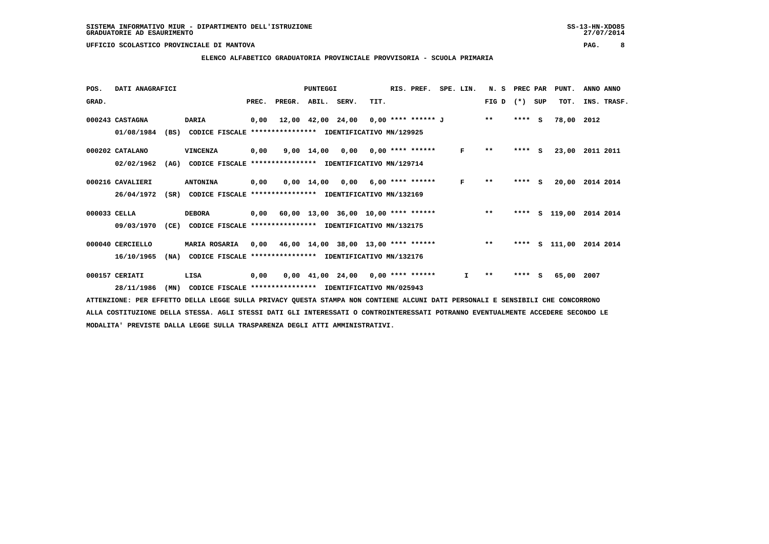SISTEMA INFORMATIVO MIUR - DIPARTIMENTO DELL'ISTRUZIONE
GRADUATORIE AD ESAURIMENTO

UFFICIO SCOLASTICO PROVINCIALE DI MANTOVA

**ELENCO ALFABETICO GRADUATORIA PROVINCIALE PROVVISORIA - SCUOLA PRIMARIA**

| POS. GRAD. | DATI ANAGRAFICI | | PUNTEGGI PREC. | PREGR. | ABIL. | SERV. | TIT. | RIS. PREF. | SPE. LIN. | N. S FIG D | PREC PAR (*) | SUP | PUNT. TOT. | ANNO INS. | ANNO TRASF. |
|---|---|---|---|---|---|---|---|---|---|---|---|---|---|---|---|
| 000243 | CASTAGNA 01/08/1984 (BS) CODICE FISCALE **************** IDENTIFICATIVO MN/129925 | DARIA | 0,00 | 12,00 | 42,00 | 24,00 | 0,00 | **** ****** J | | ** | **** | S | 78,00 | 2012 | |
| 000202 | CATALANO 02/02/1962 (AG) CODICE FISCALE **************** IDENTIFICATIVO MN/129714 | VINCENZA | 0,00 | 9,00 | 14,00 | 0,00 | 0,00 | **** ****** | F | ** | **** | S | 23,00 | 2011 | 2011 |
| 000216 | CAVALIERI 26/04/1972 (SR) CODICE FISCALE **************** IDENTIFICATIVO MN/132169 | ANTONINA | 0,00 | 0,00 | 14,00 | 0,00 | 6,00 | **** ****** | F | ** | **** | S | 20,00 | 2014 | 2014 |
| 000033 | CELLA 09/03/1970 (CE) CODICE FISCALE **************** IDENTIFICATIVO MN/132175 | DEBORA | 0,00 | 60,00 | 13,00 | 36,00 | 10,00 | **** ****** | | ** | **** | S | 119,00 | 2014 | 2014 |
| 000040 | CERCIELLO 16/10/1965 (NA) CODICE FISCALE **************** IDENTIFICATIVO MN/132176 | MARIA ROSARIA | 0,00 | 46,00 | 14,00 | 38,00 | 13,00 | **** ****** | | ** | **** | S | 111,00 | 2014 | 2014 |
| 000157 | CERIATI 28/11/1986 (MN) CODICE FISCALE **************** IDENTIFICATIVO MN/025943 | LISA | 0,00 | 0,00 | 41,00 | 24,00 | 0,00 | **** ****** | I | ** | **** | S | 65,00 | 2007 | |

ATTENZIONE: PER EFFETTO DELLA LEGGE SULLA PRIVACY QUESTA STAMPA NON CONTIENE ALCUNI DATI PERSONALI E SENSIBILI CHE CONCORRONO ALLA COSTITUZIONE DELLA STESSA. AGLI STESSI DATI GLI INTERESSATI O CONTROINTERESSATI POTRANNO EVENTUALMENTE ACCEDERE SECONDO LE MODALITA' PREVISTE DALLA LEGGE SULLA TRASPARENZA DEGLI ATTI AMMINISTRATIVI.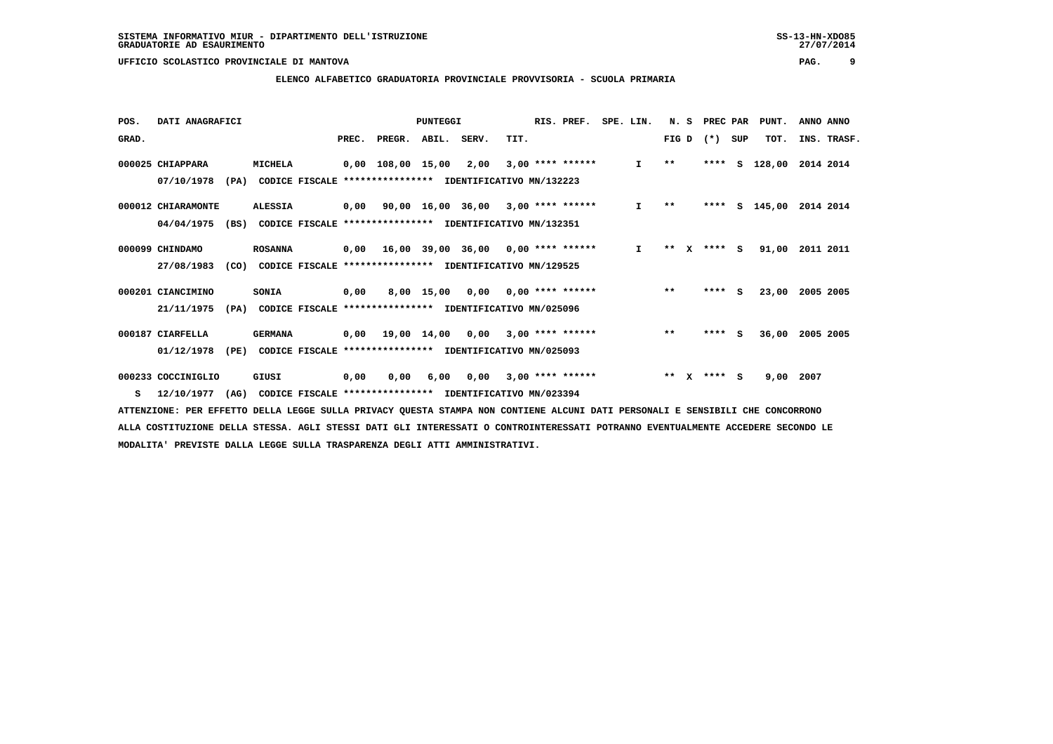SISTEMA INFORMATIVO MIUR - DIPARTIMENTO DELL'ISTRUZIONE
GRADUATORIE AD ESAURIMENTO

UFFICIO SCOLASTICO PROVINCIALE DI MANTOVA

**ELENCO ALFABETICO GRADUATORIA PROVINCIALE PROVVISORIA - SCUOLA PRIMARIA**

| POS. GRAD. | DATI ANAGRAFICI | | PREC. | PREGR. | ABIL. | SERV. | TIT. | RIS. PREF. | SPE. LIN. | N. S FIG D | PREC PAR (*) SUP | PUNT. TOT. | ANNO INS. | ANNO TRASF. |
|---|---|---|---|---|---|---|---|---|---|---|---|---|---|---|
| 000025 | CHIAPPARA | MICHELA | 0,00 | 108,00 | 15,00 | 2,00 | 3,00 | **** ****** | I | ** | **** S | 128,00 | 2014 | 2014 |
| | 07/10/1978 (PA) | CODICE FISCALE **************** IDENTIFICATIVO MN/132223 | | | | | | | | | | | | |
| 000012 | CHIARAMONTE | ALESSIA | 0,00 | 90,00 | 16,00 | 36,00 | 3,00 | **** ****** | I | ** | **** S | 145,00 | 2014 | 2014 |
| | 04/04/1975 (BS) | CODICE FISCALE **************** IDENTIFICATIVO MN/132351 | | | | | | | | | | | | |
| 000099 | CHINDAMO | ROSANNA | 0,00 | 16,00 | 39,00 | 36,00 | 0,00 | **** ****** | I | ** X | **** S | 91,00 | 2011 | 2011 |
| | 27/08/1983 (CO) | CODICE FISCALE **************** IDENTIFICATIVO MN/129525 | | | | | | | | | | | | |
| 000201 | CIANCIMINO | SONIA | 0,00 | 8,00 | 15,00 | 0,00 | 0,00 | **** ****** | | ** | **** S | 23,00 | 2005 | 2005 |
| | 21/11/1975 (PA) | CODICE FISCALE **************** IDENTIFICATIVO MN/025096 | | | | | | | | | | | | |
| 000187 | CIARFELLA | GERMANA | 0,00 | 19,00 | 14,00 | 0,00 | 3,00 | **** ****** | | ** | **** S | 36,00 | 2005 | 2005 |
| | 01/12/1978 (PE) | CODICE FISCALE **************** IDENTIFICATIVO MN/025093 | | | | | | | | | | | | |
| 000233 | COCCINIGLIO | GIUSI | 0,00 | 0,00 | 6,00 | 0,00 | 3,00 | **** ****** | | ** X | **** S | 9,00 | 2007 | |
| S | 12/10/1977 (AG) | CODICE FISCALE **************** IDENTIFICATIVO MN/023394 | | | | | | | | | | | | |

ATTENZIONE: PER EFFETTO DELLA LEGGE SULLA PRIVACY QUESTA STAMPA NON CONTIENE ALCUNI DATI PERSONALI E SENSIBILI CHE CONCORRONO ALLA COSTITUZIONE DELLA STESSA. AGLI STESSI DATI GLI INTERESSATI O CONTROINTERESSATI POTRANNO EVENTUALMENTE ACCEDERE SECONDO LE MODALITA' PREVISTE DALLA LEGGE SULLA TRASPARENZA DEGLI ATTI AMMINISTRATIVI.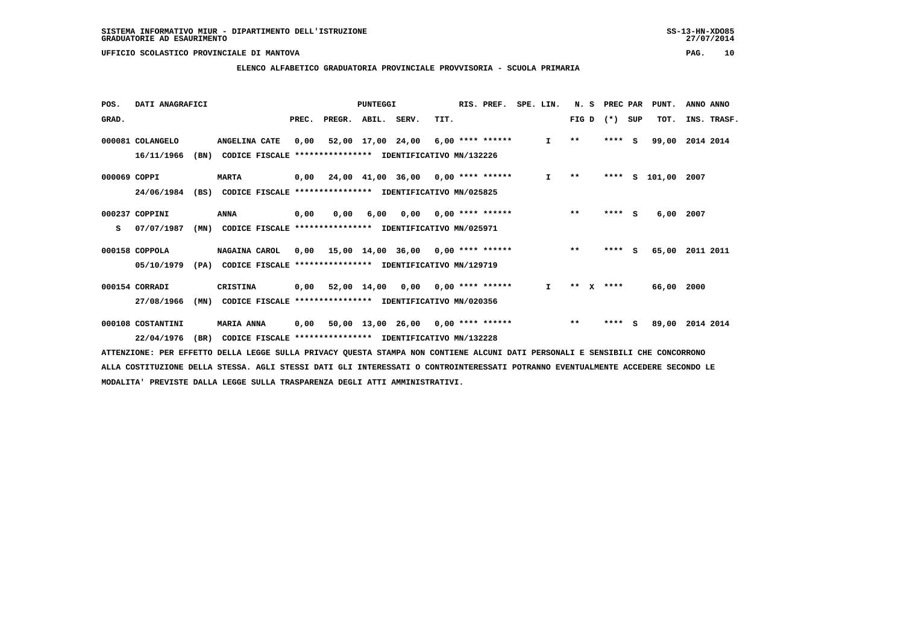SISTEMA INFORMATIVO MIUR - DIPARTIMENTO DELL'ISTRUZIONE
GRADUATORIE AD ESAURIMENTO

UFFICIO SCOLASTICO PROVINCIALE DI MANTOVA

**ELENCO ALFABETICO GRADUATORIA PROVINCIALE PROVVISORIA - SCUOLA PRIMARIA**

| POS. GRAD. | DATI ANAGRAFICI | | PREC. | PREGR. | ABIL. | SERV. | TIT. | RIS. PREF. | SPE. LIN. | N. S FIG D | PREC PAR (*) SUP | PUNT. TOT. | ANNO ANNO INS. TRASF. |
|---|---|---|---|---|---|---|---|---|---|---|---|---|---|
| 000081 | COLANGELO 16/11/1966 (BN) | ANGELINA CATE CODICE FISCALE **************** IDENTIFICATIVO MN/132226 | 0,00 | 52,00 | 17,00 | 24,00 | 6,00 | **** ****** | I | ** | **** S | 99,00 | 2014 2014 |
| 000069 | COPPI 24/06/1984 (BS) | MARTA CODICE FISCALE **************** IDENTIFICATIVO MN/025825 | 0,00 | 24,00 | 41,00 | 36,00 | 0,00 | **** ****** | I | ** | **** S | 101,00 | 2007 |
| 000237 S | COPPINI 07/07/1987 (MN) | ANNA CODICE FISCALE **************** IDENTIFICATIVO MN/025971 | 0,00 | 0,00 | 6,00 | 0,00 | 0,00 | **** ****** | | ** | **** S | 6,00 | 2007 |
| 000158 | COPPOLA 05/10/1979 (PA) | NAGAINA CAROL CODICE FISCALE **************** IDENTIFICATIVO MN/129719 | 0,00 | 15,00 | 14,00 | 36,00 | 0,00 | **** ****** | | ** | **** S | 65,00 | 2011 2011 |
| 000154 | CORRADI 27/08/1966 (MN) | CRISTINA CODICE FISCALE **************** IDENTIFICATIVO MN/020356 | 0,00 | 52,00 | 14,00 | 0,00 | 0,00 | **** ****** | I | ** X | **** | 66,00 | 2000 |
| 000108 | COSTANTINI 22/04/1976 (BR) | MARIA ANNA CODICE FISCALE **************** IDENTIFICATIVO MN/132228 | 0,00 | 50,00 | 13,00 | 26,00 | 0,00 | **** ****** | | ** | **** S | 89,00 | 2014 2014 |

ATTENZIONE: PER EFFETTO DELLA LEGGE SULLA PRIVACY QUESTA STAMPA NON CONTIENE ALCUNI DATI PERSONALI E SENSIBILI CHE CONCORRONO ALLA COSTITUZIONE DELLA STESSA. AGLI STESSI DATI GLI INTERESSATI O CONTROINTERESSATI POTRANNO EVENTUALMENTE ACCEDERE SECONDO LE MODALITA' PREVISTE DALLA LEGGE SULLA TRASPARENZA DEGLI ATTI AMMINISTRATIVI.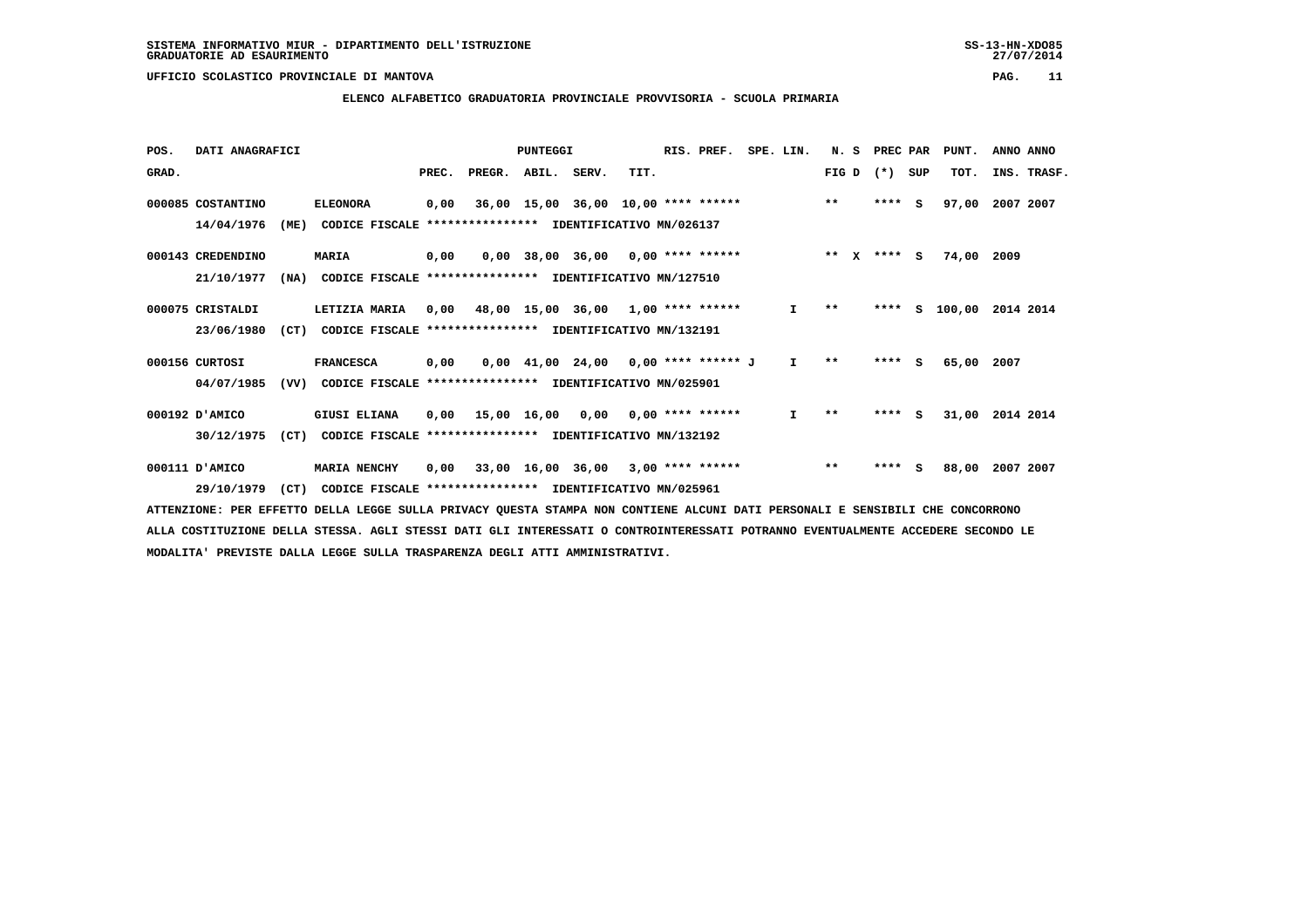SISTEMA INFORMATIVO MIUR - DIPARTIMENTO DELL'ISTRUZIONE
GRADUATORIE AD ESAURIMENTO

UFFICIO SCOLASTICO PROVINCIALE DI MANTOVA

**ELENCO ALFABETICO GRADUATORIA PROVINCIALE PROVVISORIA - SCUOLA PRIMARIA**

| POS. GRAD. | DATI ANAGRAFICI | | PREC. | PREGR. | ABIL. | SERV. | TIT. | RIS. PREF. | SPE. LIN. | N. S FIG D | PREC PAR (*) SUP | PUNT. TOT. | ANNO INS. | ANNO TRASF. |
|---|---|---|---|---|---|---|---|---|---|---|---|---|---|---|
| 000085 | COSTANTINO ELEONORA 14/04/1976 (ME) | CODICE FISCALE **************** IDENTIFICATIVO MN/026137 | 0,00 | 36,00 | 15,00 | 36,00 | 10,00 | **** ****** | | ** | **** S | 97,00 | 2007 | 2007 |
| 000143 | CREDENDINO MARIA 21/10/1977 (NA) | CODICE FISCALE **************** IDENTIFICATIVO MN/127510 | 0,00 | 0,00 | 38,00 | 36,00 | 0,00 | **** ****** | | ** X | **** S | 74,00 | 2009 | |
| 000075 | CRISTALDI LETIZIA MARIA 23/06/1980 (CT) | CODICE FISCALE **************** IDENTIFICATIVO MN/132191 | 0,00 | 48,00 | 15,00 | 36,00 | 1,00 | **** ****** | I | ** | **** S | 100,00 | 2014 | 2014 |
| 000156 | CURTOSI FRANCESCA 04/07/1985 (VV) | CODICE FISCALE **************** IDENTIFICATIVO MN/025901 | 0,00 | 0,00 | 41,00 | 24,00 | 0,00 | **** ****** J | I | ** | **** S | 65,00 | 2007 | |
| 000192 | D'AMICO GIUSI ELIANA 30/12/1975 (CT) | CODICE FISCALE **************** IDENTIFICATIVO MN/132192 | 0,00 | 15,00 | 16,00 | 0,00 | 0,00 | **** ****** | I | ** | **** S | 31,00 | 2014 | 2014 |
| 000111 | D'AMICO MARIA NENCHY 29/10/1979 (CT) | CODICE FISCALE **************** IDENTIFICATIVO MN/025961 | 0,00 | 33,00 | 16,00 | 36,00 | 3,00 | **** ****** | | ** | **** S | 88,00 | 2007 | 2007 |

ATTENZIONE: PER EFFETTO DELLA LEGGE SULLA PRIVACY QUESTA STAMPA NON CONTIENE ALCUNI DATI PERSONALI E SENSIBILI CHE CONCORRONO ALLA COSTITUZIONE DELLA STESSA. AGLI STESSI DATI GLI INTERESSATI O CONTROINTERESSATI POTRANNO EVENTUALMENTE ACCEDERE SECONDO LE MODALITA' PREVISTE DALLA LEGGE SULLA TRASPARENZA DEGLI ATTI AMMINISTRATIVI.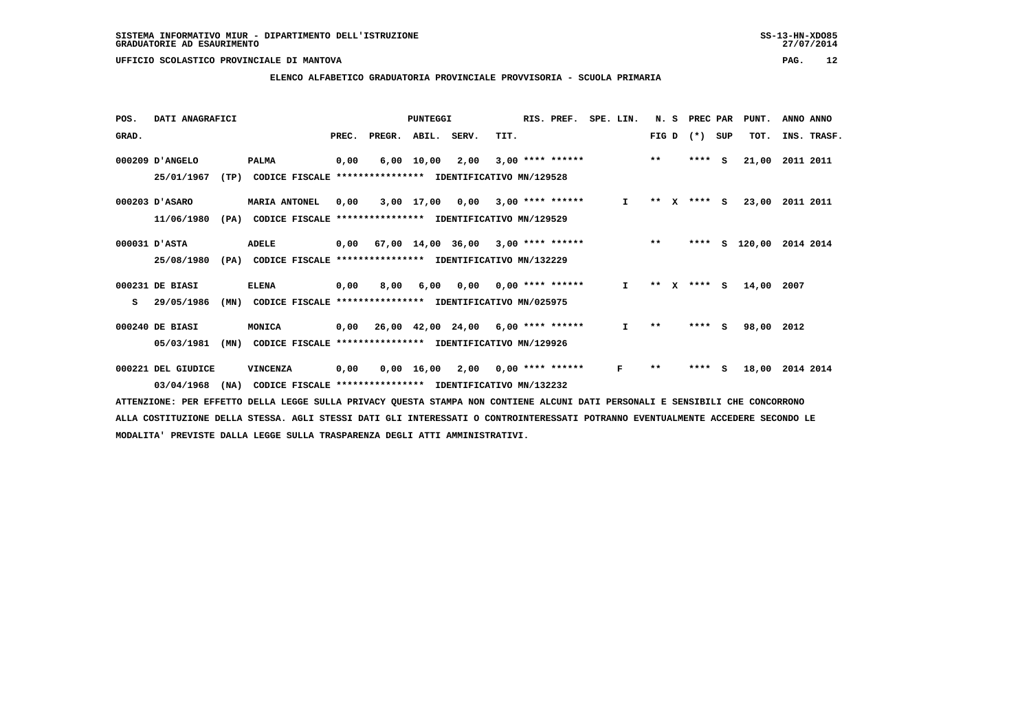SISTEMA INFORMATIVO MIUR - DIPARTIMENTO DELL'ISTRUZIONE
GRADUATORIE AD ESAURIMENTO

UFFICIO SCOLASTICO PROVINCIALE DI MANTOVA

ELENCO ALFABETICO GRADUATORIA PROVINCIALE PROVVISORIA - SCUOLA PRIMARIA

| POS. GRAD. | DATI ANAGRAFICI | | PREC. | PREGR. | ABIL. | SERV. | TIT. | RIS. PREF. | SPE. LIN. | N. S FIG D | PREC PAR (*) SUP | PUNT. TOT. | ANNO INS. | ANNO TRASF. |
|---|---|---|---|---|---|---|---|---|---|---|---|---|---|---|
| 000209 | D'ANGELO | PALMA | 0,00 | 6,00 | 10,00 | 2,00 | 3,00 | **** ****** | | ** | **** S | 21,00 | 2011 | 2011 |
| | 25/01/1967 (TP) | CODICE FISCALE **************** IDENTIFICATIVO MN/129528 | | | | | | | | | | | | |
| 000203 | D'ASARO | MARIA ANTONEL | 0,00 | 3,00 | 17,00 | 0,00 | 3,00 | **** ****** | I | ** X | **** S | 23,00 | 2011 | 2011 |
| | 11/06/1980 (PA) | CODICE FISCALE **************** IDENTIFICATIVO MN/129529 | | | | | | | | | | | | |
| 000031 | D'ASTA | ADELE | 0,00 | 67,00 | 14,00 | 36,00 | 3,00 | **** ****** | | ** | **** S | 120,00 | 2014 | 2014 |
| | 25/08/1980 (PA) | CODICE FISCALE **************** IDENTIFICATIVO MN/132229 | | | | | | | | | | | | |
| 000231 | DE BIASI | ELENA | 0,00 | 8,00 | 6,00 | 0,00 | 0,00 | **** ****** | I | ** X | **** S | 14,00 | 2007 | |
| S | 29/05/1986 (MN) | CODICE FISCALE **************** IDENTIFICATIVO MN/025975 | | | | | | | | | | | | |
| 000240 | DE BIASI | MONICA | 0,00 | 26,00 | 42,00 | 24,00 | 6,00 | **** ****** | I | ** | **** S | 98,00 | 2012 | |
| | 05/03/1981 (MN) | CODICE FISCALE **************** IDENTIFICATIVO MN/129926 | | | | | | | | | | | | |
| 000221 | DEL GIUDICE | VINCENZA | 0,00 | 0,00 | 16,00 | 2,00 | 0,00 | **** ****** | F | ** | **** S | 18,00 | 2014 | 2014 |
| | 03/04/1968 (NA) | CODICE FISCALE **************** IDENTIFICATIVO MN/132232 | | | | | | | | | | | | |

ATTENZIONE: PER EFFETTO DELLA LEGGE SULLA PRIVACY QUESTA STAMPA NON CONTIENE ALCUNI DATI PERSONALI E SENSIBILI CHE CONCORRONO ALLA COSTITUZIONE DELLA STESSA. AGLI STESSI DATI GLI INTERESSATI O CONTROINTERESSATI POTRANNO EVENTUALMENTE ACCEDERE SECONDO LE MODALITA' PREVISTE DALLA LEGGE SULLA TRASPARENZA DEGLI ATTI AMMINISTRATIVI.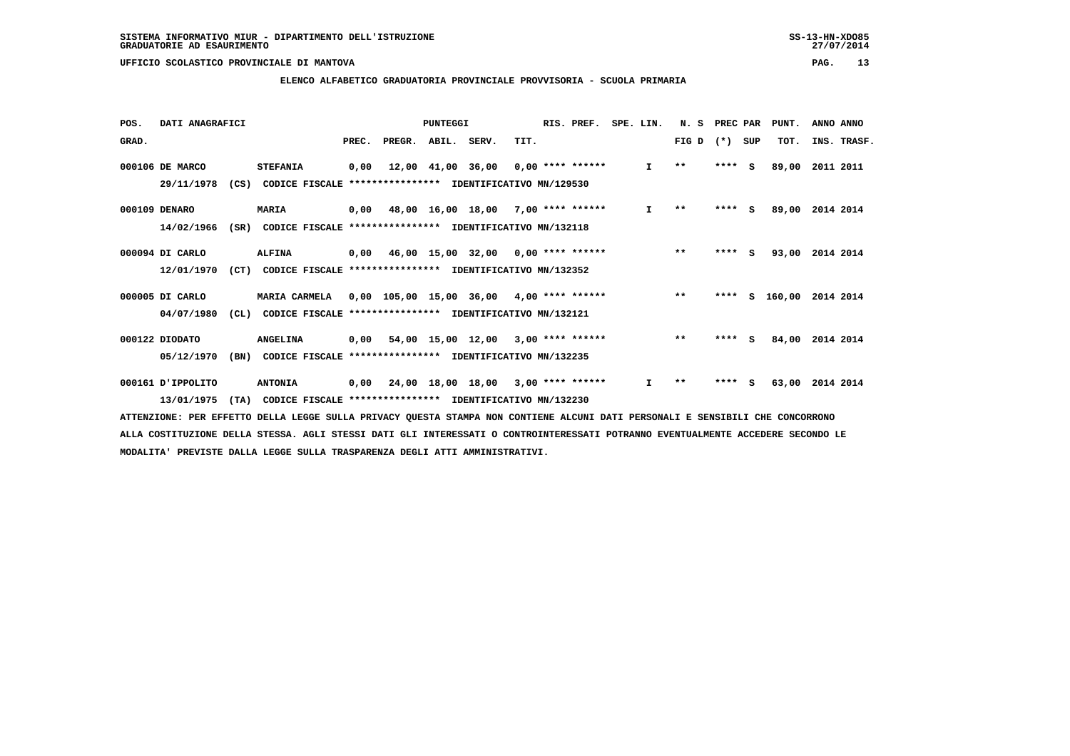SISTEMA INFORMATIVO MIUR - DIPARTIMENTO DELL'ISTRUZIONE
GRADUATORIE AD ESAURIMENTO

UFFICIO SCOLASTICO PROVINCIALE DI MANTOVA

**ELENCO ALFABETICO GRADUATORIA PROVINCIALE PROVVISORIA - SCUOLA PRIMARIA**

| POS. GRAD. | DATI ANAGRAFICI | | PREC. | PREGR. | ABIL. | SERV. | TIT. | RIS. PREF. | SPE. LIN. | N. S FIG D | PREC PAR (*) SUP | PUNT. TOT. | ANNO INS. | ANNO TRASF. |
|---|---|---|---|---|---|---|---|---|---|---|---|---|---|---|
| 000106 | DE MARCO | STEFANIA | 0,00 | 12,00 | 41,00 | 36,00 | 0,00 | **** ****** | I | ** | **** S | 89,00 | 2011 | 2011 |
| | 29/11/1978 (CS) | CODICE FISCALE **************** IDENTIFICATIVO MN/129530 | | | | | | | | | | | | |
| 000109 | DENARO | MARIA | 0,00 | 48,00 | 16,00 | 18,00 | 7,00 | **** ****** | I | ** | **** S | 89,00 | 2014 | 2014 |
| | 14/02/1966 (SR) | CODICE FISCALE **************** IDENTIFICATIVO MN/132118 | | | | | | | | | | | | |
| 000094 | DI CARLO | ALFINA | 0,00 | 46,00 | 15,00 | 32,00 | 0,00 | **** ****** | | ** | **** S | 93,00 | 2014 | 2014 |
| | 12/01/1970 (CT) | CODICE FISCALE **************** IDENTIFICATIVO MN/132352 | | | | | | | | | | | | |
| 000005 | DI CARLO | MARIA CARMELA | 0,00 | 105,00 | 15,00 | 36,00 | 4,00 | **** ****** | | ** | **** S | 160,00 | 2014 | 2014 |
| | 04/07/1980 (CL) | CODICE FISCALE **************** IDENTIFICATIVO MN/132121 | | | | | | | | | | | | |
| 000122 | DIODATO | ANGELINA | 0,00 | 54,00 | 15,00 | 12,00 | 3,00 | **** ****** | | ** | **** S | 84,00 | 2014 | 2014 |
| | 05/12/1970 (BN) | CODICE FISCALE **************** IDENTIFICATIVO MN/132235 | | | | | | | | | | | | |
| 000161 | D'IPPOLITO | ANTONIA | 0,00 | 24,00 | 18,00 | 18,00 | 3,00 | **** ****** | I | ** | **** S | 63,00 | 2014 | 2014 |
| | 13/01/1975 (TA) | CODICE FISCALE **************** IDENTIFICATIVO MN/132230 | | | | | | | | | | | | |

ATTENZIONE: PER EFFETTO DELLA LEGGE SULLA PRIVACY QUESTA STAMPA NON CONTIENE ALCUNI DATI PERSONALI E SENSIBILI CHE CONCORRONO ALLA COSTITUZIONE DELLA STESSA. AGLI STESSI DATI GLI INTERESSATI O CONTROINTERESSATI POTRANNO EVENTUALMENTE ACCEDERE SECONDO LE MODALITA' PREVISTE DALLA LEGGE SULLA TRASPARENZA DEGLI ATTI AMMINISTRATIVI.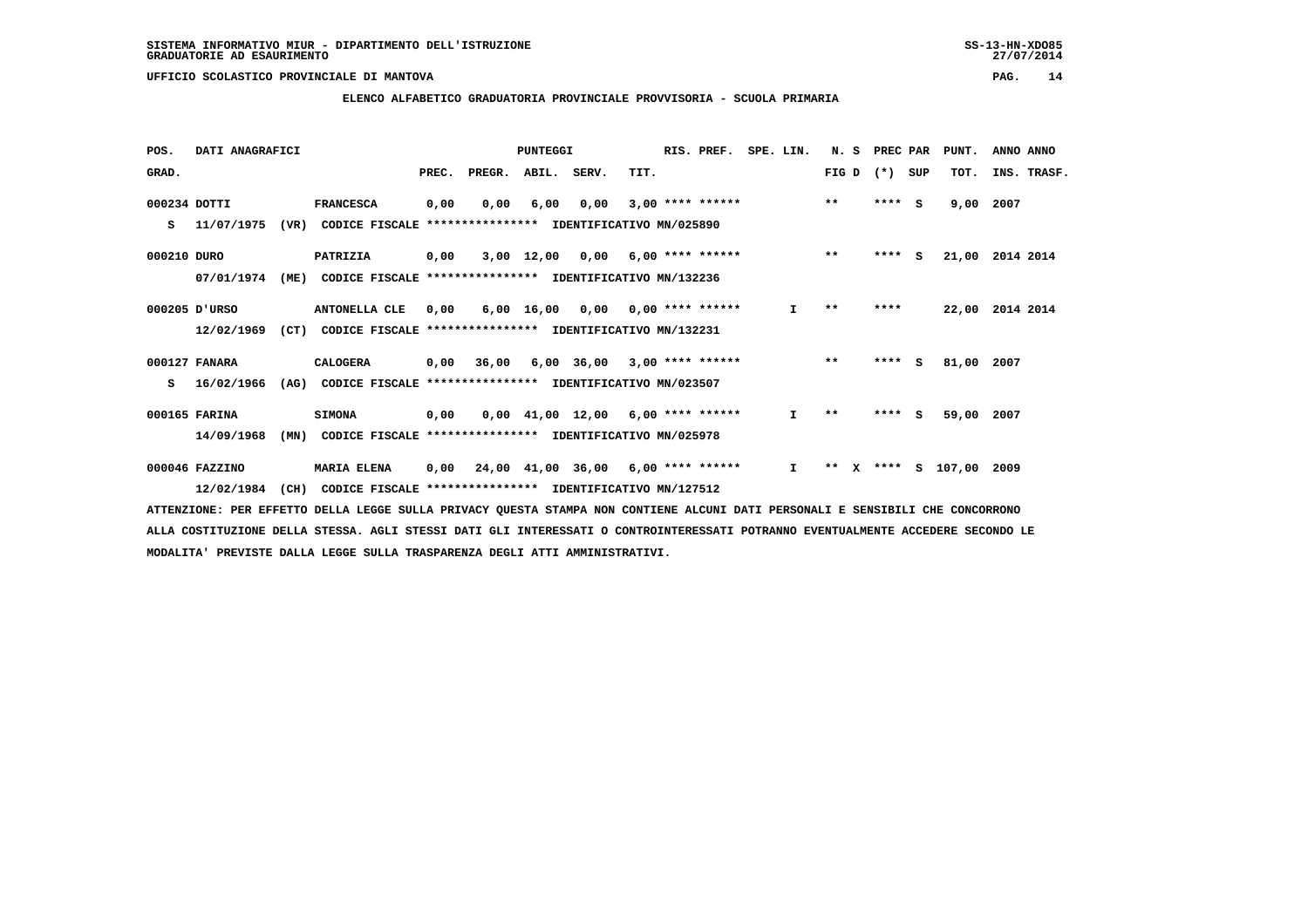SISTEMA INFORMATIVO MIUR - DIPARTIMENTO DELL'ISTRUZIONE
GRADUATORIE AD ESAURIMENTO

UFFICIO SCOLASTICO PROVINCIALE DI MANTOVA

## ELENCO ALFABETICO GRADUATORIA PROVINCIALE PROVVISORIA - SCUOLA PRIMARIA

| POS. GRAD. | DATI ANAGRAFICI | | PREC. | PREGR. | ABIL. | SERV. | TIT. | RIS. PREF. | SPE. LIN. | N. S FIG D | PREC PAR (*) SUP | PUNT. TOT. | ANNO ANNO INS. TRASF. |
|---|---|---|---|---|---|---|---|---|---|---|---|---|---|
| 000234 | DOTTI | FRANCESCA | 0,00 | 0,00 | 6,00 | 0,00 | 3,00 | **** ****** | | ** | **** S | 9,00 | 2007 |
| S | 11/07/1975 (VR) | CODICE FISCALE **************** IDENTIFICATIVO MN/025890 | | | | | | | | | | | |
| 000210 | DURO | PATRIZIA | 0,00 | 3,00 | 12,00 | 0,00 | 6,00 | **** ****** | | ** | **** S | 21,00 | 2014 2014 |
| | 07/01/1974 (ME) | CODICE FISCALE **************** IDENTIFICATIVO MN/132236 | | | | | | | | | | | |
| 000205 | D'URSO | ANTONELLA CLE | 0,00 | 6,00 | 16,00 | 0,00 | 0,00 | **** ****** | I | ** | **** | 22,00 | 2014 2014 |
| | 12/02/1969 (CT) | CODICE FISCALE **************** IDENTIFICATIVO MN/132231 | | | | | | | | | | | |
| 000127 | FANARA | CALOGERA | 0,00 | 36,00 | 6,00 | 36,00 | 3,00 | **** ****** | | ** | **** S | 81,00 | 2007 |
| S | 16/02/1966 (AG) | CODICE FISCALE **************** IDENTIFICATIVO MN/023507 | | | | | | | | | | | |
| 000165 | FARINA | SIMONA | 0,00 | 0,00 | 41,00 | 12,00 | 6,00 | **** ****** | I | ** | **** S | 59,00 | 2007 |
| | 14/09/1968 (MN) | CODICE FISCALE **************** IDENTIFICATIVO MN/025978 | | | | | | | | | | | |
| 000046 | FAZZINO | MARIA ELENA | 0,00 | 24,00 | 41,00 | 36,00 | 6,00 | **** ****** | I | ** X | **** S | 107,00 | 2009 |
| | 12/02/1984 (CH) | CODICE FISCALE **************** IDENTIFICATIVO MN/127512 | | | | | | | | | | | |

ATTENZIONE: PER EFFETTO DELLA LEGGE SULLA PRIVACY QUESTA STAMPA NON CONTIENE ALCUNI DATI PERSONALI E SENSIBILI CHE CONCORRONO ALLA COSTITUZIONE DELLA STESSA. AGLI STESSI DATI GLI INTERESSATI O CONTROINTERESSATI POTRANNO EVENTUALMENTE ACCEDERE SECONDO LE MODALITA' PREVISTE DALLA LEGGE SULLA TRASPARENZA DEGLI ATTI AMMINISTRATIVI.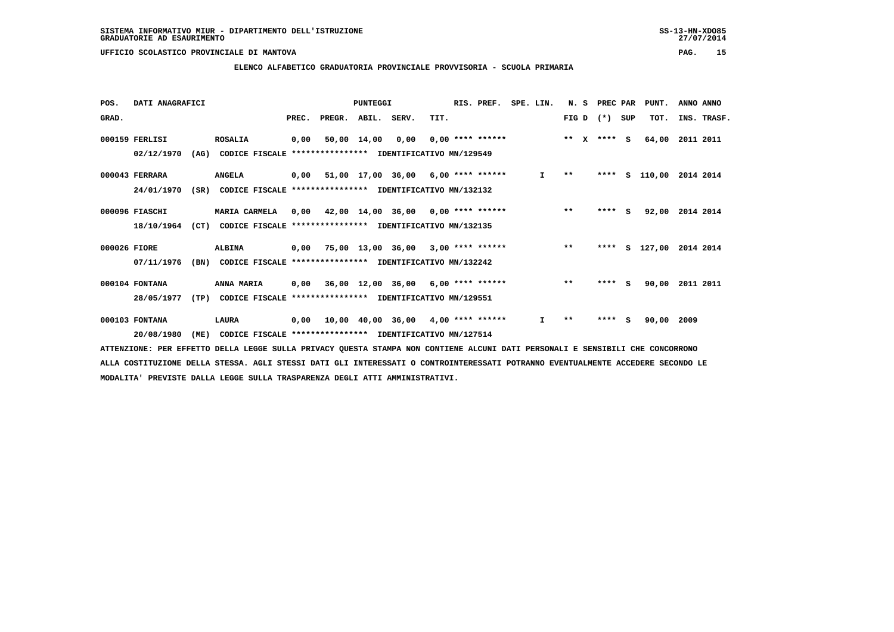SISTEMA INFORMATIVO MIUR - DIPARTIMENTO DELL'ISTRUZIONE

GRADUATORIE AD ESAURIMENTO

UFFICIO SCOLASTICO PROVINCIALE DI MANTOVA

**ELENCO ALFABETICO GRADUATORIA PROVINCIALE PROVVISORIA - SCUOLA PRIMARIA**

| POS. GRAD. | DATI ANAGRAFICI | | PREC. | PREGR. | ABIL. | SERV. | TIT. | RIS. PREF. | SPE. LIN. | N. S FIG D | PREC PAR (*) SUP | PUNT. TOT. | ANNO INS. | ANNO TRASF. |
|---|---|---|---|---|---|---|---|---|---|---|---|---|---|---|
| 000159 | FERLISI | ROSALIA | 0,00 | 50,00 | 14,00 | 0,00 | 0,00 | **** ****** | | ** X | **** S | 64,00 | 2011 | 2011 |
| | 02/12/1970 (AG) | CODICE FISCALE **************** IDENTIFICATIVO MN/129549 | | | | | | | | | | | | |
| 000043 | FERRARA | ANGELA | 0,00 | 51,00 | 17,00 | 36,00 | 6,00 | **** ****** | I | ** | **** S | 110,00 | 2014 | 2014 |
| | 24/01/1970 (SR) | CODICE FISCALE **************** IDENTIFICATIVO MN/132132 | | | | | | | | | | | | |
| 000096 | FIASCHI | MARIA CARMELA | 0,00 | 42,00 | 14,00 | 36,00 | 0,00 | **** ****** | | ** | **** S | 92,00 | 2014 | 2014 |
| | 18/10/1964 (CT) | CODICE FISCALE **************** IDENTIFICATIVO MN/132135 | | | | | | | | | | | | |
| 000026 | FIORE | ALBINA | 0,00 | 75,00 | 13,00 | 36,00 | 3,00 | **** ****** | | ** | **** S | 127,00 | 2014 | 2014 |
| | 07/11/1976 (BN) | CODICE FISCALE **************** IDENTIFICATIVO MN/132242 | | | | | | | | | | | | |
| 000104 | FONTANA | ANNA MARIA | 0,00 | 36,00 | 12,00 | 36,00 | 6,00 | **** ****** | | ** | **** S | 90,00 | 2011 | 2011 |
| | 28/05/1977 (TP) | CODICE FISCALE **************** IDENTIFICATIVO MN/129551 | | | | | | | | | | | | |
| 000103 | FONTANA | LAURA | 0,00 | 10,00 | 40,00 | 36,00 | 4,00 | **** ****** | I | ** | **** S | 90,00 | 2009 | |
| | 20/08/1980 (ME) | CODICE FISCALE **************** IDENTIFICATIVO MN/127514 | | | | | | | | | | | | |

ATTENZIONE: PER EFFETTO DELLA LEGGE SULLA PRIVACY QUESTA STAMPA NON CONTIENE ALCUNI DATI PERSONALI E SENSIBILI CHE CONCORRONO ALLA COSTITUZIONE DELLA STESSA. AGLI STESSI DATI GLI INTERESSATI O CONTROINTERESSATI POTRANNO EVENTUALMENTE ACCEDERE SECONDO LE MODALITA' PREVISTE DALLA LEGGE SULLA TRASPARENZA DEGLI ATTI AMMINISTRATIVI.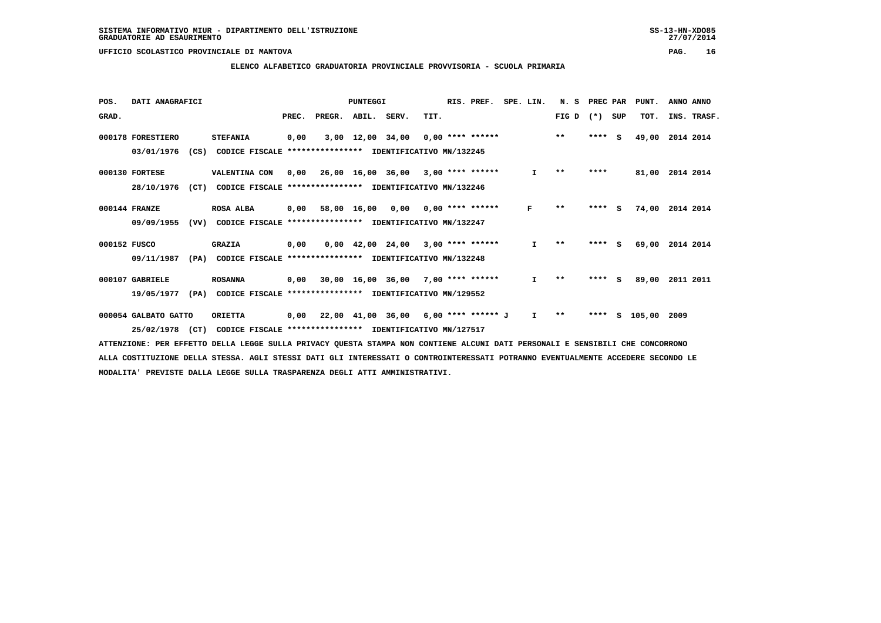SISTEMA INFORMATIVO MIUR - DIPARTIMENTO DELL'ISTRUZIONE
GRADUATORIE AD ESAURIMENTO

UFFICIO SCOLASTICO PROVINCIALE DI MANTOVA

**ELENCO ALFABETICO GRADUATORIA PROVINCIALE PROVVISORIA - SCUOLA PRIMARIA**

| POS. GRAD. | DATI ANAGRAFICI | | PREC. | PREGR. | ABIL. | SERV. | TIT. | RIS. PREF. | SPE. LIN. | N. S FIG D | PREC PAR (*) | SUP | PUNT. TOT. | ANNO INS. | ANNO TRASF. |
|---|---|---|---|---|---|---|---|---|---|---|---|---|---|---|---|
| 000178 | FORESTIERO | STEFANIA | 0,00 | 3,00 | 12,00 | 34,00 | 0,00 | **** ****** | | ** | **** | S | 49,00 | 2014 | 2014 |
| | 03/01/1976 (CS) | CODICE FISCALE **************** IDENTIFICATIVO MN/132245 | | | | | | | | | | | | | |
| 000130 | FORTESE | VALENTINA CON | 0,00 | 26,00 | 16,00 | 36,00 | 3,00 | **** ****** | I | ** | **** | | 81,00 | 2014 | 2014 |
| | 28/10/1976 (CT) | CODICE FISCALE **************** IDENTIFICATIVO MN/132246 | | | | | | | | | | | | | |
| 000144 | FRANZE | ROSA ALBA | 0,00 | 58,00 | 16,00 | 0,00 | 0,00 | **** ****** | F | ** | **** | S | 74,00 | 2014 | 2014 |
| | 09/09/1955 (VV) | CODICE FISCALE **************** IDENTIFICATIVO MN/132247 | | | | | | | | | | | | | |
| 000152 | FUSCO | GRAZIA | 0,00 | 0,00 | 42,00 | 24,00 | 3,00 | **** ****** | I | ** | **** | S | 69,00 | 2014 | 2014 |
| | 09/11/1987 (PA) | CODICE FISCALE **************** IDENTIFICATIVO MN/132248 | | | | | | | | | | | | | |
| 000107 | GABRIELE | ROSANNA | 0,00 | 30,00 | 16,00 | 36,00 | 7,00 | **** ****** | I | ** | **** | S | 89,00 | 2011 | 2011 |
| | 19/05/1977 (PA) | CODICE FISCALE **************** IDENTIFICATIVO MN/129552 | | | | | | | | | | | | | |
| 000054 | GALBATO GATTO | ORIETTA | 0,00 | 22,00 | 41,00 | 36,00 | 6,00 | **** ****** J | I | ** | **** | S | 105,00 | 2009 | |
| | 25/02/1978 (CT) | CODICE FISCALE **************** IDENTIFICATIVO MN/127517 | | | | | | | | | | | | | |

ATTENZIONE: PER EFFETTO DELLA LEGGE SULLA PRIVACY QUESTA STAMPA NON CONTIENE ALCUNI DATI PERSONALI E SENSIBILI CHE CONCORRONO ALLA COSTITUZIONE DELLA STESSA. AGLI STESSI DATI GLI INTERESSATI O CONTROINTERESSATI POTRANNO EVENTUALMENTE ACCEDERE SECONDO LE MODALITA' PREVISTE DALLA LEGGE SULLA TRASPARENZA DEGLI ATTI AMMINISTRATIVI.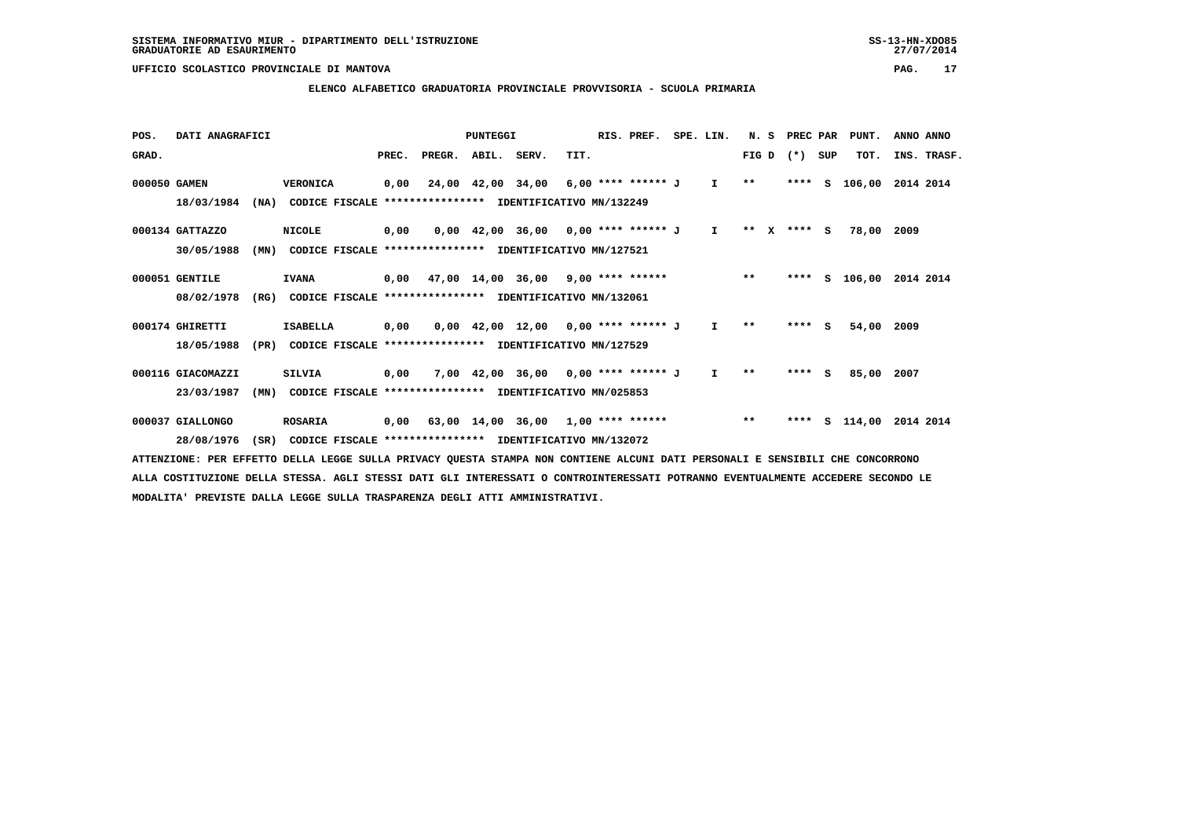SISTEMA INFORMATIVO MIUR - DIPARTIMENTO DELL'ISTRUZIONE
GRADUATORIE AD ESAURIMENTO

UFFICIO SCOLASTICO PROVINCIALE DI MANTOVA

## ELENCO ALFABETICO GRADUATORIA PROVINCIALE PROVVISORIA - SCUOLA PRIMARIA

| POS. GRAD. | DATI ANAGRAFICI | | PREC. | PREGR. | ABIL. | SERV. | TIT. | RIS. PREF. | SPE. LIN. | N. S FIG D | PREC PAR (*) SUP | PUNT. TOT. | ANNO INS. | ANNO TRASF. |
|---|---|---|---|---|---|---|---|---|---|---|---|---|---|---|
| 000050 | GAMEN VERONICA | 18/03/1984 (NA) CODICE FISCALE **************** IDENTIFICATIVO MN/132249 | 0,00 | 24,00 | 42,00 | 34,00 | 6,00 | **** ****** J | I | ** | **** S | 106,00 | 2014 | 2014 |
| 000134 | GATTAZZO NICOLE | 30/05/1988 (MN) CODICE FISCALE **************** IDENTIFICATIVO MN/127521 | 0,00 | 0,00 | 42,00 | 36,00 | 0,00 | **** ****** J | I | ** X | **** S | 78,00 | 2009 | |
| 000051 | GENTILE IVANA | 08/02/1978 (RG) CODICE FISCALE **************** IDENTIFICATIVO MN/132061 | 0,00 | 47,00 | 14,00 | 36,00 | 9,00 | **** ****** | | ** | **** S | 106,00 | 2014 | 2014 |
| 000174 | GHIRETTI ISABELLA | 18/05/1988 (PR) CODICE FISCALE **************** IDENTIFICATIVO MN/127529 | 0,00 | 0,00 | 42,00 | 12,00 | 0,00 | **** ****** J | I | ** | **** S | 54,00 | 2009 | |
| 000116 | GIACOMAZZI SILVIA | 23/03/1987 (MN) CODICE FISCALE **************** IDENTIFICATIVO MN/025853 | 0,00 | 7,00 | 42,00 | 36,00 | 0,00 | **** ****** J | I | ** | **** S | 85,00 | 2007 | |
| 000037 | GIALLONGO ROSARIA | 28/08/1976 (SR) CODICE FISCALE **************** IDENTIFICATIVO MN/132072 | 0,00 | 63,00 | 14,00 | 36,00 | 1,00 | **** ****** | | ** | **** S | 114,00 | 2014 | 2014 |

ATTENZIONE: PER EFFETTO DELLA LEGGE SULLA PRIVACY QUESTA STAMPA NON CONTIENE ALCUNI DATI PERSONALI E SENSIBILI CHE CONCORRONO ALLA COSTITUZIONE DELLA STESSA. AGLI STESSI DATI GLI INTERESSATI O CONTROINTERESSATI POTRANNO EVENTUALMENTE ACCEDERE SECONDO LE MODALITA' PREVISTE DALLA LEGGE SULLA TRASPARENZA DEGLI ATTI AMMINISTRATIVI.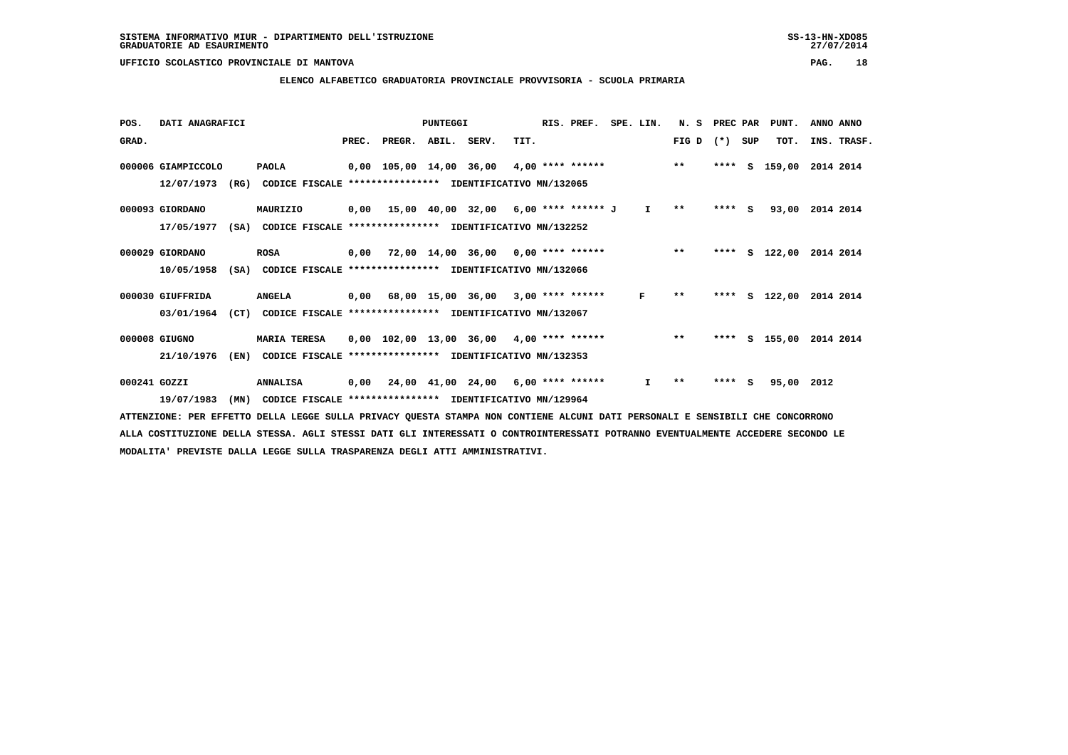SISTEMA INFORMATIVO MIUR - DIPARTIMENTO DELL'ISTRUZIONE
GRADUATORIE AD ESAURIMENTO

UFFICIO SCOLASTICO PROVINCIALE DI MANTOVA

**ELENCO ALFABETICO GRADUATORIA PROVINCIALE PROVVISORIA - SCUOLA PRIMARIA**

| POS. GRAD. | DATI ANAGRAFICI | | PUNTEGGI PREC. | PREGR. | ABIL. | SERV. | TIT. | RIS. PREF. | SPE. LIN. | N. S FIG D | PREC PAR (*) | SUP | PUNT. TOT. | ANNO ANNO INS. TRASF. |
|---|---|---|---|---|---|---|---|---|---|---|---|---|---|---|
| 000006 | GIAMPICCOLO | PAOLA | 0,00 | 105,00 | 14,00 | 36,00 | 4,00 | **** ****** | | ** | **** | S | 159,00 | 2014 2014 |
| | 12/07/1973 (RG) | CODICE FISCALE **************** IDENTIFICATIVO MN/132065 | | | | | | | | | | | | |
| 000093 | GIORDANO | MAURIZIO | 0,00 | 15,00 | 40,00 | 32,00 | 6,00 | **** ****** J | I | ** | **** | S | 93,00 | 2014 2014 |
| | 17/05/1977 (SA) | CODICE FISCALE **************** IDENTIFICATIVO MN/132252 | | | | | | | | | | | | |
| 000029 | GIORDANO | ROSA | 0,00 | 72,00 | 14,00 | 36,00 | 0,00 | **** ****** | | ** | **** | S | 122,00 | 2014 2014 |
| | 10/05/1958 (SA) | CODICE FISCALE **************** IDENTIFICATIVO MN/132066 | | | | | | | | | | | | |
| 000030 | GIUFFRIDA | ANGELA | 0,00 | 68,00 | 15,00 | 36,00 | 3,00 | **** ****** | F | ** | **** | S | 122,00 | 2014 2014 |
| | 03/01/1964 (CT) | CODICE FISCALE **************** IDENTIFICATIVO MN/132067 | | | | | | | | | | | | |
| 000008 | GIUGNO | MARIA TERESA | 0,00 | 102,00 | 13,00 | 36,00 | 4,00 | **** ****** | | ** | **** | S | 155,00 | 2014 2014 |
| | 21/10/1976 (EN) | CODICE FISCALE **************** IDENTIFICATIVO MN/132353 | | | | | | | | | | | | |
| 000241 | GOZZI | ANNALISA | 0,00 | 24,00 | 41,00 | 24,00 | 6,00 | **** ****** | I | ** | **** | S | 95,00 | 2012 |
| | 19/07/1983 (MN) | CODICE FISCALE **************** IDENTIFICATIVO MN/129964 | | | | | | | | | | | | |

ATTENZIONE: PER EFFETTO DELLA LEGGE SULLA PRIVACY QUESTA STAMPA NON CONTIENE ALCUNI DATI PERSONALI E SENSIBILI CHE CONCORRONO ALLA COSTITUZIONE DELLA STESSA. AGLI STESSI DATI GLI INTERESSATI O CONTROINTERESSATI POTRANNO EVENTUALMENTE ACCEDERE SECONDO LE MODALITA' PREVISTE DALLA LEGGE SULLA TRASPARENZA DEGLI ATTI AMMINISTRATIVI.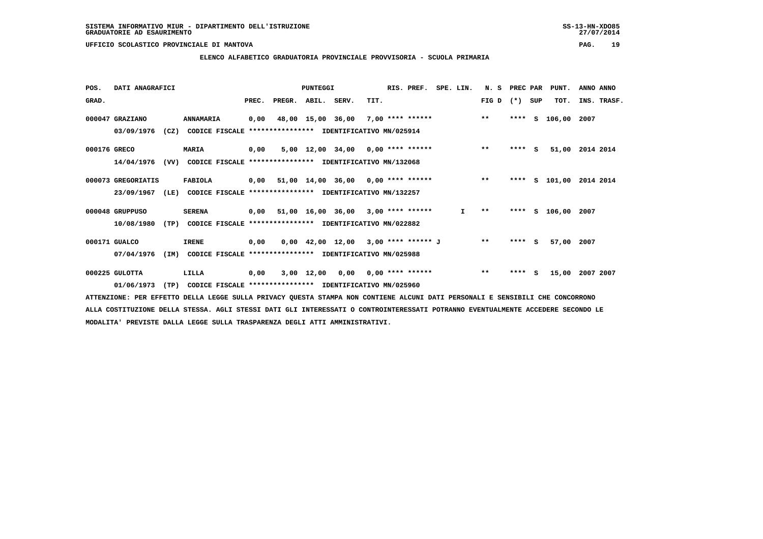SISTEMA INFORMATIVO MIUR - DIPARTIMENTO DELL'ISTRUZIONE
GRADUATORIE AD ESAURIMENTO

UFFICIO SCOLASTICO PROVINCIALE DI MANTOVA

**ELENCO ALFABETICO GRADUATORIA PROVINCIALE PROVVISORIA - SCUOLA PRIMARIA**

| POS. GRAD. | DATI ANAGRAFICI | | PREC. | PREGR. | ABIL. | SERV. | TIT. | RIS. PREF. | SPE. LIN. | N. S FIG D | PREC (*) | PAR SUP | PUNT. TOT. | ANNO INS. | ANNO TRASF. |
|---|---|---|---|---|---|---|---|---|---|---|---|---|---|---|---|
| 000047 | GRAZIANO | ANNAMARIA | 0,00 | 48,00 | 15,00 | 36,00 | 7,00 | **** ****** | | ** | **** | S | 106,00 | 2007 | |
| | 03/09/1976 (CZ) | CODICE FISCALE **************** IDENTIFICATIVO MN/025914 | | | | | | | | | | | | | |
| 000176 | GRECO | MARIA | 0,00 | 5,00 | 12,00 | 34,00 | 0,00 | **** ****** | | ** | **** | S | 51,00 | 2014 | 2014 |
| | 14/04/1976 (VV) | CODICE FISCALE **************** IDENTIFICATIVO MN/132068 | | | | | | | | | | | | | |
| 000073 | GREGORIATIS | FABIOLA | 0,00 | 51,00 | 14,00 | 36,00 | 0,00 | **** ****** | | ** | **** | S | 101,00 | 2014 | 2014 |
| | 23/09/1967 (LE) | CODICE FISCALE **************** IDENTIFICATIVO MN/132257 | | | | | | | | | | | | | |
| 000048 | GRUPPUSO | SERENA | 0,00 | 51,00 | 16,00 | 36,00 | 3,00 | **** ****** | I | ** | **** | S | 106,00 | 2007 | |
| | 10/08/1980 (TP) | CODICE FISCALE **************** IDENTIFICATIVO MN/022882 | | | | | | | | | | | | | |
| 000171 | GUALCO | IRENE | 0,00 | 0,00 | 42,00 | 12,00 | 3,00 | **** ****** J | | ** | **** | S | 57,00 | 2007 | |
| | 07/04/1976 (IM) | CODICE FISCALE **************** IDENTIFICATIVO MN/025988 | | | | | | | | | | | | | |
| 000225 | GULOTTA | LILLA | 0,00 | 3,00 | 12,00 | 0,00 | 0,00 | **** ****** | | ** | **** | S | 15,00 | 2007 | 2007 |
| | 01/06/1973 (TP) | CODICE FISCALE **************** IDENTIFICATIVO MN/025960 | | | | | | | | | | | | | |

ATTENZIONE: PER EFFETTO DELLA LEGGE SULLA PRIVACY QUESTA STAMPA NON CONTIENE ALCUNI DATI PERSONALI E SENSIBILI CHE CONCORRONO ALLA COSTITUZIONE DELLA STESSA. AGLI STESSI DATI GLI INTERESSATI O CONTROINTERESSATI POTRANNO EVENTUALMENTE ACCEDERE SECONDO LE MODALITA' PREVISTE DALLA LEGGE SULLA TRASPARENZA DEGLI ATTI AMMINISTRATIVI.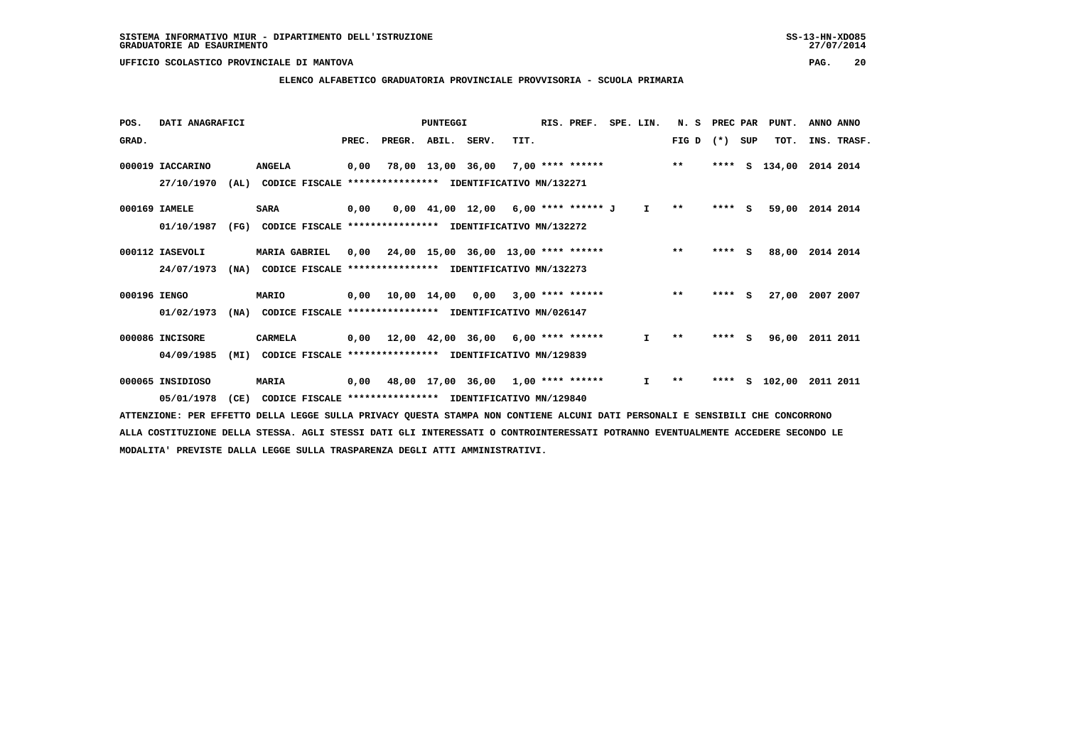SISTEMA INFORMATIVO MIUR - DIPARTIMENTO DELL'ISTRUZIONE
GRADUATORIE AD ESAURIMENTO

UFFICIO SCOLASTICO PROVINCIALE DI MANTOVA

**ELENCO ALFABETICO GRADUATORIA PROVINCIALE PROVVISORIA - SCUOLA PRIMARIA**

| POS. GRAD. | DATI ANAGRAFICI | | PREC. | PREGR. | ABIL. | SERV. | TIT. | RIS. PREF. | SPE. LIN. | N. S FIG D | PREC PAR (*) | SUP | PUNT. TOT. | ANNO INS. | ANNO TRASF. |
|---|---|---|---|---|---|---|---|---|---|---|---|---|---|---|---|
| 000019 | IACCARINO | ANGELA | 0,00 | 78,00 | 13,00 | 36,00 | 7,00 | **** ****** | | ** | **** | S | 134,00 | 2014 | 2014 |
| | 27/10/1970 (AL) | CODICE FISCALE **************** IDENTIFICATIVO MN/132271 | | | | | | | | | | | | | |
| 000169 | IAMELE | SARA | 0,00 | 0,00 | 41,00 | 12,00 | 6,00 | **** ****** J | I | ** | **** | S | 59,00 | 2014 | 2014 |
| | 01/10/1987 (FG) | CODICE FISCALE **************** IDENTIFICATIVO MN/132272 | | | | | | | | | | | | | |
| 000112 | IASEVOLI | MARIA GABRIEL | 0,00 | 24,00 | 15,00 | 36,00 | 13,00 | **** ****** | | ** | **** | S | 88,00 | 2014 | 2014 |
| | 24/07/1973 (NA) | CODICE FISCALE **************** IDENTIFICATIVO MN/132273 | | | | | | | | | | | | | |
| 000196 | IENGO | MARIO | 0,00 | 10,00 | 14,00 | 0,00 | 3,00 | **** ****** | | ** | **** | S | 27,00 | 2007 | 2007 |
| | 01/02/1973 (NA) | CODICE FISCALE **************** IDENTIFICATIVO MN/026147 | | | | | | | | | | | | | |
| 000086 | INCISORE | CARMELA | 0,00 | 12,00 | 42,00 | 36,00 | 6,00 | **** ****** | I | ** | **** | S | 96,00 | 2011 | 2011 |
| | 04/09/1985 (MI) | CODICE FISCALE **************** IDENTIFICATIVO MN/129839 | | | | | | | | | | | | | |
| 000065 | INSIDIOSO | MARIA | 0,00 | 48,00 | 17,00 | 36,00 | 1,00 | **** ****** | I | ** | **** | S | 102,00 | 2011 | 2011 |
| | 05/01/1978 (CE) | CODICE FISCALE **************** IDENTIFICATIVO MN/129840 | | | | | | | | | | | | | |

ATTENZIONE: PER EFFETTO DELLA LEGGE SULLA PRIVACY QUESTA STAMPA NON CONTIENE ALCUNI DATI PERSONALI E SENSIBILI CHE CONCORRONO ALLA COSTITUZIONE DELLA STESSA. AGLI STESSI DATI GLI INTERESSATI O CONTROINTERESSATI POTRANNO EVENTUALMENTE ACCEDERE SECONDO LE MODALITA' PREVISTE DALLA LEGGE SULLA TRASPARENZA DEGLI ATTI AMMINISTRATIVI.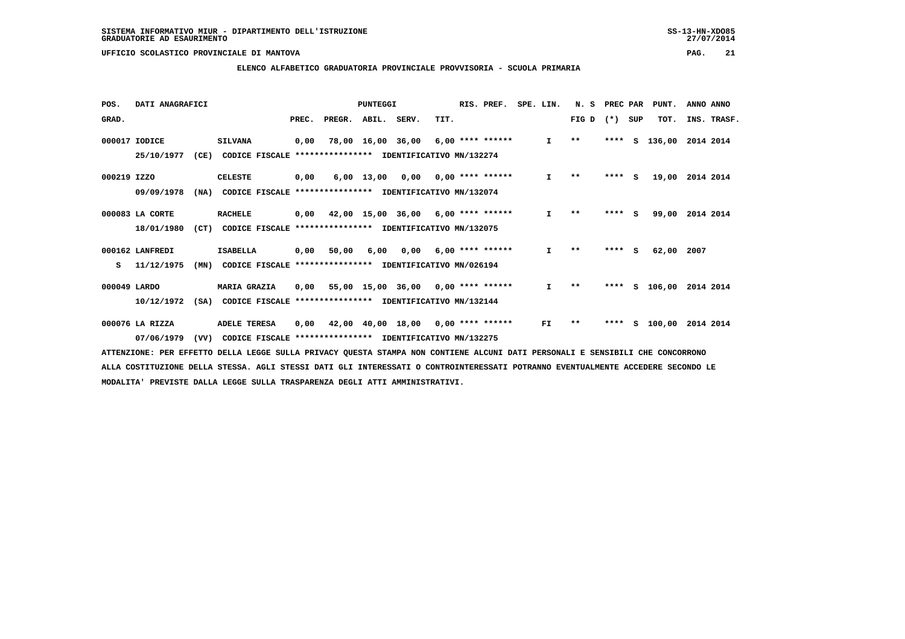SISTEMA INFORMATIVO MIUR - DIPARTIMENTO DELL'ISTRUZIONE
GRADUATORIE AD ESAURIMENTO

UFFICIO SCOLASTICO PROVINCIALE DI MANTOVA

ELENCO ALFABETICO GRADUATORIA PROVINCIALE PROVVISORIA - SCUOLA PRIMARIA

| POS. GRAD. | DATI ANAGRAFICI | | PREC. | PREGR. | ABIL. | SERV. | TIT. | RIS. PREF. | SPE. LIN. | N. S FIG D | PREC PAR (*) | SUP | PUNT. TOT. | ANNO ANNO INS. TRASF. |
|---|---|---|---|---|---|---|---|---|---|---|---|---|---|---|
| 000017 | IODICE | SILVANA | 0,00 | 78,00 | 16,00 | 36,00 | 6,00 | **** ****** | I | ** | **** | S | 136,00 | 2014 2014 |
| | 25/10/1977 (CE) | CODICE FISCALE **************** IDENTIFICATIVO MN/132274 | | | | | | | | | | | | |
| 000219 | IZZO | CELESTE | 0,00 | 6,00 | 13,00 | 0,00 | 0,00 | **** ****** | I | ** | **** | S | 19,00 | 2014 2014 |
| | 09/09/1978 (NA) | CODICE FISCALE **************** IDENTIFICATIVO MN/132074 | | | | | | | | | | | | |
| 000083 | LA CORTE | RACHELE | 0,00 | 42,00 | 15,00 | 36,00 | 6,00 | **** ****** | I | ** | **** | S | 99,00 | 2014 2014 |
| | 18/01/1980 (CT) | CODICE FISCALE **************** IDENTIFICATIVO MN/132075 | | | | | | | | | | | | |
| 000162 | LANFREDI | ISABELLA | 0,00 | 50,00 | 6,00 | 0,00 | 6,00 | **** ****** | I | ** | **** | S | 62,00 | 2007 |
| S | 11/12/1975 (MN) | CODICE FISCALE **************** IDENTIFICATIVO MN/026194 | | | | | | | | | | | | |
| 000049 | LARDO | MARIA GRAZIA | 0,00 | 55,00 | 15,00 | 36,00 | 0,00 | **** ****** | I | ** | **** | S | 106,00 | 2014 2014 |
| | 10/12/1972 (SA) | CODICE FISCALE **************** IDENTIFICATIVO MN/132144 | | | | | | | | | | | | |
| 000076 | LA RIZZA | ADELE TERESA | 0,00 | 42,00 | 40,00 | 18,00 | 0,00 | **** ****** | FI | ** | **** | S | 100,00 | 2014 2014 |
| | 07/06/1979 (VV) | CODICE FISCALE **************** IDENTIFICATIVO MN/132275 | | | | | | | | | | | | |

ATTENZIONE: PER EFFETTO DELLA LEGGE SULLA PRIVACY QUESTA STAMPA NON CONTIENE ALCUNI DATI PERSONALI E SENSIBILI CHE CONCORRONO ALLA COSTITUZIONE DELLA STESSA. AGLI STESSI DATI GLI INTERESSATI O CONTROINTERESSATI POTRANNO EVENTUALMENTE ACCEDERE SECONDO LE MODALITA' PREVISTE DALLA LEGGE SULLA TRASPARENZA DEGLI ATTI AMMINISTRATIVI.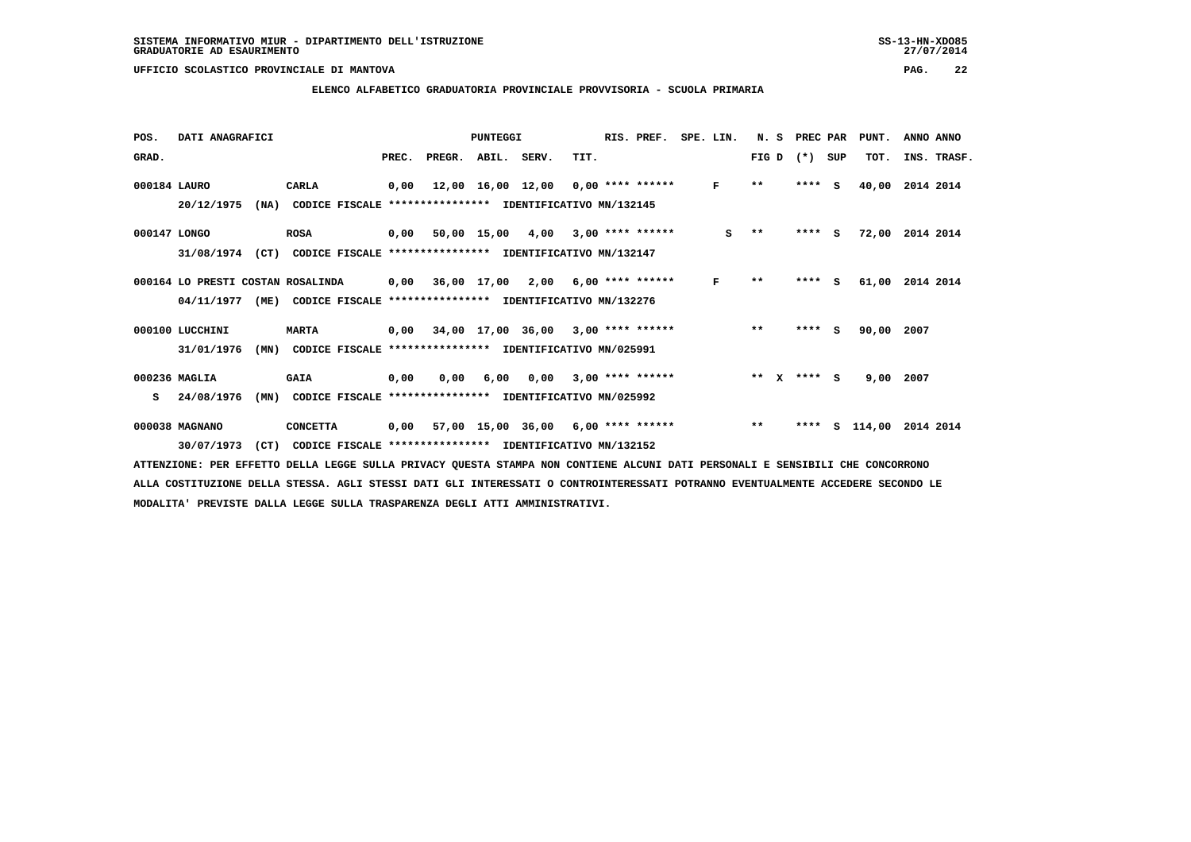SISTEMA INFORMATIVO MIUR - DIPARTIMENTO DELL'ISTRUZIONE
GRADUATORIE AD ESAURIMENTO

UFFICIO SCOLASTICO PROVINCIALE DI MANTOVA

**ELENCO ALFABETICO GRADUATORIA PROVINCIALE PROVVISORIA - SCUOLA PRIMARIA**

| POS. GRAD. | DATI ANAGRAFICI | | PREC. | PREGR. | ABIL. | SERV. | TIT. | RIS. PREF. | SPE. LIN. | N. S FIG D | PREC PAR (*) SUP | PUNT. TOT. | ANNO ANNO INS. TRASF. |
|---|---|---|---|---|---|---|---|---|---|---|---|---|---|
| 000184 | LAURO | CARLA | 0,00 | 12,00 | 16,00 | 12,00 | 0,00 | **** ****** | F | ** | **** S | 40,00 | 2014 2014 |
| | 20/12/1975 (NA) | CODICE FISCALE **************** IDENTIFICATIVO MN/132145 | | | | | | | | | | | |
| 000147 | LONGO | ROSA | 0,00 | 50,00 | 15,00 | 4,00 | 3,00 | **** ****** | S | ** | **** S | 72,00 | 2014 2014 |
| | 31/08/1974 (CT) | CODICE FISCALE **************** IDENTIFICATIVO MN/132147 | | | | | | | | | | | |
| 000164 | LO PRESTI COSTAN ROSALINDA | | 0,00 | 36,00 | 17,00 | 2,00 | 6,00 | **** ****** | F | ** | **** S | 61,00 | 2014 2014 |
| | 04/11/1977 (ME) | CODICE FISCALE **************** IDENTIFICATIVO MN/132276 | | | | | | | | | | | |
| 000100 | LUCCHINI | MARTA | 0,00 | 34,00 | 17,00 | 36,00 | 3,00 | **** ****** | | ** | **** S | 90,00 | 2007 |
| | 31/01/1976 (MN) | CODICE FISCALE **************** IDENTIFICATIVO MN/025991 | | | | | | | | | | | |
| 000236 | MAGLIA | GAIA | 0,00 | 0,00 | 6,00 | 0,00 | 3,00 | **** ****** | | ** X | **** S | 9,00 | 2007 |
| S | 24/08/1976 (MN) | CODICE FISCALE **************** IDENTIFICATIVO MN/025992 | | | | | | | | | | | |
| 000038 | MAGNANO | CONCETTA | 0,00 | 57,00 | 15,00 | 36,00 | 6,00 | **** ****** | | ** | **** S | 114,00 | 2014 2014 |
| | 30/07/1973 (CT) | CODICE FISCALE **************** IDENTIFICATIVO MN/132152 | | | | | | | | | | | |

ATTENZIONE: PER EFFETTO DELLA LEGGE SULLA PRIVACY QUESTA STAMPA NON CONTIENE ALCUNI DATI PERSONALI E SENSIBILI CHE CONCORRONO ALLA COSTITUZIONE DELLA STESSA. AGLI STESSI DATI GLI INTERESSATI O CONTROINTERESSATI POTRANNO EVENTUALMENTE ACCEDERE SECONDO LE MODALITA' PREVISTE DALLA LEGGE SULLA TRASPARENZA DEGLI ATTI AMMINISTRATIVI.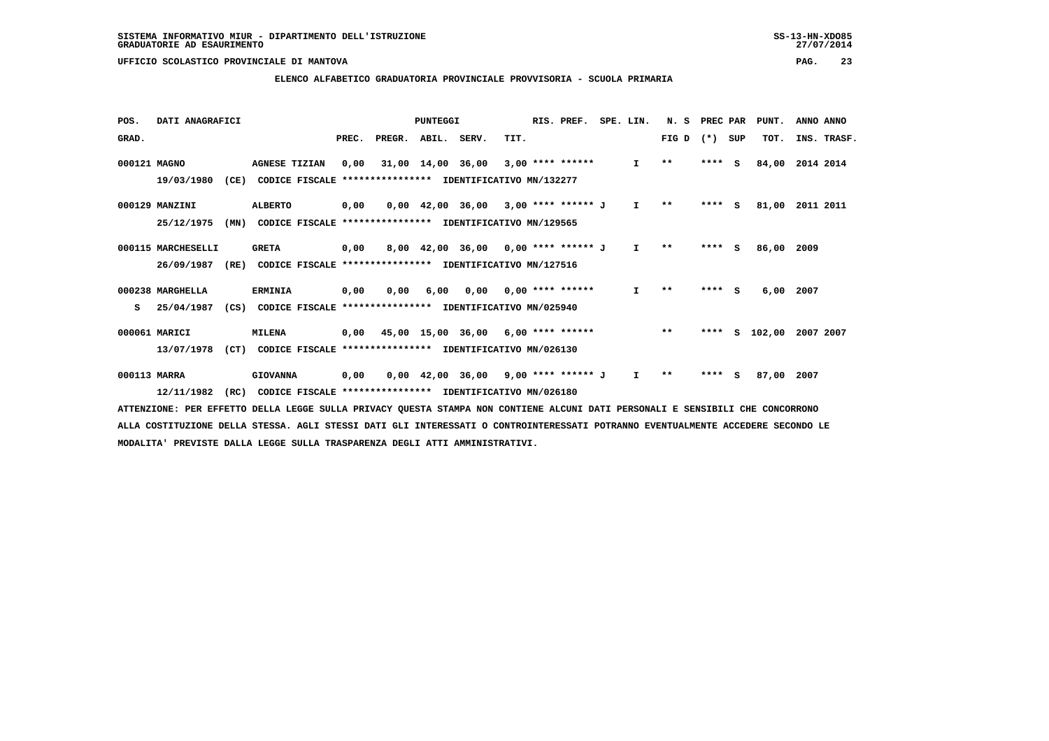SISTEMA INFORMATIVO MIUR - DIPARTIMENTO DELL'ISTRUZIONE
GRADUATORIE AD ESAURIMENTO

UFFICIO SCOLASTICO PROVINCIALE DI MANTOVA

## ELENCO ALFABETICO GRADUATORIA PROVINCIALE PROVVISORIA - SCUOLA PRIMARIA

| POS. GRAD. | DATI ANAGRAFICI | | PREC. | PREGR. | ABIL. | SERV. | TIT. | RIS. PREF. | SPE. LIN. | N. S FIG D | PREC PAR (*) SUP | PUNT. TOT. | ANNO INS. | ANNO TRASF. |
|---|---|---|---|---|---|---|---|---|---|---|---|---|---|---|
| 000121 | MAGNO | AGNESE TIZIAN | 0,00 | 31,00 | 14,00 | 36,00 | 3,00 | **** ****** | I | ** | **** S | 84,00 | 2014 | 2014 |
| | 19/03/1980 (CE) | CODICE FISCALE **************** IDENTIFICATIVO MN/132277 | | | | | | | | | | | | |
| 000129 | MANZINI | ALBERTO | 0,00 | 0,00 | 42,00 | 36,00 | 3,00 | **** ****** J | I | ** | **** S | 81,00 | 2011 | 2011 |
| | 25/12/1975 (MN) | CODICE FISCALE **************** IDENTIFICATIVO MN/129565 | | | | | | | | | | | | |
| 000115 | MARCHESELLI | GRETA | 0,00 | 8,00 | 42,00 | 36,00 | 0,00 | **** ****** J | I | ** | **** S | 86,00 | 2009 | |
| | 26/09/1987 (RE) | CODICE FISCALE **************** IDENTIFICATIVO MN/127516 | | | | | | | | | | | | |
| 000238 | MARGHELLA | ERMINIA | 0,00 | 0,00 | 6,00 | 0,00 | 0,00 | **** ****** | I | ** | **** S | 6,00 | 2007 | |
| S | 25/04/1987 (CS) | CODICE FISCALE **************** IDENTIFICATIVO MN/025940 | | | | | | | | | | | | |
| 000061 | MARICI | MILENA | 0,00 | 45,00 | 15,00 | 36,00 | 6,00 | **** ****** | | ** | **** S | 102,00 | 2007 | 2007 |
| | 13/07/1978 (CT) | CODICE FISCALE **************** IDENTIFICATIVO MN/026130 | | | | | | | | | | | | |
| 000113 | MARRA | GIOVANNA | 0,00 | 0,00 | 42,00 | 36,00 | 9,00 | **** ****** J | I | ** | **** S | 87,00 | 2007 | |
| | 12/11/1982 (RC) | CODICE FISCALE **************** IDENTIFICATIVO MN/026180 | | | | | | | | | | | | |

ATTENZIONE: PER EFFETTO DELLA LEGGE SULLA PRIVACY QUESTA STAMPA NON CONTIENE ALCUNI DATI PERSONALI E SENSIBILI CHE CONCORRONO ALLA COSTITUZIONE DELLA STESSA. AGLI STESSI DATI GLI INTERESSATI O CONTROINTERESSATI POTRANNO EVENTUALMENTE ACCEDERE SECONDO LE MODALITA' PREVISTE DALLA LEGGE SULLA TRASPARENZA DEGLI ATTI AMMINISTRATIVI.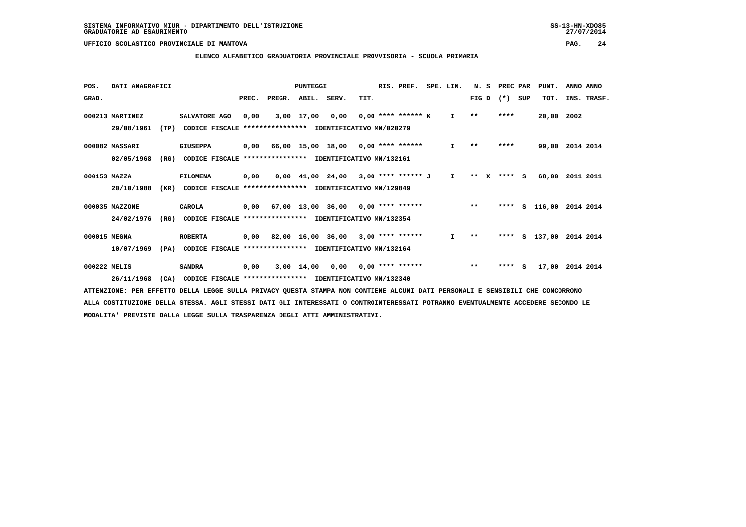SISTEMA INFORMATIVO MIUR - DIPARTIMENTO DELL'ISTRUZIONE
GRADUATORIE AD ESAURIMENTO

UFFICIO SCOLASTICO PROVINCIALE DI MANTOVA

**ELENCO ALFABETICO GRADUATORIA PROVINCIALE PROVVISORIA - SCUOLA PRIMARIA**

| POS. GRAD. | DATI ANAGRAFICI | | PREC. | PREGR. | ABIL. | SERV. | TIT. | RIS. PREF. | SPE. LIN. | N. S FIG D | PREC PAR (*) SUP | PUNT. TOT. | ANNO INS. | ANNO TRASF. |
|---|---|---|---|---|---|---|---|---|---|---|---|---|---|---|
| 000213 | MARTINEZ 29/08/1961 (TP) | SALVATORE AGO CODICE FISCALE **************** IDENTIFICATIVO MN/020279 | 0,00 | 3,00 | 17,00 | 0,00 | 0,00 | **** ****** K | I | ** | **** | 20,00 | 2002 | |
| 000082 | MASSARI 02/05/1968 (RG) | GIUSEPPA CODICE FISCALE **************** IDENTIFICATIVO MN/132161 | 0,00 | 66,00 | 15,00 | 18,00 | 0,00 | **** ****** | I | ** | **** | 99,00 | 2014 | 2014 |
| 000153 | MAZZA 20/10/1988 (KR) | FILOMENA CODICE FISCALE **************** IDENTIFICATIVO MN/129849 | 0,00 | 0,00 | 41,00 | 24,00 | 3,00 | **** ****** J | I | ** X | **** S | 68,00 | 2011 | 2011 |
| 000035 | MAZZONE 24/02/1976 (RG) | CAROLA CODICE FISCALE **************** IDENTIFICATIVO MN/132354 | 0,00 | 67,00 | 13,00 | 36,00 | 0,00 | **** ****** | | ** | **** S | 116,00 | 2014 | 2014 |
| 000015 | MEGNA 10/07/1969 (PA) | ROBERTA CODICE FISCALE **************** IDENTIFICATIVO MN/132164 | 0,00 | 82,00 | 16,00 | 36,00 | 3,00 | **** ****** | I | ** | **** S | 137,00 | 2014 | 2014 |
| 000222 | MELIS 26/11/1968 (CA) | SANDRA CODICE FISCALE **************** IDENTIFICATIVO MN/132340 | 0,00 | 3,00 | 14,00 | 0,00 | 0,00 | **** ****** | | ** | **** S | 17,00 | 2014 | 2014 |

ATTENZIONE: PER EFFETTO DELLA LEGGE SULLA PRIVACY QUESTA STAMPA NON CONTIENE ALCUNI DATI PERSONALI E SENSIBILI CHE CONCORRONO ALLA COSTITUZIONE DELLA STESSA. AGLI STESSI DATI GLI INTERESSATI O CONTROINTERESSATI POTRANNO EVENTUALMENTE ACCEDERE SECONDO LE MODALITA' PREVISTE DALLA LEGGE SULLA TRASPARENZA DEGLI ATTI AMMINISTRATIVI.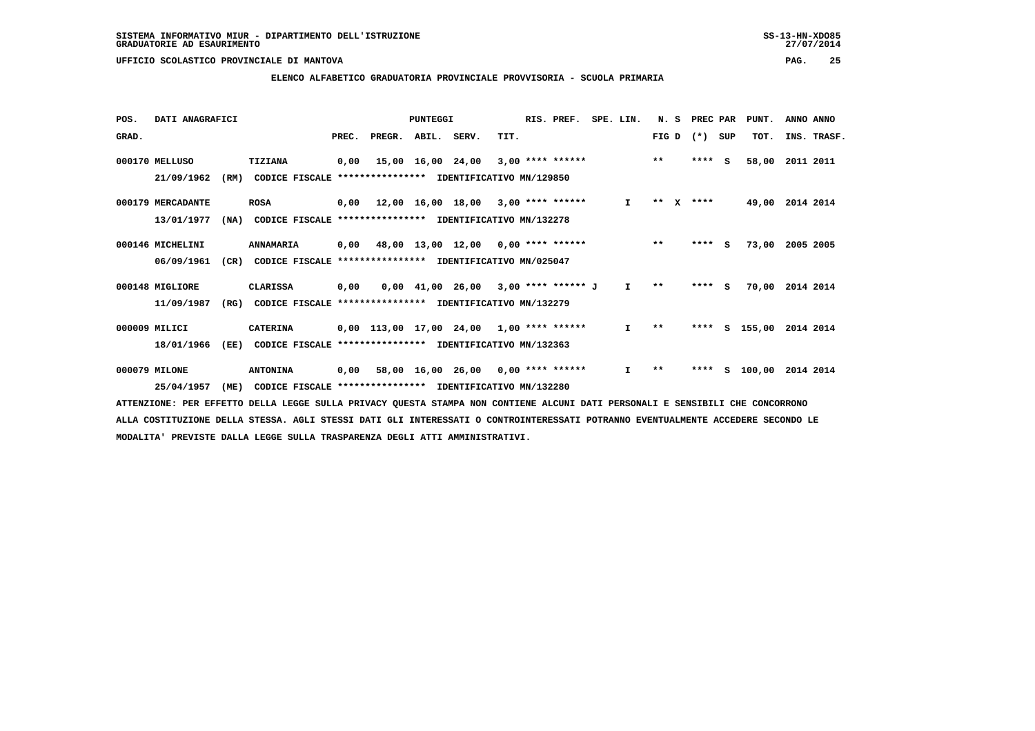## ELENCO ALFABETICO GRADUATORIA PROVINCIALE PROVVISORIA - SCUOLA PRIMARIA

| POS. | DATI ANAGRAFICI | | | PUNTEGGI | | | | | RIS. PREF. | SPE. LIN. | N. S | PREC PAR | | PUNT. | ANNO ANNO |
|---|---|---|---|---|---|---|---|---|---|---|---|---|---|---|---|
| GRAD. | | | | PREC. | PREGR. | ABIL. | SERV. | TIT. | | | FIG D | (*) | SUP | TOT. | INS. TRASF. |
| 000170 | MELLUSO | | TIZIANA | 0,00 | 15,00 | 16,00 | 24,00 | 3,00 | **** ****** | | ** | **** | S | 58,00 | 2011 2011 |
| | 21/09/1962 | (RM) | CODICE FISCALE **************** IDENTIFICATIVO MN/129850 | | | | | | | | | | | | |
| 000179 | MERCADANTE | | ROSA | 0,00 | 12,00 | 16,00 | 18,00 | 3,00 | **** ****** | I | ** X | **** | | 49,00 | 2014 2014 |
| | 13/01/1977 | (NA) | CODICE FISCALE **************** IDENTIFICATIVO MN/132278 | | | | | | | | | | | | |
| 000146 | MICHELINI | | ANNAMARIA | 0,00 | 48,00 | 13,00 | 12,00 | 0,00 | **** ****** | | ** | **** | S | 73,00 | 2005 2005 |
| | 06/09/1961 | (CR) | CODICE FISCALE **************** IDENTIFICATIVO MN/025047 | | | | | | | | | | | | |
| 000148 | MIGLIORE | | CLARISSA | 0,00 | 0,00 | 41,00 | 26,00 | 3,00 | **** ****** J | I | ** | **** | S | 70,00 | 2014 2014 |
| | 11/09/1987 | (RG) | CODICE FISCALE **************** IDENTIFICATIVO MN/132279 | | | | | | | | | | | | |
| 000009 | MILICI | | CATERINA | 0,00 | 113,00 | 17,00 | 24,00 | 1,00 | **** ****** | I | ** | **** | S | 155,00 | 2014 2014 |
| | 18/01/1966 | (EE) | CODICE FISCALE **************** IDENTIFICATIVO MN/132363 | | | | | | | | | | | | |
| 000079 | MILONE | | ANTONINA | 0,00 | 58,00 | 16,00 | 26,00 | 0,00 | **** ****** | I | ** | **** | S | 100,00 | 2014 2014 |
| | 25/04/1957 | (ME) | CODICE FISCALE **************** IDENTIFICATIVO MN/132280 | | | | | | | | | | | | |

ATTENZIONE: PER EFFETTO DELLA LEGGE SULLA PRIVACY QUESTA STAMPA NON CONTIENE ALCUNI DATI PERSONALI E SENSIBILI CHE CONCORRONO ALLA COSTITUZIONE DELLA STESSA. AGLI STESSI DATI GLI INTERESSATI O CONTROINTERESSATI POTRANNO EVENTUALMENTE ACCEDERE SECONDO LE MODALITA' PREVISTE DALLA LEGGE SULLA TRASPARENZA DEGLI ATTI AMMINISTRATIVI.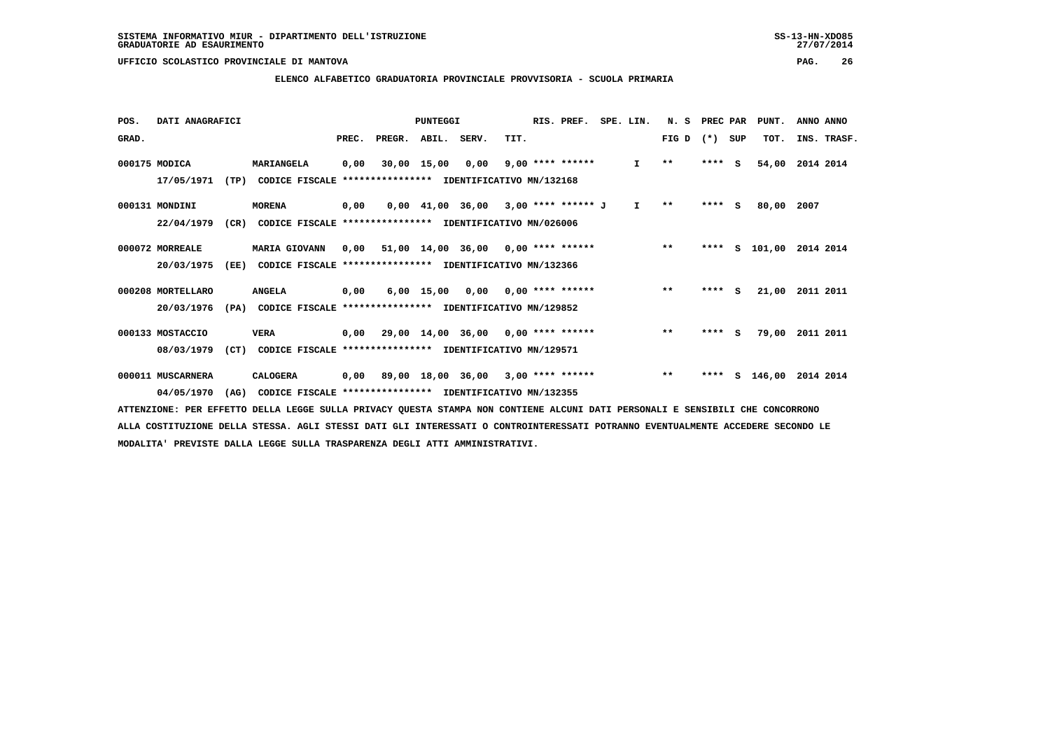SISTEMA INFORMATIVO MIUR - DIPARTIMENTO DELL'ISTRUZIONE
GRADUATORIE AD ESAURIMENTO

UFFICIO SCOLASTICO PROVINCIALE DI MANTOVA

ELENCO ALFABETICO GRADUATORIA PROVINCIALE PROVVISORIA - SCUOLA PRIMARIA

| POS. GRAD. | DATI ANAGRAFICI | | PREC. | PREGR. | ABIL. | SERV. | TIT. | RIS. PREF. | SPE. LIN. | N. S FIG D | PREC PAR (*) SUP | PUNT. TOT. | ANNO INS. | ANNO TRASF. |
|---|---|---|---|---|---|---|---|---|---|---|---|---|---|---|
| 000175 | MODICA | MARIANGELA | 0,00 | 30,00 | 15,00 | 0,00 | 9,00 | **** ****** | I | ** | **** S | 54,00 | 2014 | 2014 |
| | 17/05/1971 (TP) | CODICE FISCALE **************** IDENTIFICATIVO MN/132168 | | | | | | | | | | | | |
| 000131 | MONDINI | MORENA | 0,00 | 0,00 | 41,00 | 36,00 | 3,00 | **** ****** J | I | ** | **** S | 80,00 | 2007 | |
| | 22/04/1979 (CR) | CODICE FISCALE **************** IDENTIFICATIVO MN/026006 | | | | | | | | | | | | |
| 000072 | MORREALE | MARIA GIOVANN | 0,00 | 51,00 | 14,00 | 36,00 | 0,00 | **** ****** | | ** | **** S | 101,00 | 2014 | 2014 |
| | 20/03/1975 (EE) | CODICE FISCALE **************** IDENTIFICATIVO MN/132366 | | | | | | | | | | | | |
| 000208 | MORTELLARO | ANGELA | 0,00 | 6,00 | 15,00 | 0,00 | 0,00 | **** ****** | | ** | **** S | 21,00 | 2011 | 2011 |
| | 20/03/1976 (PA) | CODICE FISCALE **************** IDENTIFICATIVO MN/129852 | | | | | | | | | | | | |
| 000133 | MOSTACCIO | VERA | 0,00 | 29,00 | 14,00 | 36,00 | 0,00 | **** ****** | | ** | **** S | 79,00 | 2011 | 2011 |
| | 08/03/1979 (CT) | CODICE FISCALE **************** IDENTIFICATIVO MN/129571 | | | | | | | | | | | | |
| 000011 | MUSCARNERA | CALOGERA | 0,00 | 89,00 | 18,00 | 36,00 | 3,00 | **** ****** | | ** | **** S | 146,00 | 2014 | 2014 |
| | 04/05/1970 (AG) | CODICE FISCALE **************** IDENTIFICATIVO MN/132355 | | | | | | | | | | | | |

ATTENZIONE: PER EFFETTO DELLA LEGGE SULLA PRIVACY QUESTA STAMPA NON CONTIENE ALCUNI DATI PERSONALI E SENSIBILI CHE CONCORRONO ALLA COSTITUZIONE DELLA STESSA. AGLI STESSI DATI GLI INTERESSATI O CONTROINTERESSATI POTRANNO EVENTUALMENTE ACCEDERE SECONDO LE MODALITA' PREVISTE DALLA LEGGE SULLA TRASPARENZA DEGLI ATTI AMMINISTRATIVI.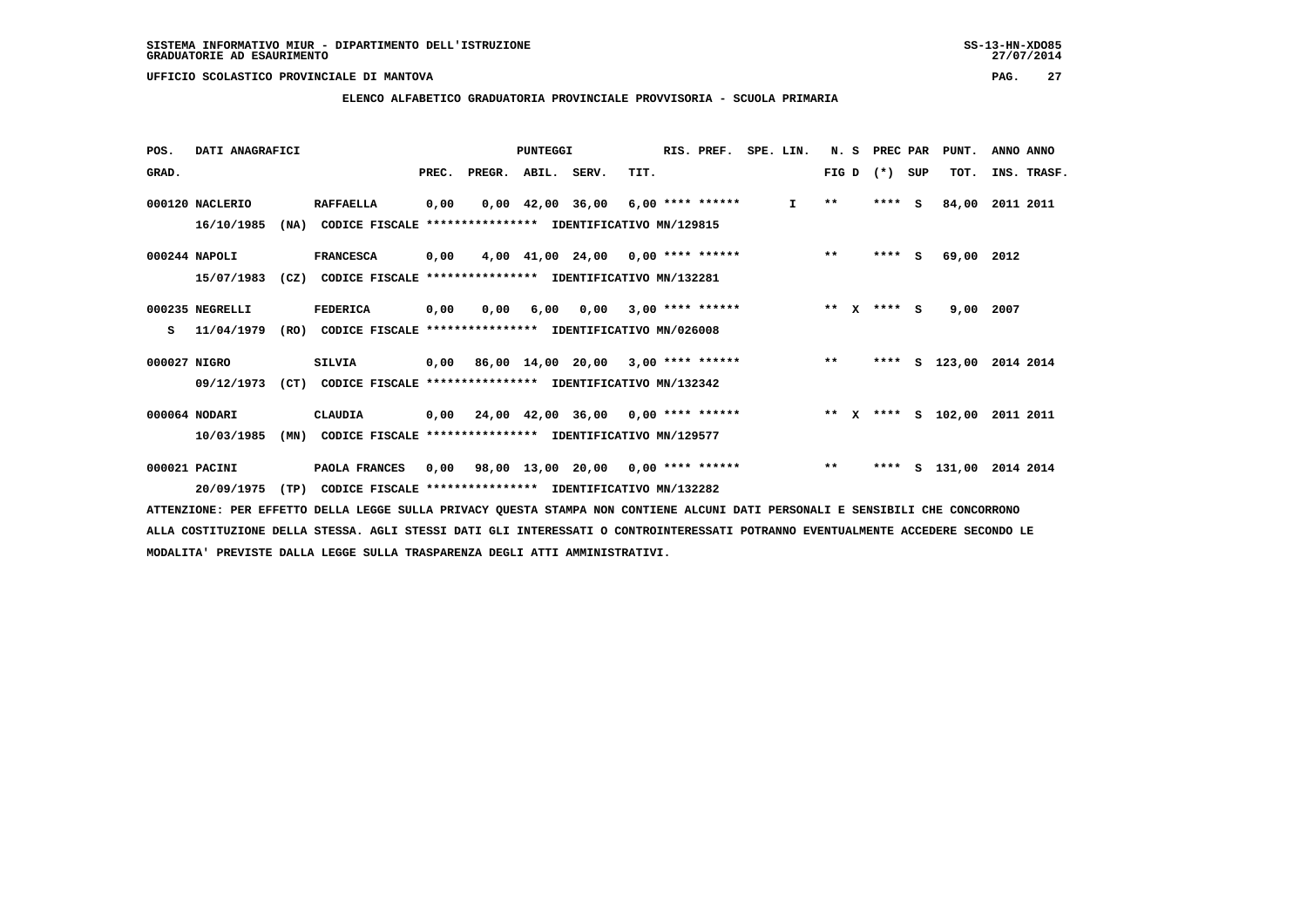SISTEMA INFORMATIVO MIUR - DIPARTIMENTO DELL'ISTRUZIONE
GRADUATORIE AD ESAURIMENTO

UFFICIO SCOLASTICO PROVINCIALE DI MANTOVA

**ELENCO ALFABETICO GRADUATORIA PROVINCIALE PROVVISORIA - SCUOLA PRIMARIA**

| POS. | DATI ANAGRAFICI | | | PUNTEGGI | | | | | RIS. PREF. | SPE. LIN. | N. S | PREC PAR | | PUNT. | ANNO ANNO |
|---|---|---|---|---|---|---|---|---|---|---|---|---|---|---|---|
| GRAD. | | | | PREC. | PREGR. | ABIL. | SERV. | TIT. | | | FIG D | (*) | SUP | TOT. | INS. TRASF. |
| 000120 | NACLERIO | | RAFFAELLA | 0,00 | 0,00 | 42,00 | 36,00 | 6,00 | **** ****** | I | ** | **** | S | 84,00 | 2011 2011 |
| | 16/10/1985 | (NA) | CODICE FISCALE **************** IDENTIFICATIVO MN/129815 | | | | | | | | | | | | |
| 000244 | NAPOLI | | FRANCESCA | 0,00 | 4,00 | 41,00 | 24,00 | 0,00 | **** ****** | | ** | **** | S | 69,00 | 2012 |
| | 15/07/1983 | (CZ) | CODICE FISCALE **************** IDENTIFICATIVO MN/132281 | | | | | | | | | | | | |
| 000235 | NEGRELLI | | FEDERICA | 0,00 | 0,00 | 6,00 | 0,00 | 3,00 | **** ****** | | ** X | **** | S | 9,00 | 2007 |
| S | 11/04/1979 | (RO) | CODICE FISCALE **************** IDENTIFICATIVO MN/026008 | | | | | | | | | | | | |
| 000027 | NIGRO | | SILVIA | 0,00 | 86,00 | 14,00 | 20,00 | 3,00 | **** ****** | | ** | **** | S | 123,00 | 2014 2014 |
| | 09/12/1973 | (CT) | CODICE FISCALE **************** IDENTIFICATIVO MN/132342 | | | | | | | | | | | | |
| 000064 | NODARI | | CLAUDIA | 0,00 | 24,00 | 42,00 | 36,00 | 0,00 | **** ****** | | ** X | **** | S | 102,00 | 2011 2011 |
| | 10/03/1985 | (MN) | CODICE FISCALE **************** IDENTIFICATIVO MN/129577 | | | | | | | | | | | | |
| 000021 | PACINI | | PAOLA FRANCES | 0,00 | 98,00 | 13,00 | 20,00 | 0,00 | **** ****** | | ** | **** | S | 131,00 | 2014 2014 |
| | 20/09/1975 | (TP) | CODICE FISCALE **************** IDENTIFICATIVO MN/132282 | | | | | | | | | | | | |

ATTENZIONE: PER EFFETTO DELLA LEGGE SULLA PRIVACY QUESTA STAMPA NON CONTIENE ALCUNI DATI PERSONALI E SENSIBILI CHE CONCORRONO ALLA COSTITUZIONE DELLA STESSA. AGLI STESSI DATI GLI INTERESSATI O CONTROINTERESSATI POTRANNO EVENTUALMENTE ACCEDERE SECONDO LE MODALITA' PREVISTE DALLA LEGGE SULLA TRASPARENZA DEGLI ATTI AMMINISTRATIVI.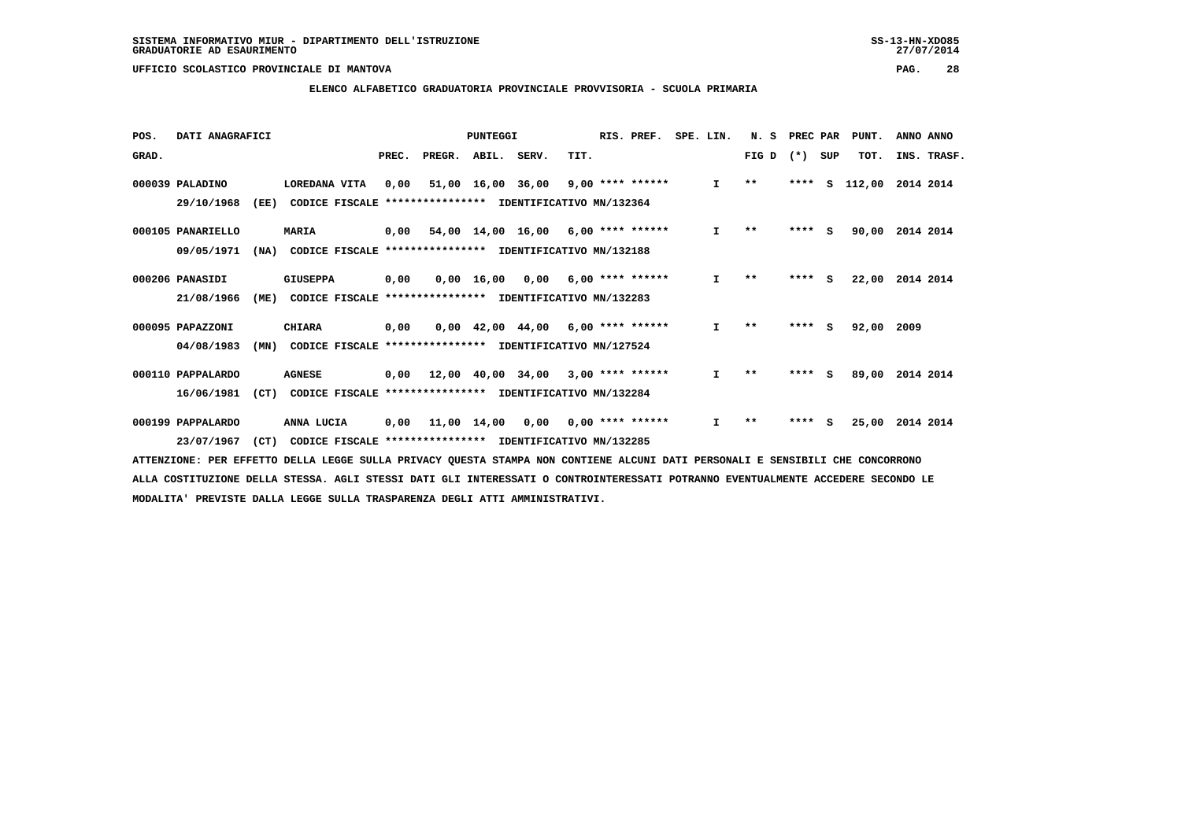SISTEMA INFORMATIVO MIUR - DIPARTIMENTO DELL'ISTRUZIONE
GRADUATORIE AD ESAURIMENTO

UFFICIO SCOLASTICO PROVINCIALE DI MANTOVA

**ELENCO ALFABETICO GRADUATORIA PROVINCIALE PROVVISORIA - SCUOLA PRIMARIA**

| POS. GRAD. | DATI ANAGRAFICI | | PREC. | PREGR. | ABIL. | SERV. | TIT. | RIS. PREF. | SPE. LIN. | N. S FIG D | PREC PAR (*) | SUP | PUNT. TOT. | ANNO INS. | ANNO TRASF. |
|---|---|---|---|---|---|---|---|---|---|---|---|---|---|---|---|
| 000039 | PALADINO 29/10/1968 (EE) | LOREDANA VITA CODICE FISCALE **************** IDENTIFICATIVO MN/132364 | 0,00 | 51,00 | 16,00 | 36,00 | 9,00 | **** ****** | I | ** | **** | S | 112,00 | 2014 | 2014 |
| 000105 | PANARIELLO 09/05/1971 (NA) | MARIA CODICE FISCALE **************** IDENTIFICATIVO MN/132188 | 0,00 | 54,00 | 14,00 | 16,00 | 6,00 | **** ****** | I | ** | **** | S | 90,00 | 2014 | 2014 |
| 000206 | PANASIDI 21/08/1966 (ME) | GIUSEPPA CODICE FISCALE **************** IDENTIFICATIVO MN/132283 | 0,00 | 0,00 | 16,00 | 0,00 | 6,00 | **** ****** | I | ** | **** | S | 22,00 | 2014 | 2014 |
| 000095 | PAPAZZONI 04/08/1983 (MN) | CHIARA CODICE FISCALE **************** IDENTIFICATIVO MN/127524 | 0,00 | 0,00 | 42,00 | 44,00 | 6,00 | **** ****** | I | ** | **** | S | 92,00 | 2009 | |
| 000110 | PAPPALARDO 16/06/1981 (CT) | AGNESE CODICE FISCALE **************** IDENTIFICATIVO MN/132284 | 0,00 | 12,00 | 40,00 | 34,00 | 3,00 | **** ****** | I | ** | **** | S | 89,00 | 2014 | 2014 |
| 000199 | PAPPALARDO 23/07/1967 (CT) | ANNA LUCIA CODICE FISCALE **************** IDENTIFICATIVO MN/132285 | 0,00 | 11,00 | 14,00 | 0,00 | 0,00 | **** ****** | I | ** | **** | S | 25,00 | 2014 | 2014 |

ATTENZIONE: PER EFFETTO DELLA LEGGE SULLA PRIVACY QUESTA STAMPA NON CONTIENE ALCUNI DATI PERSONALI E SENSIBILI CHE CONCORRONO ALLA COSTITUZIONE DELLA STESSA. AGLI STESSI DATI GLI INTERESSATI O CONTROINTERESSATI POTRANNO EVENTUALMENTE ACCEDERE SECONDO LE MODALITA' PREVISTE DALLA LEGGE SULLA TRASPARENZA DEGLI ATTI AMMINISTRATIVI.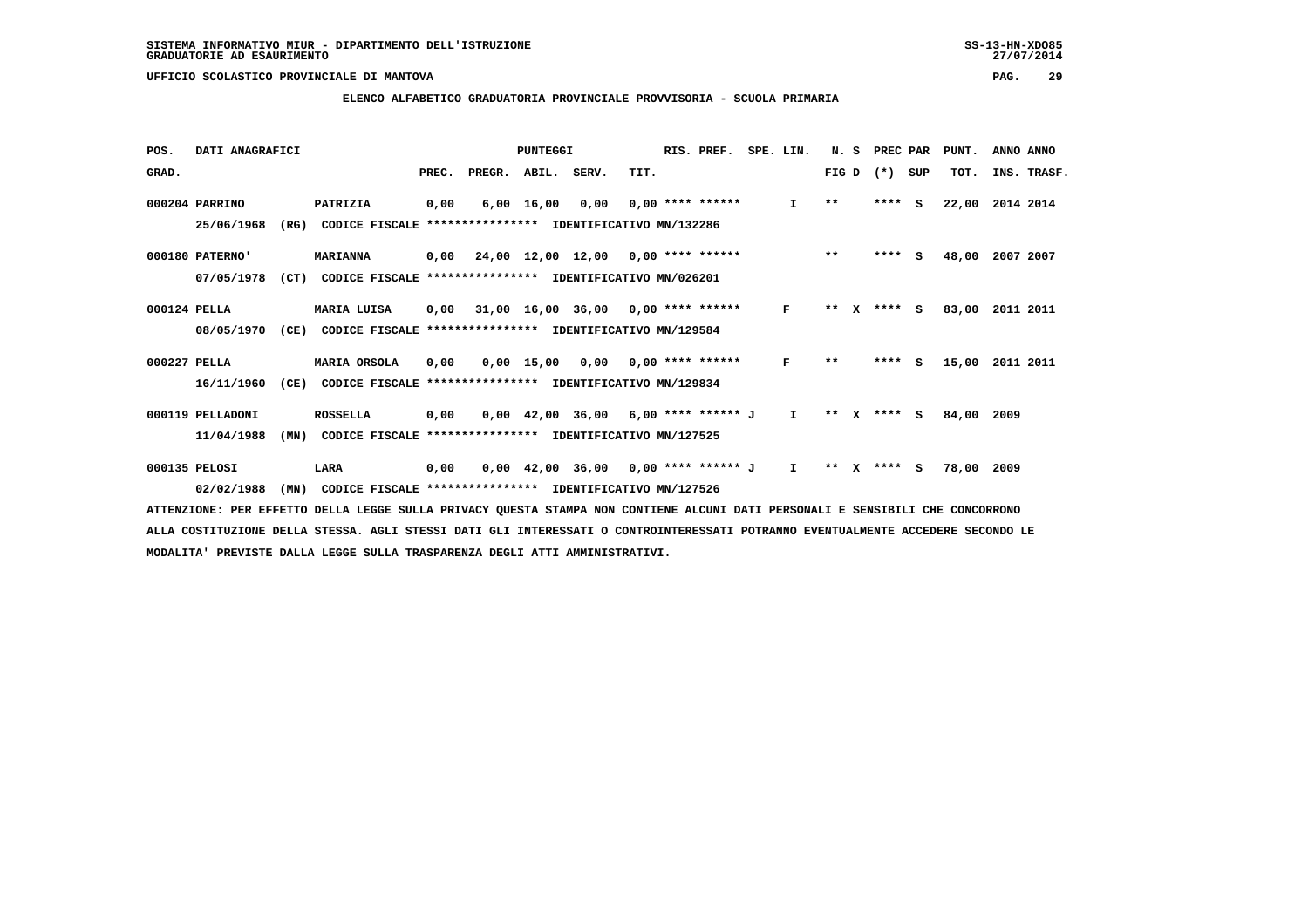SISTEMA INFORMATIVO MIUR - DIPARTIMENTO DELL'ISTRUZIONE
GRADUATORIE AD ESAURIMENTO

UFFICIO SCOLASTICO PROVINCIALE DI MANTOVA

## ELENCO ALFABETICO GRADUATORIA PROVINCIALE PROVVISORIA - SCUOLA PRIMARIA

| POS. GRAD. | DATI ANAGRAFICI | | PUNTEGGI PREC. | PREGR. | ABIL. | SERV. | TIT. | RIS. PREF. | SPE. LIN. | N. S FIG D | PREC PAR (*) SUP | PUNT. TOT. | ANNO ANNO INS. TRASF. |
|---|---|---|---|---|---|---|---|---|---|---|---|---|---|
| 000204 | PARRINO 25/06/1968 (RG) | PATRIZIA CODICE FISCALE **************** IDENTIFICATIVO MN/132286 | 0,00 | 6,00 | 16,00 | 0,00 | 0,00 | **** ****** | I | ** | **** S | 22,00 | 2014 2014 |
| 000180 | PATERNO' 07/05/1978 (CT) | MARIANNA CODICE FISCALE **************** IDENTIFICATIVO MN/026201 | 0,00 | 24,00 | 12,00 | 12,00 | 0,00 | **** ****** | | ** | **** S | 48,00 | 2007 2007 |
| 000124 | PELLA 08/05/1970 (CE) | MARIA LUISA CODICE FISCALE **************** IDENTIFICATIVO MN/129584 | 0,00 | 31,00 | 16,00 | 36,00 | 0,00 | **** ****** | F | ** X | **** S | 83,00 | 2011 2011 |
| 000227 | PELLA 16/11/1960 (CE) | MARIA ORSOLA CODICE FISCALE **************** IDENTIFICATIVO MN/129834 | 0,00 | 0,00 | 15,00 | 0,00 | 0,00 | **** ****** | F | ** | **** S | 15,00 | 2011 2011 |
| 000119 | PELLADONI 11/04/1988 (MN) | ROSSELLA CODICE FISCALE **************** IDENTIFICATIVO MN/127525 | 0,00 | 0,00 | 42,00 | 36,00 | 6,00 | **** ****** J | I | ** X | **** S | 84,00 | 2009 |
| 000135 | PELOSI 02/02/1988 (MN) | LARA CODICE FISCALE **************** IDENTIFICATIVO MN/127526 | 0,00 | 0,00 | 42,00 | 36,00 | 0,00 | **** ****** J | I | ** X | **** S | 78,00 | 2009 |

ATTENZIONE: PER EFFETTO DELLA LEGGE SULLA PRIVACY QUESTA STAMPA NON CONTIENE ALCUNI DATI PERSONALI E SENSIBILI CHE CONCORRONO ALLA COSTITUZIONE DELLA STESSA. AGLI STESSI DATI GLI INTERESSATI O CONTROINTERESSATI POTRANNO EVENTUALMENTE ACCEDERE SECONDO LE MODALITA' PREVISTE DALLA LEGGE SULLA TRASPARENZA DEGLI ATTI AMMINISTRATIVI.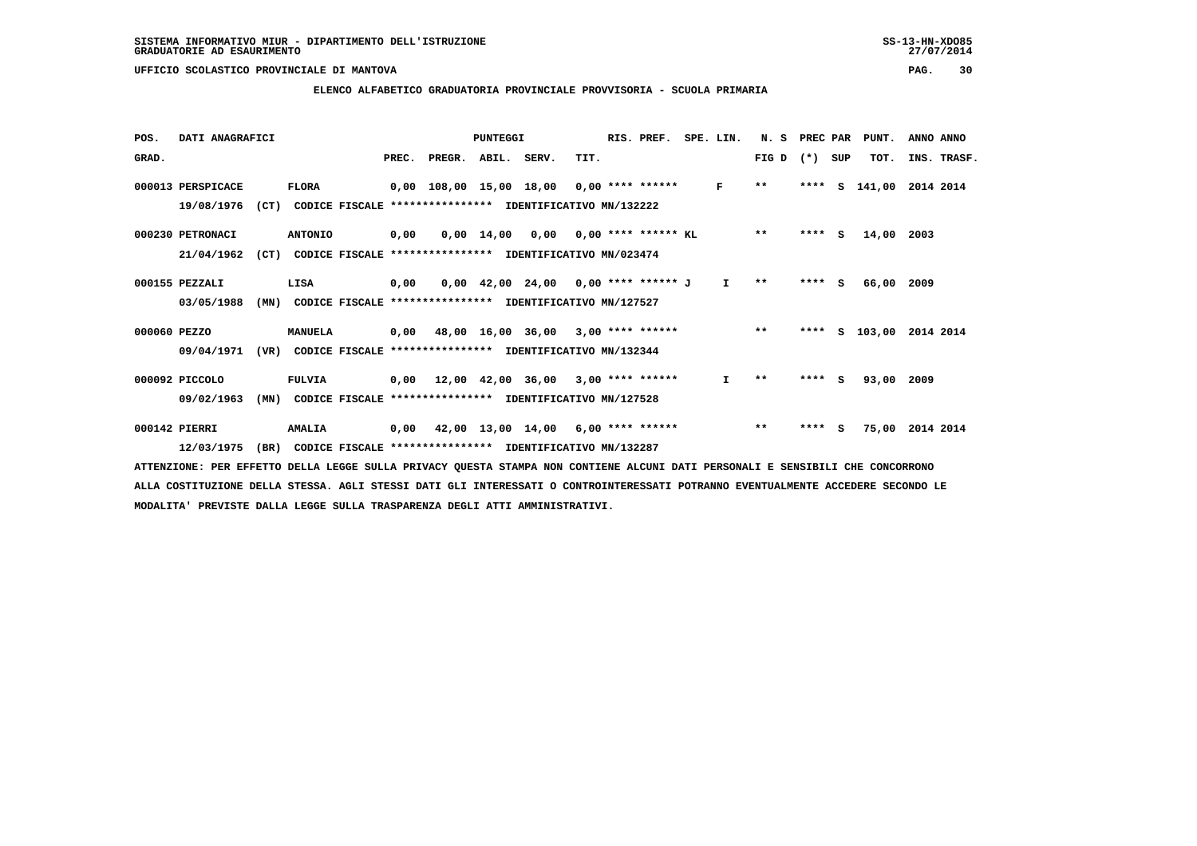SISTEMA INFORMATIVO MIUR - DIPARTIMENTO DELL'ISTRUZIONE
GRADUATORIE AD ESAURIMENTO

UFFICIO SCOLASTICO PROVINCIALE DI MANTOVA

## ELENCO ALFABETICO GRADUATORIA PROVINCIALE PROVVISORIA - SCUOLA PRIMARIA

| POS. GRAD. | DATI ANAGRAFICI | | | PREC. | PREGR. | ABIL. | SERV. | TIT. | RIS. PREF. | SPE. LIN. | N. S FIG D | PREC PAR (*) | SUP | PUNT. TOT. | ANNO INS. | ANNO TRASF. |
|---|---|---|---|---|---|---|---|---|---|---|---|---|---|---|---|---|
| 000013 | PERSPICACE | FLORA | | 0,00 | 108,00 | 15,00 | 18,00 | 0,00 | **** ****** | F | ** | **** | S | 141,00 | 2014 | 2014 |
| | 19/08/1976 (CT) | CODICE FISCALE **************** | IDENTIFICATIVO MN/132222 | | | | | | | | | | | | | |
| 000230 | PETRONACI | ANTONIO | | 0,00 | 0,00 | 14,00 | 0,00 | 0,00 | **** ****** KL | | ** | **** | S | 14,00 | 2003 | |
| | 21/04/1962 (CT) | CODICE FISCALE **************** | IDENTIFICATIVO MN/023474 | | | | | | | | | | | | | |
| 000155 | PEZZALI | LISA | | 0,00 | 0,00 | 42,00 | 24,00 | 0,00 | **** ****** J | I | ** | **** | S | 66,00 | 2009 | |
| | 03/05/1988 (MN) | CODICE FISCALE **************** | IDENTIFICATIVO MN/127527 | | | | | | | | | | | | | |
| 000060 | PEZZO | MANUELA | | 0,00 | 48,00 | 16,00 | 36,00 | 3,00 | **** ****** | | ** | **** | S | 103,00 | 2014 | 2014 |
| | 09/04/1971 (VR) | CODICE FISCALE **************** | IDENTIFICATIVO MN/132344 | | | | | | | | | | | | | |
| 000092 | PICCOLO | FULVIA | | 0,00 | 12,00 | 42,00 | 36,00 | 3,00 | **** ****** | I | ** | **** | S | 93,00 | 2009 | |
| | 09/02/1963 (MN) | CODICE FISCALE **************** | IDENTIFICATIVO MN/127528 | | | | | | | | | | | | | |
| 000142 | PIERRI | AMALIA | | 0,00 | 42,00 | 13,00 | 14,00 | 6,00 | **** ****** | | ** | **** | S | 75,00 | 2014 | 2014 |
| | 12/03/1975 (BR) | CODICE FISCALE **************** | IDENTIFICATIVO MN/132287 | | | | | | | | | | | | | |

ATTENZIONE: PER EFFETTO DELLA LEGGE SULLA PRIVACY QUESTA STAMPA NON CONTIENE ALCUNI DATI PERSONALI E SENSIBILI CHE CONCORRONO ALLA COSTITUZIONE DELLA STESSA. AGLI STESSI DATI GLI INTERESSATI O CONTROINTERESSATI POTRANNO EVENTUALMENTE ACCEDERE SECONDO LE MODALITA' PREVISTE DALLA LEGGE SULLA TRASPARENZA DEGLI ATTI AMMINISTRATIVI.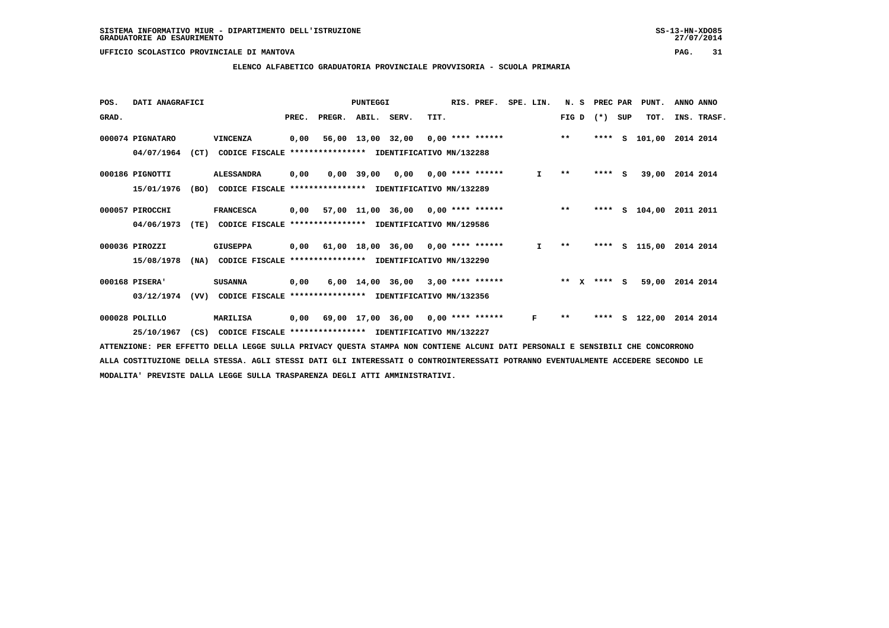SISTEMA INFORMATIVO MIUR - DIPARTIMENTO DELL'ISTRUZIONE
GRADUATORIE AD ESAURIMENTO

UFFICIO SCOLASTICO PROVINCIALE DI MANTOVA

## ELENCO ALFABETICO GRADUATORIA PROVINCIALE PROVVISORIA - SCUOLA PRIMARIA

| POS. GRAD. | DATI ANAGRAFICI | | PREC. | PREGR. | ABIL. | SERV. | TIT. | RIS. PREF. | SPE. LIN. | N. S FIG D | PREC PAR (*) SUP | PUNT. TOT. | ANNO ANNO INS. TRASF. |
|---|---|---|---|---|---|---|---|---|---|---|---|---|---|
| 000074 | PIGNATARO 04/07/1964 (CT) CODICE FISCALE **************** | VINCENZA IDENTIFICATIVO MN/132288 | 0,00 | 56,00 | 13,00 | 32,00 | 0,00 | **** ****** | | ** | **** S | 101,00 | 2014 2014 |
| 000186 | PIGNOTTI 15/01/1976 (BO) CODICE FISCALE **************** | ALESSANDRA IDENTIFICATIVO MN/132289 | 0,00 | 0,00 | 39,00 | 0,00 | 0,00 | **** ****** | I | ** | **** S | 39,00 | 2014 2014 |
| 000057 | PIROCCHI 04/06/1973 (TE) CODICE FISCALE **************** | FRANCESCA IDENTIFICATIVO MN/129586 | 0,00 | 57,00 | 11,00 | 36,00 | 0,00 | **** ****** | | ** | **** S | 104,00 | 2011 2011 |
| 000036 | PIROZZI 15/08/1978 (NA) CODICE FISCALE **************** | GIUSEPPA IDENTIFICATIVO MN/132290 | 0,00 | 61,00 | 18,00 | 36,00 | 0,00 | **** ****** | I | ** | **** S | 115,00 | 2014 2014 |
| 000168 | PISERA' 03/12/1974 (VV) CODICE FISCALE **************** | SUSANNA IDENTIFICATIVO MN/132356 | 0,00 | 6,00 | 14,00 | 36,00 | 3,00 | **** ****** | | ** X | **** S | 59,00 | 2014 2014 |
| 000028 | POLILLO 25/10/1967 (CS) CODICE FISCALE **************** | MARILISA IDENTIFICATIVO MN/132227 | 0,00 | 69,00 | 17,00 | 36,00 | 0,00 | **** ****** | F | ** | **** S | 122,00 | 2014 2014 |

ATTENZIONE: PER EFFETTO DELLA LEGGE SULLA PRIVACY QUESTA STAMPA NON CONTIENE ALCUNI DATI PERSONALI E SENSIBILI CHE CONCORRONO ALLA COSTITUZIONE DELLA STESSA. AGLI STESSI DATI GLI INTERESSATI O CONTROINTERESSATI POTRANNO EVENTUALMENTE ACCEDERE SECONDO LE MODALITA' PREVISTE DALLA LEGGE SULLA TRASPARENZA DEGLI ATTI AMMINISTRATIVI.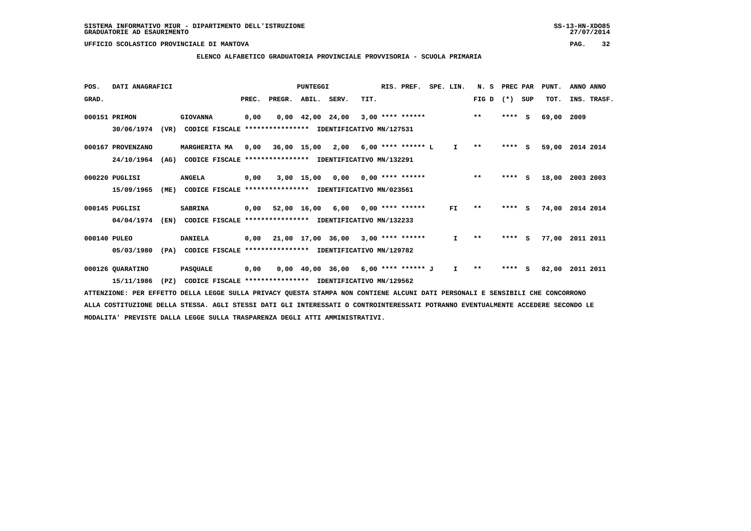SISTEMA INFORMATIVO MIUR - DIPARTIMENTO DELL'ISTRUZIONE
GRADUATORIE AD ESAURIMENTO

UFFICIO SCOLASTICO PROVINCIALE DI MANTOVA

**ELENCO ALFABETICO GRADUATORIA PROVINCIALE PROVVISORIA - SCUOLA PRIMARIA**

| POS. GRAD. | DATI ANAGRAFICI | | PREC. | PREGR. | ABIL. | SERV. | TIT. | RIS. PREF. | SPE. LIN. | N. S FIG D | PREC PAR (*) SUP | | PUNT. TOT. | ANNO ANNO INS. TRASF. |
|---|---|---|---|---|---|---|---|---|---|---|---|---|---|---|
| 000151 | PRIMON | GIOVANNA | 0,00 | 0,00 | 42,00 | 24,00 | 3,00 | **** ****** | | ** | **** | S | 69,00 | 2009 |
| | 30/06/1974 (VR) | CODICE FISCALE **************** IDENTIFICATIVO MN/127531 | | | | | | | | | | | | |
| 000167 | PROVENZANO | MARGHERITA MA | 0,00 | 36,00 | 15,00 | 2,00 | 6,00 | **** ****** L | I | ** | **** | S | 59,00 | 2014 2014 |
| | 24/10/1964 (AG) | CODICE FISCALE **************** IDENTIFICATIVO MN/132291 | | | | | | | | | | | | |
| 000220 | PUGLISI | ANGELA | 0,00 | 3,00 | 15,00 | 0,00 | 0,00 | **** ****** | | ** | **** | S | 18,00 | 2003 2003 |
| | 15/09/1965 (ME) | CODICE FISCALE **************** IDENTIFICATIVO MN/023561 | | | | | | | | | | | | |
| 000145 | PUGLISI | SABRINA | 0,00 | 52,00 | 16,00 | 6,00 | 0,00 | **** ****** | FI | ** | **** | S | 74,00 | 2014 2014 |
| | 04/04/1974 (EN) | CODICE FISCALE **************** IDENTIFICATIVO MN/132233 | | | | | | | | | | | | |
| 000140 | PULEO | DANIELA | 0,00 | 21,00 | 17,00 | 36,00 | 3,00 | **** ****** | I | ** | **** | S | 77,00 | 2011 2011 |
| | 05/03/1980 (PA) | CODICE FISCALE **************** IDENTIFICATIVO MN/129782 | | | | | | | | | | | | |
| 000126 | QUARATINO | PASQUALE | 0,00 | 0,00 | 40,00 | 36,00 | 6,00 | **** ****** J | I | ** | **** | S | 82,00 | 2011 2011 |
| | 15/11/1986 (PZ) | CODICE FISCALE **************** IDENTIFICATIVO MN/129562 | | | | | | | | | | | | |

ATTENZIONE: PER EFFETTO DELLA LEGGE SULLA PRIVACY QUESTA STAMPA NON CONTIENE ALCUNI DATI PERSONALI E SENSIBILI CHE CONCORRONO ALLA COSTITUZIONE DELLA STESSA. AGLI STESSI DATI GLI INTERESSATI O CONTROINTERESSATI POTRANNO EVENTUALMENTE ACCEDERE SECONDO LE MODALITA' PREVISTE DALLA LEGGE SULLA TRASPARENZA DEGLI ATTI AMMINISTRATIVI.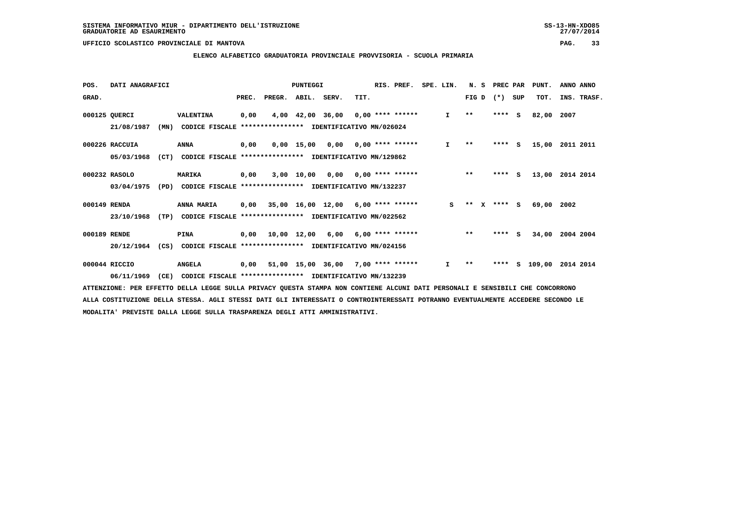SISTEMA INFORMATIVO MIUR - DIPARTIMENTO DELL'ISTRUZIONE
GRADUATORIE AD ESAURIMENTO

UFFICIO SCOLASTICO PROVINCIALE DI MANTOVA

ELENCO ALFABETICO GRADUATORIA PROVINCIALE PROVVISORIA - SCUOLA PRIMARIA

| POS. GRAD. | DATI ANAGRAFICI | | PREC. | PREGR. | ABIL. | SERV. | TIT. | RIS. PREF. | SPE. LIN. | N. S FIG D | PREC PAR (*) SUP | PUNT. TOT. | ANNO INS. | ANNO TRASF. |
|---|---|---|---|---|---|---|---|---|---|---|---|---|---|---|
| 000125 | QUERCI | VALENTINA | 0,00 | 4,00 | 42,00 | 36,00 | 0,00 | **** ****** | I | ** | **** S | 82,00 | 2007 | |
| | 21/08/1987 (MN) | CODICE FISCALE **************** IDENTIFICATIVO MN/026024 | | | | | | | | | | | | |
| 000226 | RACCUIA | ANNA | 0,00 | 0,00 | 15,00 | 0,00 | 0,00 | **** ****** | I | ** | **** S | 15,00 | 2011 | 2011 |
| | 05/03/1968 (CT) | CODICE FISCALE **************** IDENTIFICATIVO MN/129862 | | | | | | | | | | | | |
| 000232 | RASOLO | MARIKA | 0,00 | 3,00 | 10,00 | 0,00 | 0,00 | **** ****** | | ** | **** S | 13,00 | 2014 | 2014 |
| | 03/04/1975 (PD) | CODICE FISCALE **************** IDENTIFICATIVO MN/132237 | | | | | | | | | | | | |
| 000149 | RENDA | ANNA MARIA | 0,00 | 35,00 | 16,00 | 12,00 | 6,00 | **** ****** | S | ** X | **** S | 69,00 | 2002 | |
| | 23/10/1968 (TP) | CODICE FISCALE **************** IDENTIFICATIVO MN/022562 | | | | | | | | | | | | |
| 000189 | RENDE | PINA | 0,00 | 10,00 | 12,00 | 6,00 | 6,00 | **** ****** | | ** | **** S | 34,00 | 2004 | 2004 |
| | 20/12/1964 (CS) | CODICE FISCALE **************** IDENTIFICATIVO MN/024156 | | | | | | | | | | | | |
| 000044 | RICCIO | ANGELA | 0,00 | 51,00 | 15,00 | 36,00 | 7,00 | **** ****** | I | ** | **** S | 109,00 | 2014 | 2014 |
| | 06/11/1969 (CE) | CODICE FISCALE **************** IDENTIFICATIVO MN/132239 | | | | | | | | | | | | |

ATTENZIONE: PER EFFETTO DELLA LEGGE SULLA PRIVACY QUESTA STAMPA NON CONTIENE ALCUNI DATI PERSONALI E SENSIBILI CHE CONCORRONO ALLA COSTITUZIONE DELLA STESSA. AGLI STESSI DATI GLI INTERESSATI O CONTROINTERESSATI POTRANNO EVENTUALMENTE ACCEDERE SECONDO LE MODALITA' PREVISTE DALLA LEGGE SULLA TRASPARENZA DEGLI ATTI AMMINISTRATIVI.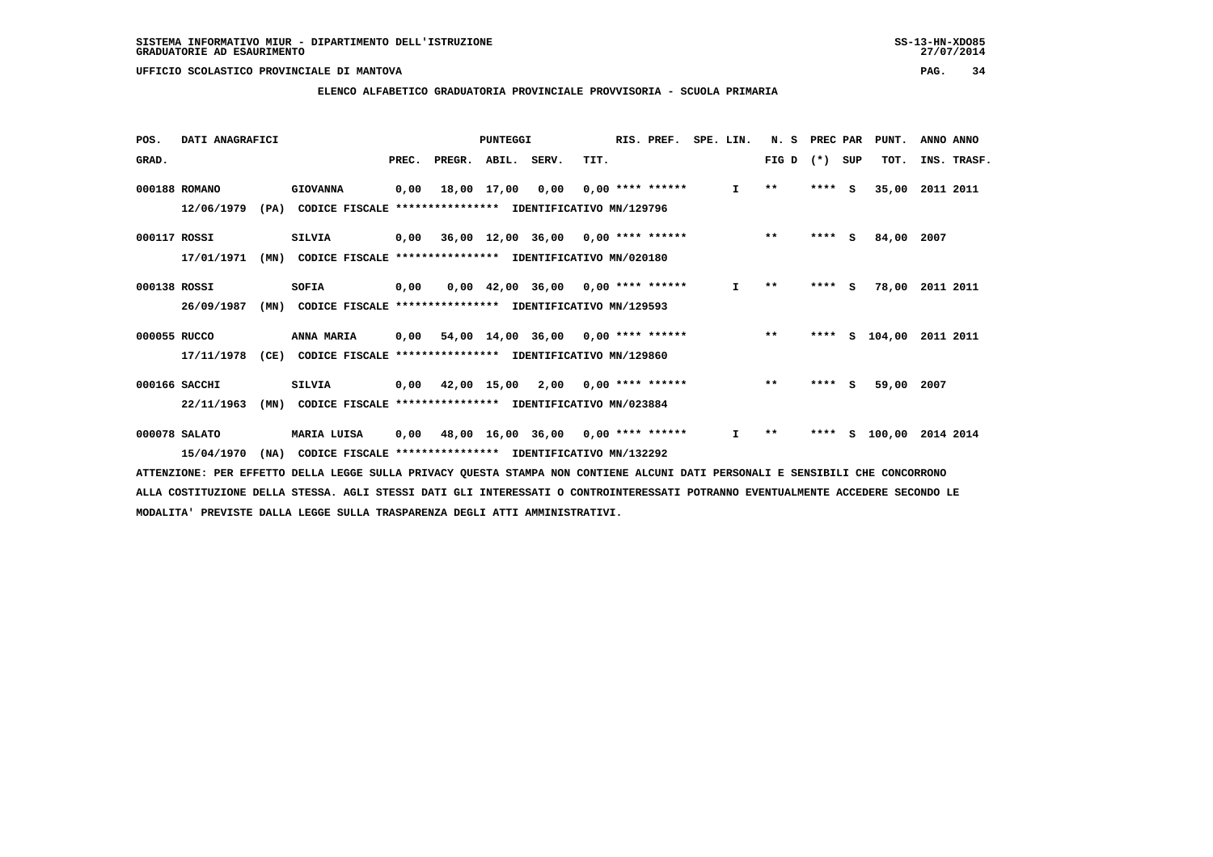SISTEMA INFORMATIVO MIUR - DIPARTIMENTO DELL'ISTRUZIONE
GRADUATORIE AD ESAURIMENTO

UFFICIO SCOLASTICO PROVINCIALE DI MANTOVA

**ELENCO ALFABETICO GRADUATORIA PROVINCIALE PROVVISORIA - SCUOLA PRIMARIA**

| POS. GRAD. | DATI ANAGRAFICI | | PUNTEGGI PREC. | PREGR. | ABIL. | SERV. | TIT. | RIS. PREF. | SPE. LIN. | N. S FIG D | PREC PAR (*) | SUP | PUNT. TOT. | ANNO ANNO INS. TRASF. |
|---|---|---|---|---|---|---|---|---|---|---|---|---|---|---|
| 000188 | ROMANO 12/06/1979 (PA) CODICE FISCALE **************** IDENTIFICATIVO MN/129796 | GIOVANNA | 0,00 | 18,00 | 17,00 | 0,00 | 0,00 | **** ****** | I | ** | **** | S | 35,00 | 2011 2011 |
| 000117 | ROSSI 17/01/1971 (MN) CODICE FISCALE **************** IDENTIFICATIVO MN/020180 | SILVIA | 0,00 | 36,00 | 12,00 | 36,00 | 0,00 | **** ****** | | ** | **** | S | 84,00 | 2007 |
| 000138 | ROSSI 26/09/1987 (MN) CODICE FISCALE **************** IDENTIFICATIVO MN/129593 | SOFIA | 0,00 | 0,00 | 42,00 | 36,00 | 0,00 | **** ****** | I | ** | **** | S | 78,00 | 2011 2011 |
| 000055 | RUCCO 17/11/1978 (CE) CODICE FISCALE **************** IDENTIFICATIVO MN/129860 | ANNA MARIA | 0,00 | 54,00 | 14,00 | 36,00 | 0,00 | **** ****** | | ** | **** | S | 104,00 | 2011 2011 |
| 000166 | SACCHI 22/11/1963 (MN) CODICE FISCALE **************** IDENTIFICATIVO MN/023884 | SILVIA | 0,00 | 42,00 | 15,00 | 2,00 | 0,00 | **** ****** | | ** | **** | S | 59,00 | 2007 |
| 000078 | SALATO 15/04/1970 (NA) CODICE FISCALE **************** IDENTIFICATIVO MN/132292 | MARIA LUISA | 0,00 | 48,00 | 16,00 | 36,00 | 0,00 | **** ****** | I | ** | **** | S | 100,00 | 2014 2014 |

ATTENZIONE: PER EFFETTO DELLA LEGGE SULLA PRIVACY QUESTA STAMPA NON CONTIENE ALCUNI DATI PERSONALI E SENSIBILI CHE CONCORRONO ALLA COSTITUZIONE DELLA STESSA. AGLI STESSI DATI GLI INTERESSATI O CONTROINTERESSATI POTRANNO EVENTUALMENTE ACCEDERE SECONDO LE MODALITA' PREVISTE DALLA LEGGE SULLA TRASPARENZA DEGLI ATTI AMMINISTRATIVI.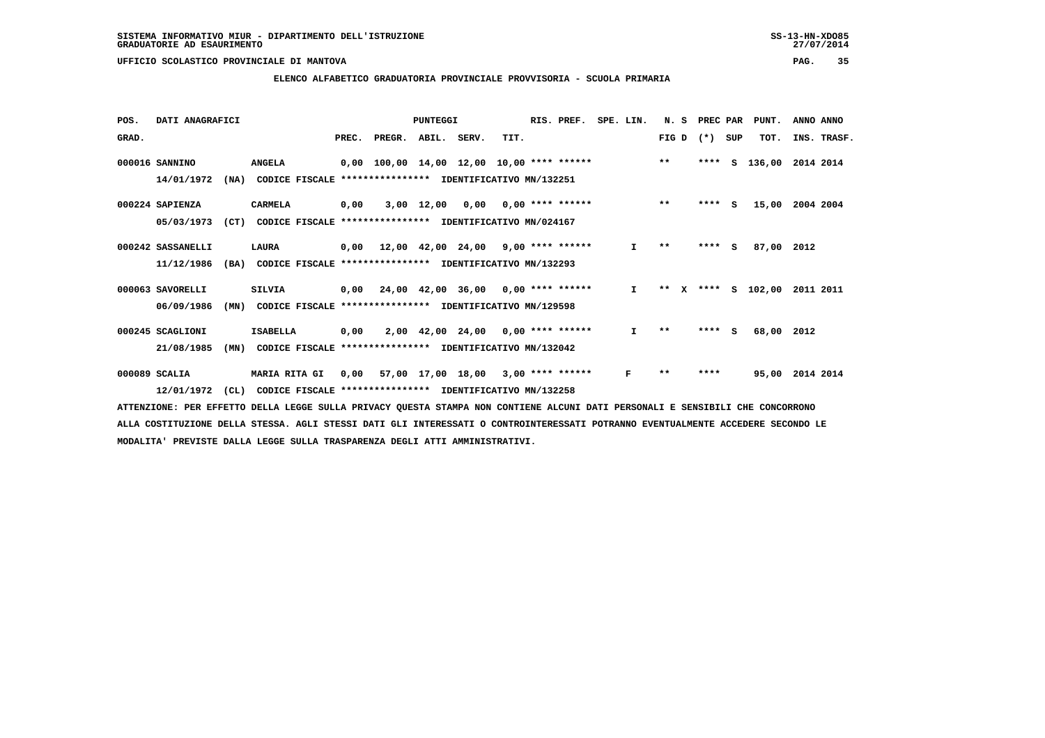SISTEMA INFORMATIVO MIUR - DIPARTIMENTO DELL'ISTRUZIONE
GRADUATORIE AD ESAURIMENTO

UFFICIO SCOLASTICO PROVINCIALE DI MANTOVA

**ELENCO ALFABETICO GRADUATORIA PROVINCIALE PROVVISORIA - SCUOLA PRIMARIA**

| POS. GRAD. | DATI ANAGRAFICI | | PUNTEGGI PREC. | PREGR. | ABIL. | SERV. | TIT. | RIS. PREF. | SPE. LIN. | N. S FIG D | PREC PAR (*) SUP | PUNT. TOT. | ANNO ANNO INS. TRASF. |
|---|---|---|---|---|---|---|---|---|---|---|---|---|---|
| 000016 | SANNINO | ANGELA | 0,00 | 100,00 | 14,00 | 12,00 | 10,00 | **** ****** | | ** | **** S | 136,00 | 2014 2014 |
| | 14/01/1972 (NA) | CODICE FISCALE **************** IDENTIFICATIVO MN/132251 | | | | | | | | | | | |
| 000224 | SAPIENZA | CARMELA | 0,00 | 3,00 | 12,00 | 0,00 | 0,00 | **** ****** | | ** | **** S | 15,00 | 2004 2004 |
| | 05/03/1973 (CT) | CODICE FISCALE **************** IDENTIFICATIVO MN/024167 | | | | | | | | | | | |
| 000242 | SASSANELLI | LAURA | 0,00 | 12,00 | 42,00 | 24,00 | 9,00 | **** ****** | I | ** | **** S | 87,00 | 2012 |
| | 11/12/1986 (BA) | CODICE FISCALE **************** IDENTIFICATIVO MN/132293 | | | | | | | | | | | |
| 000063 | SAVORELLI | SILVIA | 0,00 | 24,00 | 42,00 | 36,00 | 0,00 | **** ****** | I | ** X | **** S | 102,00 | 2011 2011 |
| | 06/09/1986 (MN) | CODICE FISCALE **************** IDENTIFICATIVO MN/129598 | | | | | | | | | | | |
| 000245 | SCAGLIONI | ISABELLA | 0,00 | 2,00 | 42,00 | 24,00 | 0,00 | **** ****** | I | ** | **** S | 68,00 | 2012 |
| | 21/08/1985 (MN) | CODICE FISCALE **************** IDENTIFICATIVO MN/132042 | | | | | | | | | | | |
| 000089 | SCALIA | MARIA RITA GI | 0,00 | 57,00 | 17,00 | 18,00 | 3,00 | **** ****** | F | ** | **** | 95,00 | 2014 2014 |
| | 12/01/1972 (CL) | CODICE FISCALE **************** IDENTIFICATIVO MN/132258 | | | | | | | | | | | |

ATTENZIONE: PER EFFETTO DELLA LEGGE SULLA PRIVACY QUESTA STAMPA NON CONTIENE ALCUNI DATI PERSONALI E SENSIBILI CHE CONCORRONO ALLA COSTITUZIONE DELLA STESSA. AGLI STESSI DATI GLI INTERESSATI O CONTROINTERESSATI POTRANNO EVENTUALMENTE ACCEDERE SECONDO LE MODALITA' PREVISTE DALLA LEGGE SULLA TRASPARENZA DEGLI ATTI AMMINISTRATIVI.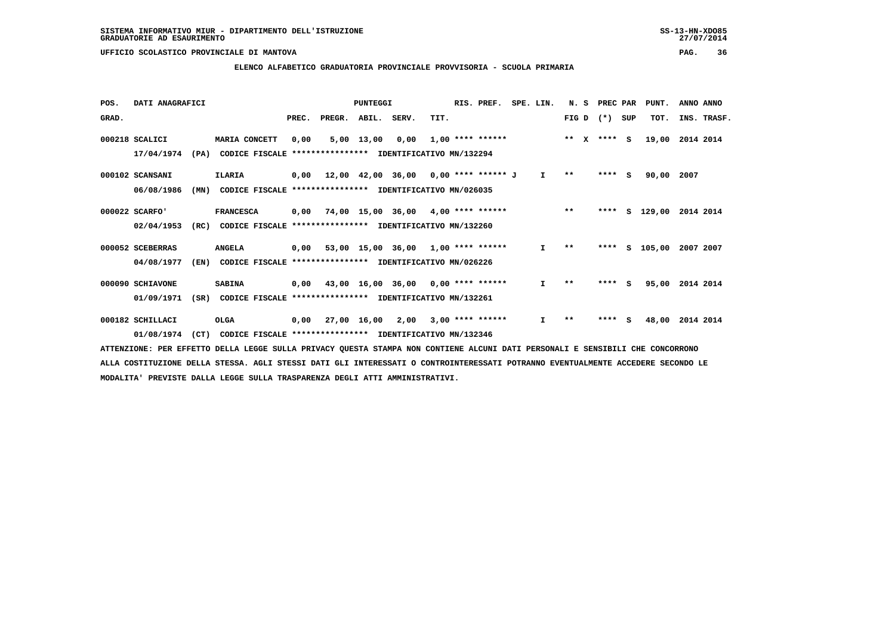SISTEMA INFORMATIVO MIUR - DIPARTIMENTO DELL'ISTRUZIONE
GRADUATORIE AD ESAURIMENTO

UFFICIO SCOLASTICO PROVINCIALE DI MANTOVA

**ELENCO ALFABETICO GRADUATORIA PROVINCIALE PROVVISORIA - SCUOLA PRIMARIA**

| POS. GRAD. | DATI ANAGRAFICI | | PREC. | PREGR. | ABIL. | SERV. | TIT. | RIS. PREF. | SPE. LIN. | N. S FIG D | PREC PAR (*) SUP | PUNT. TOT. | ANNO INS. | ANNO TRASF. |
|---|---|---|---|---|---|---|---|---|---|---|---|---|---|---|
| 000218 | SCALICI | MARIA CONCETT | 0,00 | 5,00 | 13,00 | 0,00 | 1,00 | **** ****** | | ** X | **** S | 19,00 | 2014 | 2014 |
| | 17/04/1974 (PA) | CODICE FISCALE **************** IDENTIFICATIVO MN/132294 | | | | | | | | | | | | |
| 000102 | SCANSANI | ILARIA | 0,00 | 12,00 | 42,00 | 36,00 | 0,00 | **** ****** J | I | ** | **** S | 90,00 | 2007 | |
| | 06/08/1986 (MN) | CODICE FISCALE **************** IDENTIFICATIVO MN/026035 | | | | | | | | | | | | |
| 000022 | SCARFO' | FRANCESCA | 0,00 | 74,00 | 15,00 | 36,00 | 4,00 | **** ****** | | ** | **** S | 129,00 | 2014 | 2014 |
| | 02/04/1953 (RC) | CODICE FISCALE **************** IDENTIFICATIVO MN/132260 | | | | | | | | | | | | |
| 000052 | SCEBERRAS | ANGELA | 0,00 | 53,00 | 15,00 | 36,00 | 1,00 | **** ****** | I | ** | **** S | 105,00 | 2007 | 2007 |
| | 04/08/1977 (EN) | CODICE FISCALE **************** IDENTIFICATIVO MN/026226 | | | | | | | | | | | | |
| 000090 | SCHIAVONE | SABINA | 0,00 | 43,00 | 16,00 | 36,00 | 0,00 | **** ****** | I | ** | **** S | 95,00 | 2014 | 2014 |
| | 01/09/1971 (SR) | CODICE FISCALE **************** IDENTIFICATIVO MN/132261 | | | | | | | | | | | | |
| 000182 | SCHILLACI | OLGA | 0,00 | 27,00 | 16,00 | 2,00 | 3,00 | **** ****** | I | ** | **** S | 48,00 | 2014 | 2014 |
| | 01/08/1974 (CT) | CODICE FISCALE **************** IDENTIFICATIVO MN/132346 | | | | | | | | | | | | |

ATTENZIONE: PER EFFETTO DELLA LEGGE SULLA PRIVACY QUESTA STAMPA NON CONTIENE ALCUNI DATI PERSONALI E SENSIBILI CHE CONCORRONO ALLA COSTITUZIONE DELLA STESSA. AGLI STESSI DATI GLI INTERESSATI O CONTROINTERESSATI POTRANNO EVENTUALMENTE ACCEDERE SECONDO LE MODALITA' PREVISTE DALLA LEGGE SULLA TRASPARENZA DEGLI ATTI AMMINISTRATIVI.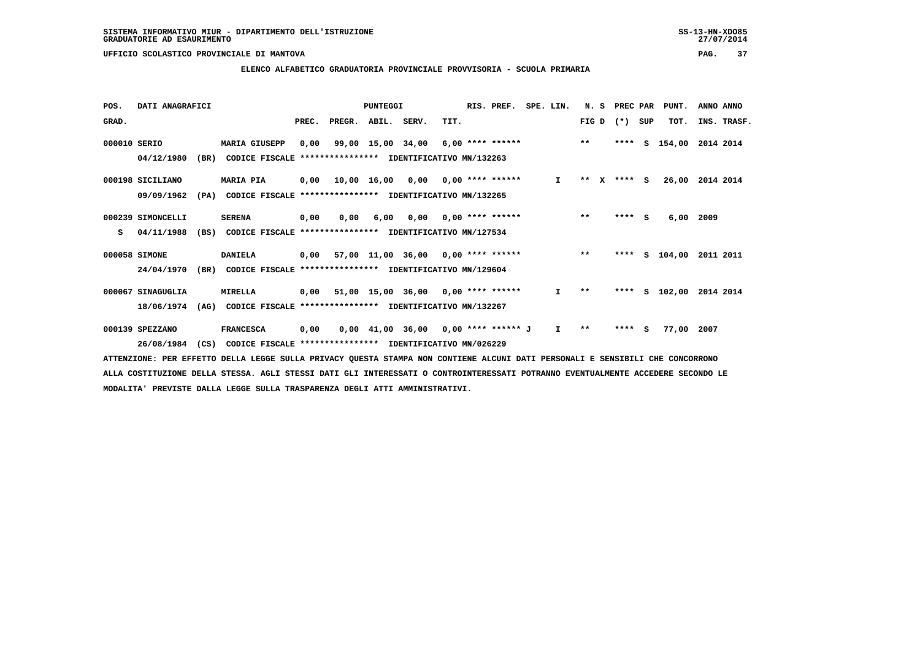SISTEMA INFORMATIVO MIUR - DIPARTIMENTO DELL'ISTRUZIONE
GRADUATORIE AD ESAURIMENTO

UFFICIO SCOLASTICO PROVINCIALE DI MANTOVA

**ELENCO ALFABETICO GRADUATORIA PROVINCIALE PROVVISORIA - SCUOLA PRIMARIA**

| POS. GRAD. | DATI ANAGRAFICI | | PUNTEGGI PREC. | PREGR. | ABIL. | SERV. | TIT. | RIS. PREF. | SPE. LIN. | N. S FIG D | PREC PAR (*) SUP | PUNT. TOT. | ANNO ANNO INS. TRASF. |
|---|---|---|---|---|---|---|---|---|---|---|---|---|---|
| 000010 | SERIO | MARIA GIUSEPP | 0,00 | 99,00 | 15,00 | 34,00 | 6,00 | **** ****** | | ** | **** S | 154,00 | 2014 2014 |
| | 04/12/1980 (BR) | CODICE FISCALE **************** IDENTIFICATIVO MN/132263 | | | | | | | | | | | |
| 000198 | SICILIANO | MARIA PIA | 0,00 | 10,00 | 16,00 | 0,00 | 0,00 | **** ****** | I | ** X | **** S | 26,00 | 2014 2014 |
| | 09/09/1962 (PA) | CODICE FISCALE **************** IDENTIFICATIVO MN/132265 | | | | | | | | | | | |
| 000239 | SIMONCELLI | SERENA | 0,00 | 0,00 | 6,00 | 0,00 | 0,00 | **** ****** | | ** | **** S | 6,00 | 2009 |
| S | 04/11/1988 (BS) | CODICE FISCALE **************** IDENTIFICATIVO MN/127534 | | | | | | | | | | | |
| 000058 | SIMONE | DANIELA | 0,00 | 57,00 | 11,00 | 36,00 | 0,00 | **** ****** | | ** | **** S | 104,00 | 2011 2011 |
| | 24/04/1970 (BR) | CODICE FISCALE **************** IDENTIFICATIVO MN/129604 | | | | | | | | | | | |
| 000067 | SINAGUGLIA | MIRELLA | 0,00 | 51,00 | 15,00 | 36,00 | 0,00 | **** ****** | I | ** | **** S | 102,00 | 2014 2014 |
| | 18/06/1974 (AG) | CODICE FISCALE **************** IDENTIFICATIVO MN/132267 | | | | | | | | | | | |
| 000139 | SPEZZANO | FRANCESCA | 0,00 | 0,00 | 41,00 | 36,00 | 0,00 | **** ****** J | I | ** | **** S | 77,00 | 2007 |
| | 26/08/1984 (CS) | CODICE FISCALE **************** IDENTIFICATIVO MN/026229 | | | | | | | | | | | |

ATTENZIONE: PER EFFETTO DELLA LEGGE SULLA PRIVACY QUESTA STAMPA NON CONTIENE ALCUNI DATI PERSONALI E SENSIBILI CHE CONCORRONO ALLA COSTITUZIONE DELLA STESSA. AGLI STESSI DATI GLI INTERESSATI O CONTROINTERESSATI POTRANNO EVENTUALMENTE ACCEDERE SECONDO LE MODALITA' PREVISTE DALLA LEGGE SULLA TRASPARENZA DEGLI ATTI AMMINISTRATIVI.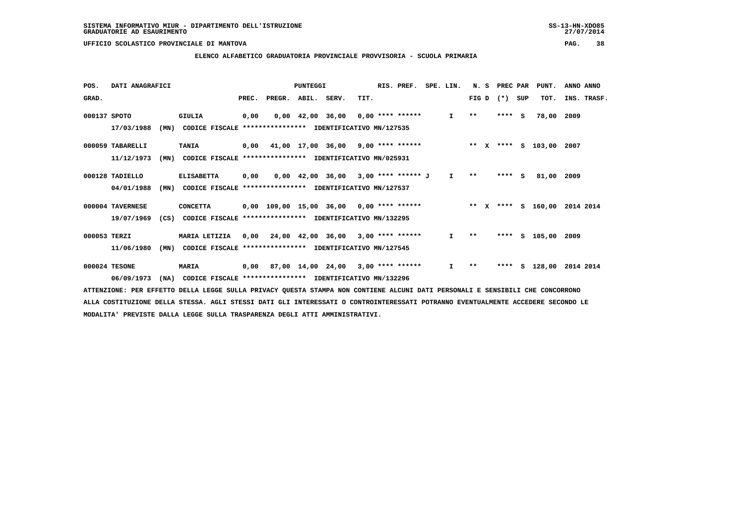SISTEMA INFORMATIVO MIUR - DIPARTIMENTO DELL'ISTRUZIONE
GRADUATORIE AD ESAURIMENTO

UFFICIO SCOLASTICO PROVINCIALE DI MANTOVA

ELENCO ALFABETICO GRADUATORIA PROVINCIALE PROVVISORIA - SCUOLA PRIMARIA

| POS. GRAD. | DATI ANAGRAFICI | | PREC. | PREGR. | ABIL. | SERV. | TIT. | RIS. PREF. | SPE. LIN. | N. S FIG D | PREC PAR (*) SUP | PUNT. TOT. | ANNO ANNO INS. TRASF. |
|---|---|---|---|---|---|---|---|---|---|---|---|---|---|
| 000137 | SPOTO 17/03/1988 (MN) | GIULIA CODICE FISCALE **************** IDENTIFICATIVO MN/127535 | 0,00 | 0,00 | 42,00 | 36,00 | 0,00 | **** ****** | I | ** | **** S | 78,00 | 2009 |
| 000059 | TABARELLI 11/12/1973 (MN) | TANIA CODICE FISCALE **************** IDENTIFICATIVO MN/025931 | 0,00 | 41,00 | 17,00 | 36,00 | 9,00 | **** ****** | | ** X | **** S | 103,00 | 2007 |
| 000128 | TADIELLO 04/01/1988 (MN) | ELISABETTA CODICE FISCALE **************** IDENTIFICATIVO MN/127537 | 0,00 | 0,00 | 42,00 | 36,00 | 3,00 | **** ****** J | I | ** | **** S | 81,00 | 2009 |
| 000004 | TAVERNESE 19/07/1969 (CS) | CONCETTA CODICE FISCALE **************** IDENTIFICATIVO MN/132295 | 0,00 | 109,00 | 15,00 | 36,00 | 0,00 | **** ****** | | ** X | **** S | 160,00 | 2014 2014 |
| 000053 | TERZI 11/06/1980 (MN) | MARIA LETIZIA CODICE FISCALE **************** IDENTIFICATIVO MN/127545 | 0,00 | 24,00 | 42,00 | 36,00 | 3,00 | **** ****** | I | ** | **** S | 105,00 | 2009 |
| 000024 | TESONE 06/09/1973 (NA) | MARIA CODICE FISCALE **************** IDENTIFICATIVO MN/132296 | 0,00 | 87,00 | 14,00 | 24,00 | 3,00 | **** ****** | I | ** | **** S | 128,00 | 2014 2014 |

ATTENZIONE: PER EFFETTO DELLA LEGGE SULLA PRIVACY QUESTA STAMPA NON CONTIENE ALCUNI DATI PERSONALI E SENSIBILI CHE CONCORRONO ALLA COSTITUZIONE DELLA STESSA. AGLI STESSI DATI GLI INTERESSATI O CONTROINTERESSATI POTRANNO EVENTUALMENTE ACCEDERE SECONDO LE MODALITA' PREVISTE DALLA LEGGE SULLA TRASPARENZA DEGLI ATTI AMMINISTRATIVI.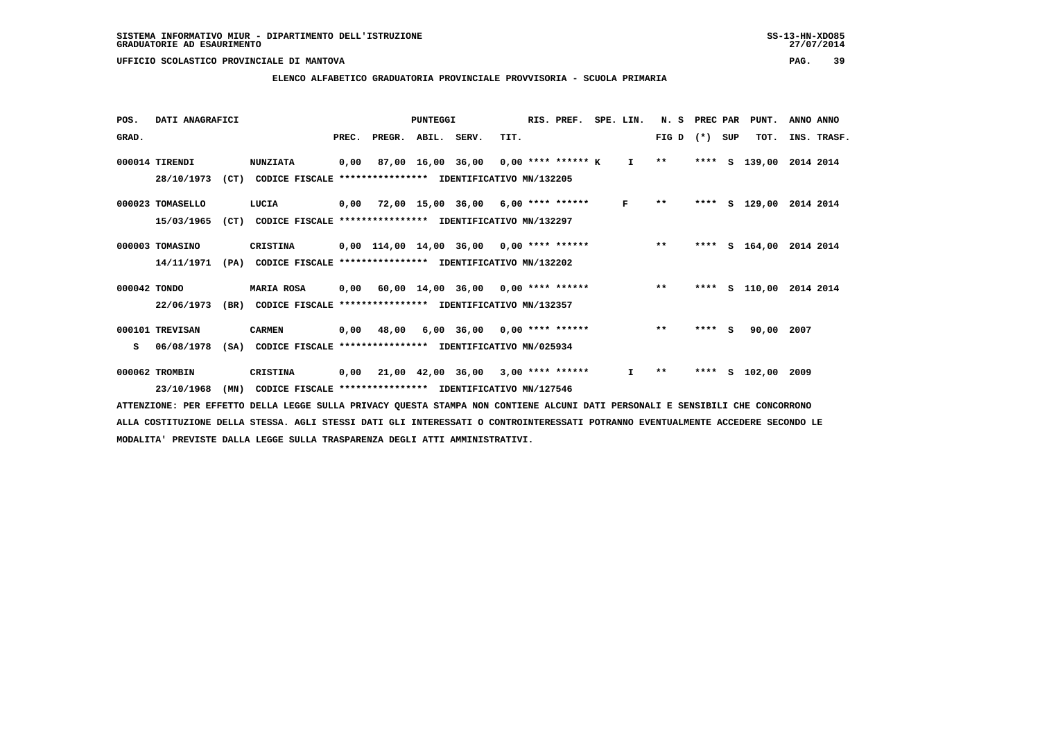SISTEMA INFORMATIVO MIUR - DIPARTIMENTO DELL'ISTRUZIONE
GRADUATORIE AD ESAURIMENTO

UFFICIO SCOLASTICO PROVINCIALE DI MANTOVA

**ELENCO ALFABETICO GRADUATORIA PROVINCIALE PROVVISORIA - SCUOLA PRIMARIA**

| POS. GRAD. | DATI ANAGRAFICI | | PUNTEGGI PREC. | PREGR. | ABIL. | SERV. | TIT. | RIS. PREF. | SPE. LIN. | N. S FIG D | PREC PAR (*) | SUP | PUNT. TOT. | ANNO ANNO INS. TRASF. |
|---|---|---|---|---|---|---|---|---|---|---|---|---|---|---|
| 000014 | TIRENDI 28/10/1973 (CT) CODICE FISCALE **************** IDENTIFICATIVO MN/132205 | NUNZIATA | 0,00 | 87,00 | 16,00 | 36,00 | 0,00 | **** ****** K | I | ** | **** | S | 139,00 | 2014 2014 |
| 000023 | TOMASELLO 15/03/1965 (CT) CODICE FISCALE **************** IDENTIFICATIVO MN/132297 | LUCIA | 0,00 | 72,00 | 15,00 | 36,00 | 6,00 | **** ****** | F | ** | **** | S | 129,00 | 2014 2014 |
| 000003 | TOMASINO 14/11/1971 (PA) CODICE FISCALE **************** IDENTIFICATIVO MN/132202 | CRISTINA | 0,00 | 114,00 | 14,00 | 36,00 | 0,00 | **** ****** | | ** | **** | S | 164,00 | 2014 2014 |
| 000042 | TONDO 22/06/1973 (BR) CODICE FISCALE **************** IDENTIFICATIVO MN/132357 | MARIA ROSA | 0,00 | 60,00 | 14,00 | 36,00 | 0,00 | **** ****** | | ** | **** | S | 110,00 | 2014 2014 |
| 000101 S | TREVISAN 06/08/1978 (SA) CODICE FISCALE **************** IDENTIFICATIVO MN/025934 | CARMEN | 0,00 | 48,00 | 6,00 | 36,00 | 0,00 | **** ****** | | ** | **** | S | 90,00 | 2007 |
| 000062 | TROMBIN 23/10/1968 (MN) CODICE FISCALE **************** IDENTIFICATIVO MN/127546 | CRISTINA | 0,00 | 21,00 | 42,00 | 36,00 | 3,00 | **** ****** | I | ** | **** | S | 102,00 | 2009 |

ATTENZIONE: PER EFFETTO DELLA LEGGE SULLA PRIVACY QUESTA STAMPA NON CONTIENE ALCUNI DATI PERSONALI E SENSIBILI CHE CONCORRONO ALLA COSTITUZIONE DELLA STESSA. AGLI STESSI DATI GLI INTERESSATI O CONTROINTERESSATI POTRANNO EVENTUALMENTE ACCEDERE SECONDO LE MODALITA' PREVISTE DALLA LEGGE SULLA TRASPARENZA DEGLI ATTI AMMINISTRATIVI.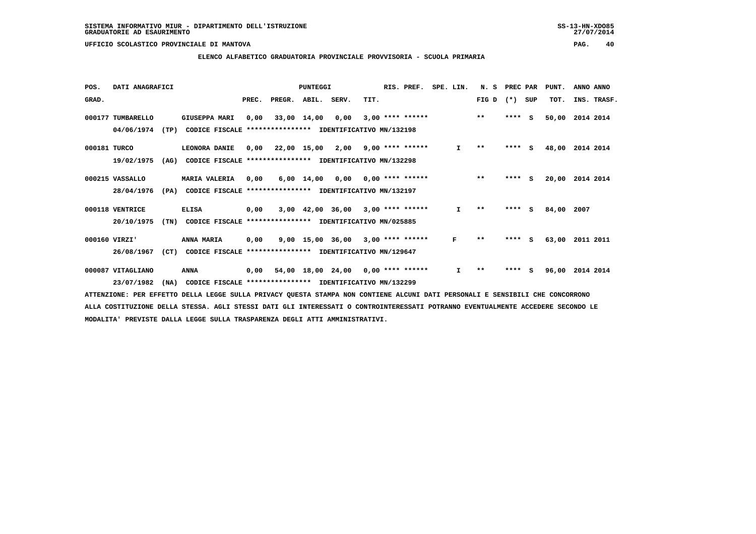SISTEMA INFORMATIVO MIUR - DIPARTIMENTO DELL'ISTRUZIONE
GRADUATORIE AD ESAURIMENTO

UFFICIO SCOLASTICO PROVINCIALE DI MANTOVA

ELENCO ALFABETICO GRADUATORIA PROVINCIALE PROVVISORIA - SCUOLA PRIMARIA

| POS. GRAD. | DATI ANAGRAFICI | | | PREC. | PREGR. | ABIL. | SERV. | TIT. | RIS. PREF. | SPE. LIN. | N. S FIG D | PREC PAR (*) SUP | PUNT. TOT. | ANNO ANNO INS. TRASF. |
|---|---|---|---|---|---|---|---|---|---|---|---|---|---|---|
| 000177 | TUMBARELLO | GIUSEPPA MARI | | 0,00 | 33,00 | 14,00 | 0,00 | 3,00 | **** ****** | | ** | **** S | 50,00 | 2014 2014 |
| | 04/06/1974 (TP) | CODICE FISCALE **************** | IDENTIFICATIVO MN/132198 | | | | | | | | | | | |
| 000181 | TURCO | LEONORA DANIE | | 0,00 | 22,00 | 15,00 | 2,00 | 9,00 | **** ****** | I | ** | **** S | 48,00 | 2014 2014 |
| | 19/02/1975 (AG) | CODICE FISCALE **************** | IDENTIFICATIVO MN/132298 | | | | | | | | | | | |
| 000215 | VASSALLO | MARIA VALERIA | | 0,00 | 6,00 | 14,00 | 0,00 | 0,00 | **** ****** | | ** | **** S | 20,00 | 2014 2014 |
| | 28/04/1976 (PA) | CODICE FISCALE **************** | IDENTIFICATIVO MN/132197 | | | | | | | | | | | |
| 000118 | VENTRICE | ELISA | | 0,00 | 3,00 | 42,00 | 36,00 | 3,00 | **** ****** | I | ** | **** S | 84,00 | 2007 |
| | 20/10/1975 (TN) | CODICE FISCALE **************** | IDENTIFICATIVO MN/025885 | | | | | | | | | | | |
| 000160 | VIRZI' | ANNA MARIA | | 0,00 | 9,00 | 15,00 | 36,00 | 3,00 | **** ****** | F | ** | **** S | 63,00 | 2011 2011 |
| | 26/08/1967 (CT) | CODICE FISCALE **************** | IDENTIFICATIVO MN/129647 | | | | | | | | | | | |
| 000087 | VITAGLIANO | ANNA | | 0,00 | 54,00 | 18,00 | 24,00 | 0,00 | **** ****** | I | ** | **** S | 96,00 | 2014 2014 |
| | 23/07/1982 (NA) | CODICE FISCALE **************** | IDENTIFICATIVO MN/132299 | | | | | | | | | | | |

ATTENZIONE: PER EFFETTO DELLA LEGGE SULLA PRIVACY QUESTA STAMPA NON CONTIENE ALCUNI DATI PERSONALI E SENSIBILI CHE CONCORRONO ALLA COSTITUZIONE DELLA STESSA. AGLI STESSI DATI GLI INTERESSATI O CONTROINTERESSATI POTRANNO EVENTUALMENTE ACCEDERE SECONDO LE MODALITA' PREVISTE DALLA LEGGE SULLA TRASPARENZA DEGLI ATTI AMMINISTRATIVI.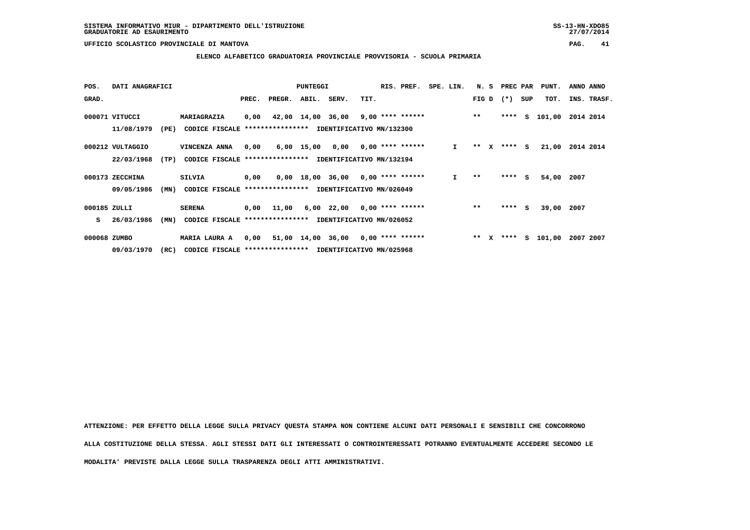SISTEMA INFORMATIVO MIUR - DIPARTIMENTO DELL'ISTRUZIONE
GRADUATORIE AD ESAURIMENTO

UFFICIO SCOLASTICO PROVINCIALE DI MANTOVA

## ELENCO ALFABETICO GRADUATORIA PROVINCIALE PROVVISORIA - SCUOLA PRIMARIA

| POS. GRAD. | DATI ANAGRAFICI | | PREC. | PREGR. | ABIL. | SERV. | TIT. | RIS. PREF. | SPE. LIN. | N. S FIG D | PREC PAR (*) SUP | PUNT. TOT. | ANNO INS. | ANNO TRASF. |
|---|---|---|---|---|---|---|---|---|---|---|---|---|---|---|
| 000071 | VITUCCI 11/08/1979 (PE) | MARIAGRAZIA CODICE FISCALE **************** IDENTIFICATIVO MN/132300 | 0,00 | 42,00 | 14,00 | 36,00 | 9,00 | **** ****** | | ** | **** S | 101,00 | 2014 | 2014 |
| 000212 | VULTAGGIO 22/03/1968 (TP) | VINCENZA ANNA CODICE FISCALE **************** IDENTIFICATIVO MN/132194 | 0,00 | 6,00 | 15,00 | 0,00 | 0,00 | **** ****** | I | ** X | **** S | 21,00 | 2014 | 2014 |
| 000173 | ZECCHINA 09/05/1986 (MN) | SILVIA CODICE FISCALE **************** IDENTIFICATIVO MN/026049 | 0,00 | 0,00 | 18,00 | 36,00 | 0,00 | **** ****** | I | ** | **** S | 54,00 | 2007 | |
| 000185 S | ZULLI 26/03/1986 (MN) | SERENA CODICE FISCALE **************** IDENTIFICATIVO MN/026052 | 0,00 | 11,00 | 6,00 | 22,00 | 0,00 | **** ****** | | ** | **** S | 39,00 | 2007 | |
| 000068 | ZUMBO 09/03/1970 (RC) | MARIA LAURA A CODICE FISCALE **************** IDENTIFICATIVO MN/025968 | 0,00 | 51,00 | 14,00 | 36,00 | 0,00 | **** ****** | | ** X | **** S | 101,00 | 2007 | 2007 |

ATTENZIONE: PER EFFETTO DELLA LEGGE SULLA PRIVACY QUESTA STAMPA NON CONTIENE ALCUNI DATI PERSONALI E SENSIBILI CHE CONCORRONO ALLA COSTITUZIONE DELLA STESSA. AGLI STESSI DATI GLI INTERESSATI O CONTROINTERESSATI POTRANNO EVENTUALMENTE ACCEDERE SECONDO LE MODALITA' PREVISTE DALLA LEGGE SULLA TRASPARENZA DEGLI ATTI AMMINISTRATIVI.